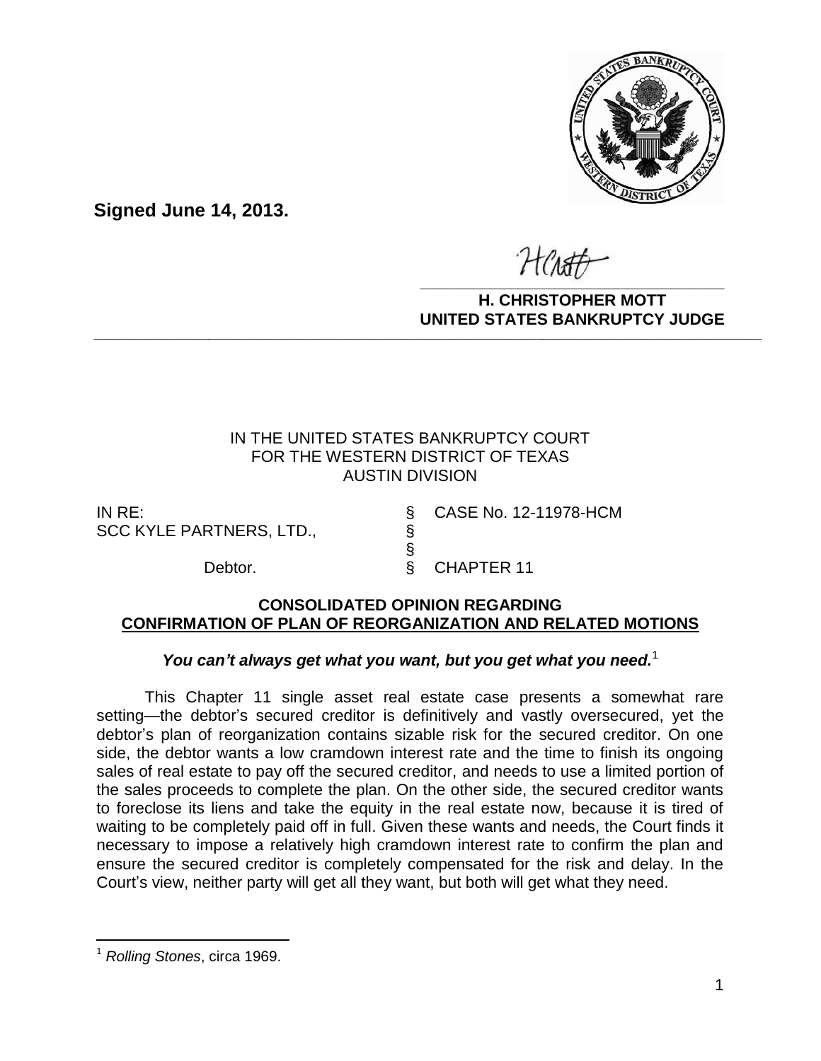**Signed June 14, 2013.**

**H. CHRISTOPHER MOTT**
**UNITED STATES BANKRUPTCY JUDGE**

IN THE UNITED STATES BANKRUPTCY COURT
FOR THE WESTERN DISTRICT OF TEXAS
AUSTIN DIVISION

| | | |
|---|---|---|
| IN RE: | § | CASE No. 12-11978-HCM |
| SCC KYLE PARTNERS, LTD., | § | |
| | § | |
| Debtor. | § | CHAPTER 11 |

**CONSOLIDATED OPINION REGARDING**
**CONFIRMATION OF PLAN OF REORGANIZATION AND RELATED MOTIONS**

***You can't always get what you want, but you get what you need.***[1]

This Chapter 11 single asset real estate case presents a somewhat rare setting—the debtor's secured creditor is definitively and vastly oversecured, yet the debtor's plan of reorganization contains sizable risk for the secured creditor. On one side, the debtor wants a low cramdown interest rate and the time to finish its ongoing sales of real estate to pay off the secured creditor, and needs to use a limited portion of the sales proceeds to complete the plan. On the other side, the secured creditor wants to foreclose its liens and take the equity in the real estate now, because it is tired of waiting to be completely paid off in full. Given these wants and needs, the Court finds it necessary to impose a relatively high cramdown interest rate to confirm the plan and ensure the secured creditor is completely compensated for the risk and delay. In the Court's view, neither party will get all they want, but both will get what they need.

[1] *Rolling Stones*, circa 1969.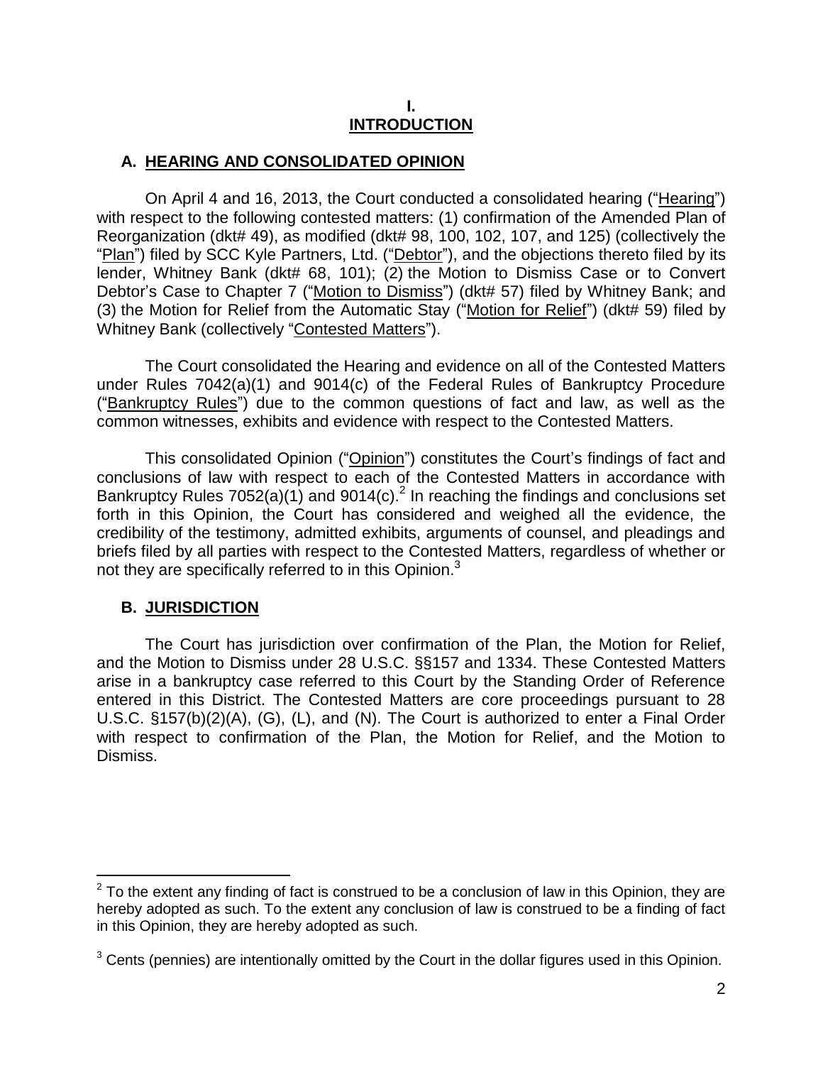# I.
# INTRODUCTION

## A. HEARING AND CONSOLIDATED OPINION

On April 4 and 16, 2013, the Court conducted a consolidated hearing ("Hearing") with respect to the following contested matters: (1) confirmation of the Amended Plan of Reorganization (dkt# 49), as modified (dkt# 98, 100, 102, 107, and 125) (collectively the "Plan") filed by SCC Kyle Partners, Ltd. ("Debtor"), and the objections thereto filed by its lender, Whitney Bank (dkt# 68, 101); (2) the Motion to Dismiss Case or to Convert Debtor's Case to Chapter 7 ("Motion to Dismiss") (dkt# 57) filed by Whitney Bank; and (3) the Motion for Relief from the Automatic Stay ("Motion for Relief") (dkt# 59) filed by Whitney Bank (collectively "Contested Matters").

The Court consolidated the Hearing and evidence on all of the Contested Matters under Rules 7042(a)(1) and 9014(c) of the Federal Rules of Bankruptcy Procedure ("Bankruptcy Rules") due to the common questions of fact and law, as well as the common witnesses, exhibits and evidence with respect to the Contested Matters.

This consolidated Opinion ("Opinion") constitutes the Court's findings of fact and conclusions of law with respect to each of the Contested Matters in accordance with Bankruptcy Rules 7052(a)(1) and 9014(c).[2] In reaching the findings and conclusions set forth in this Opinion, the Court has considered and weighed all the evidence, the credibility of the testimony, admitted exhibits, arguments of counsel, and pleadings and briefs filed by all parties with respect to the Contested Matters, regardless of whether or not they are specifically referred to in this Opinion.[3]

## B. JURISDICTION

The Court has jurisdiction over confirmation of the Plan, the Motion for Relief, and the Motion to Dismiss under 28 U.S.C. §§157 and 1334. These Contested Matters arise in a bankruptcy case referred to this Court by the Standing Order of Reference entered in this District. The Contested Matters are core proceedings pursuant to 28 U.S.C. §157(b)(2)(A), (G), (L), and (N). The Court is authorized to enter a Final Order with respect to confirmation of the Plan, the Motion for Relief, and the Motion to Dismiss.

---

[2] To the extent any finding of fact is construed to be a conclusion of law in this Opinion, they are hereby adopted as such. To the extent any conclusion of law is construed to be a finding of fact in this Opinion, they are hereby adopted as such.

[3] Cents (pennies) are intentionally omitted by the Court in the dollar figures used in this Opinion.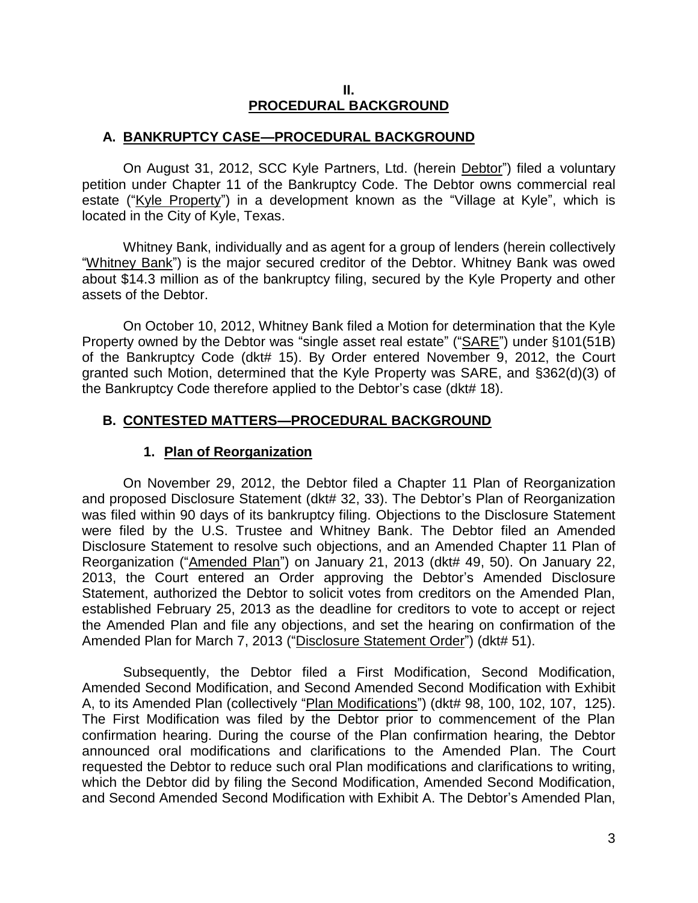## II.
## PROCEDURAL BACKGROUND

### A. BANKRUPTCY CASE—PROCEDURAL BACKGROUND

On August 31, 2012, SCC Kyle Partners, Ltd. (herein Debtor") filed a voluntary petition under Chapter 11 of the Bankruptcy Code. The Debtor owns commercial real estate ("Kyle Property") in a development known as the "Village at Kyle", which is located in the City of Kyle, Texas.

Whitney Bank, individually and as agent for a group of lenders (herein collectively "Whitney Bank") is the major secured creditor of the Debtor. Whitney Bank was owed about $14.3 million as of the bankruptcy filing, secured by the Kyle Property and other assets of the Debtor.

On October 10, 2012, Whitney Bank filed a Motion for determination that the Kyle Property owned by the Debtor was "single asset real estate" ("SARE") under §101(51B) of the Bankruptcy Code (dkt# 15). By Order entered November 9, 2012, the Court granted such Motion, determined that the Kyle Property was SARE, and §362(d)(3) of the Bankruptcy Code therefore applied to the Debtor's case (dkt# 18).

### B. CONTESTED MATTERS—PROCEDURAL BACKGROUND

#### 1. Plan of Reorganization

On November 29, 2012, the Debtor filed a Chapter 11 Plan of Reorganization and proposed Disclosure Statement (dkt# 32, 33). The Debtor's Plan of Reorganization was filed within 90 days of its bankruptcy filing. Objections to the Disclosure Statement were filed by the U.S. Trustee and Whitney Bank. The Debtor filed an Amended Disclosure Statement to resolve such objections, and an Amended Chapter 11 Plan of Reorganization ("Amended Plan") on January 21, 2013 (dkt# 49, 50). On January 22, 2013, the Court entered an Order approving the Debtor's Amended Disclosure Statement, authorized the Debtor to solicit votes from creditors on the Amended Plan, established February 25, 2013 as the deadline for creditors to vote to accept or reject the Amended Plan and file any objections, and set the hearing on confirmation of the Amended Plan for March 7, 2013 ("Disclosure Statement Order") (dkt# 51).

Subsequently, the Debtor filed a First Modification, Second Modification, Amended Second Modification, and Second Amended Second Modification with Exhibit A, to its Amended Plan (collectively "Plan Modifications") (dkt# 98, 100, 102, 107, 125). The First Modification was filed by the Debtor prior to commencement of the Plan confirmation hearing. During the course of the Plan confirmation hearing, the Debtor announced oral modifications and clarifications to the Amended Plan. The Court requested the Debtor to reduce such oral Plan modifications and clarifications to writing, which the Debtor did by filing the Second Modification, Amended Second Modification, and Second Amended Second Modification with Exhibit A. The Debtor's Amended Plan,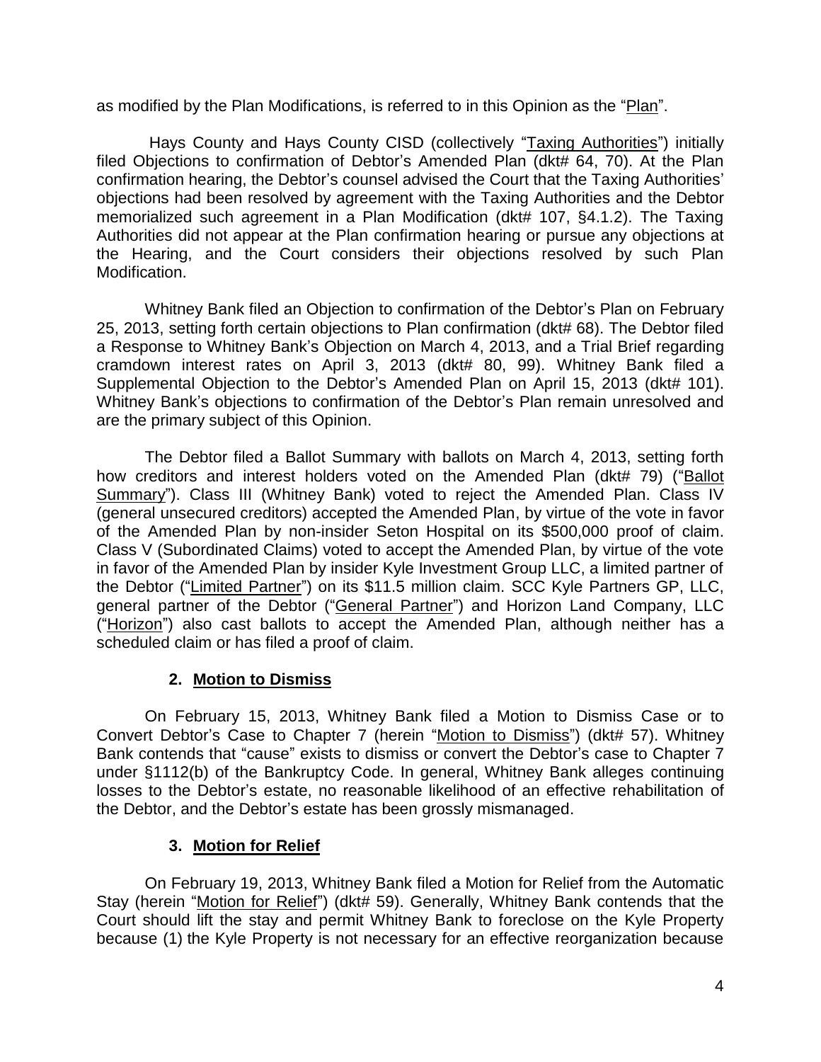as modified by the Plan Modifications, is referred to in this Opinion as the "Plan".

Hays County and Hays County CISD (collectively "Taxing Authorities") initially filed Objections to confirmation of Debtor's Amended Plan (dkt# 64, 70). At the Plan confirmation hearing, the Debtor's counsel advised the Court that the Taxing Authorities' objections had been resolved by agreement with the Taxing Authorities and the Debtor memorialized such agreement in a Plan Modification (dkt# 107, §4.1.2). The Taxing Authorities did not appear at the Plan confirmation hearing or pursue any objections at the Hearing, and the Court considers their objections resolved by such Plan Modification.

Whitney Bank filed an Objection to confirmation of the Debtor's Plan on February 25, 2013, setting forth certain objections to Plan confirmation (dkt# 68). The Debtor filed a Response to Whitney Bank's Objection on March 4, 2013, and a Trial Brief regarding cramdown interest rates on April 3, 2013 (dkt# 80, 99). Whitney Bank filed a Supplemental Objection to the Debtor's Amended Plan on April 15, 2013 (dkt# 101). Whitney Bank's objections to confirmation of the Debtor's Plan remain unresolved and are the primary subject of this Opinion.

The Debtor filed a Ballot Summary with ballots on March 4, 2013, setting forth how creditors and interest holders voted on the Amended Plan (dkt# 79) ("Ballot Summary"). Class III (Whitney Bank) voted to reject the Amended Plan. Class IV (general unsecured creditors) accepted the Amended Plan, by virtue of the vote in favor of the Amended Plan by non-insider Seton Hospital on its $500,000 proof of claim. Class V (Subordinated Claims) voted to accept the Amended Plan, by virtue of the vote in favor of the Amended Plan by insider Kyle Investment Group LLC, a limited partner of the Debtor ("Limited Partner") on its $11.5 million claim. SCC Kyle Partners GP, LLC, general partner of the Debtor ("General Partner") and Horizon Land Company, LLC ("Horizon") also cast ballots to accept the Amended Plan, although neither has a scheduled claim or has filed a proof of claim.

### 2. Motion to Dismiss

On February 15, 2013, Whitney Bank filed a Motion to Dismiss Case or to Convert Debtor's Case to Chapter 7 (herein "Motion to Dismiss") (dkt# 57). Whitney Bank contends that "cause" exists to dismiss or convert the Debtor's case to Chapter 7 under §1112(b) of the Bankruptcy Code. In general, Whitney Bank alleges continuing losses to the Debtor's estate, no reasonable likelihood of an effective rehabilitation of the Debtor, and the Debtor's estate has been grossly mismanaged.

### 3. Motion for Relief

On February 19, 2013, Whitney Bank filed a Motion for Relief from the Automatic Stay (herein "Motion for Relief") (dkt# 59). Generally, Whitney Bank contends that the Court should lift the stay and permit Whitney Bank to foreclose on the Kyle Property because (1) the Kyle Property is not necessary for an effective reorganization because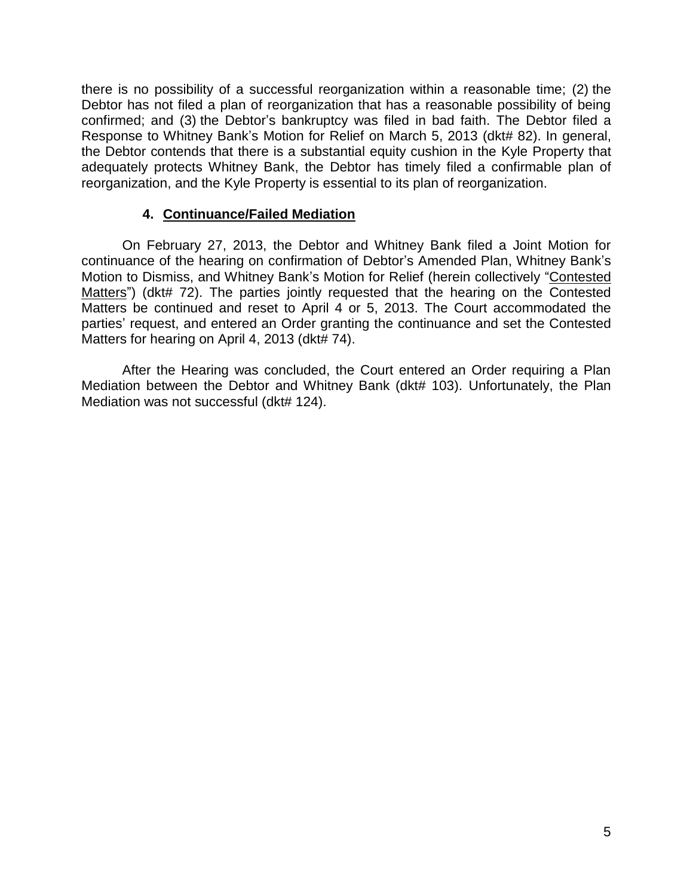there is no possibility of a successful reorganization within a reasonable time; (2) the Debtor has not filed a plan of reorganization that has a reasonable possibility of being confirmed; and (3) the Debtor's bankruptcy was filed in bad faith. The Debtor filed a Response to Whitney Bank's Motion for Relief on March 5, 2013 (dkt# 82). In general, the Debtor contends that there is a substantial equity cushion in the Kyle Property that adequately protects Whitney Bank, the Debtor has timely filed a confirmable plan of reorganization, and the Kyle Property is essential to its plan of reorganization.

### 4. Continuance/Failed Mediation

On February 27, 2013, the Debtor and Whitney Bank filed a Joint Motion for continuance of the hearing on confirmation of Debtor's Amended Plan, Whitney Bank's Motion to Dismiss, and Whitney Bank's Motion for Relief (herein collectively "Contested Matters") (dkt# 72). The parties jointly requested that the hearing on the Contested Matters be continued and reset to April 4 or 5, 2013. The Court accommodated the parties' request, and entered an Order granting the continuance and set the Contested Matters for hearing on April 4, 2013 (dkt# 74).

After the Hearing was concluded, the Court entered an Order requiring a Plan Mediation between the Debtor and Whitney Bank (dkt# 103). Unfortunately, the Plan Mediation was not successful (dkt# 124).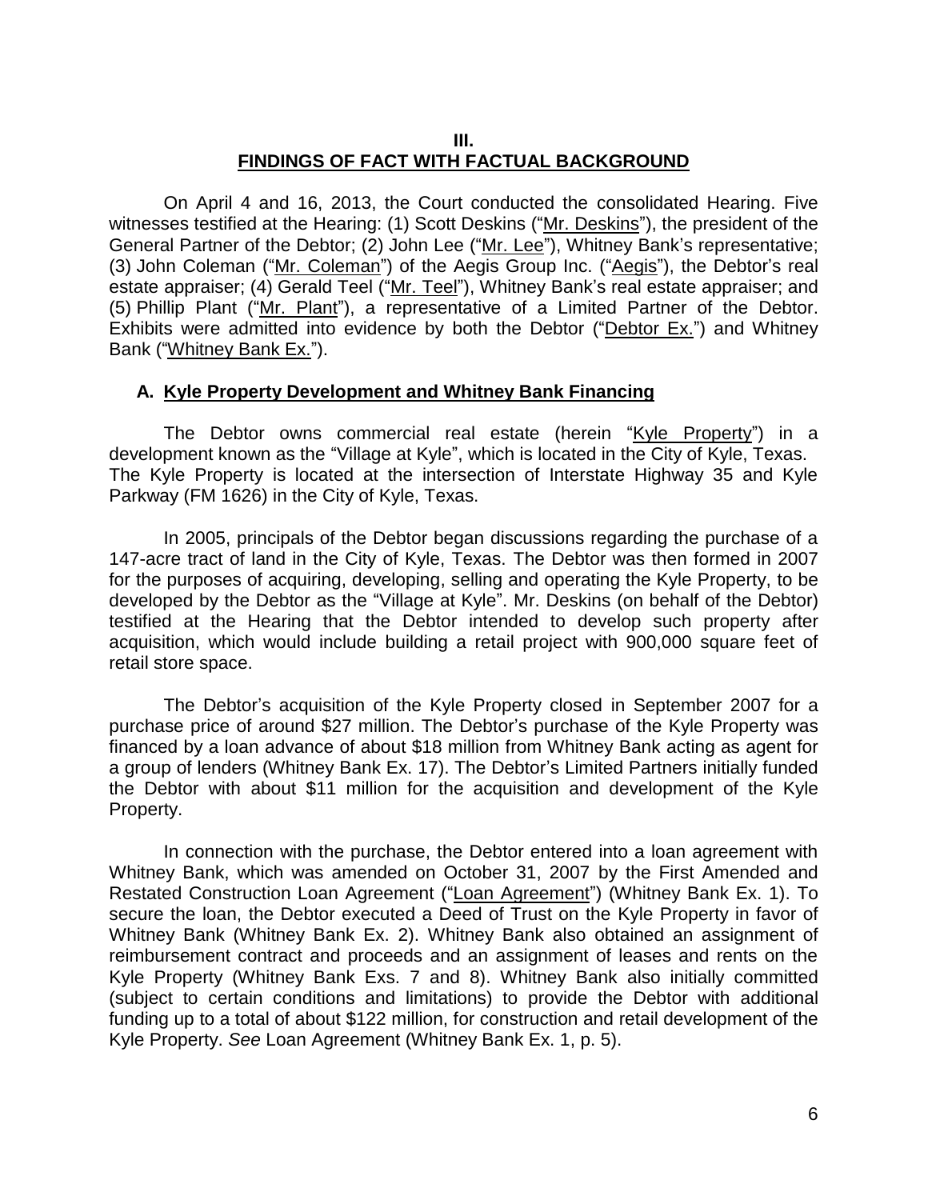# III.
# FINDINGS OF FACT WITH FACTUAL BACKGROUND

On April 4 and 16, 2013, the Court conducted the consolidated Hearing. Five witnesses testified at the Hearing: (1) Scott Deskins ("Mr. Deskins"), the president of the General Partner of the Debtor; (2) John Lee ("Mr. Lee"), Whitney Bank's representative; (3) John Coleman ("Mr. Coleman") of the Aegis Group Inc. ("Aegis"), the Debtor's real estate appraiser; (4) Gerald Teel ("Mr. Teel"), Whitney Bank's real estate appraiser; and (5) Phillip Plant ("Mr. Plant"), a representative of a Limited Partner of the Debtor. Exhibits were admitted into evidence by both the Debtor ("Debtor Ex.") and Whitney Bank ("Whitney Bank Ex.").

## A. Kyle Property Development and Whitney Bank Financing

The Debtor owns commercial real estate (herein "Kyle Property") in a development known as the "Village at Kyle", which is located in the City of Kyle, Texas. The Kyle Property is located at the intersection of Interstate Highway 35 and Kyle Parkway (FM 1626) in the City of Kyle, Texas.

In 2005, principals of the Debtor began discussions regarding the purchase of a 147-acre tract of land in the City of Kyle, Texas. The Debtor was then formed in 2007 for the purposes of acquiring, developing, selling and operating the Kyle Property, to be developed by the Debtor as the "Village at Kyle". Mr. Deskins (on behalf of the Debtor) testified at the Hearing that the Debtor intended to develop such property after acquisition, which would include building a retail project with 900,000 square feet of retail store space.

The Debtor's acquisition of the Kyle Property closed in September 2007 for a purchase price of around $27 million. The Debtor's purchase of the Kyle Property was financed by a loan advance of about $18 million from Whitney Bank acting as agent for a group of lenders (Whitney Bank Ex. 17). The Debtor's Limited Partners initially funded the Debtor with about $11 million for the acquisition and development of the Kyle Property.

In connection with the purchase, the Debtor entered into a loan agreement with Whitney Bank, which was amended on October 31, 2007 by the First Amended and Restated Construction Loan Agreement ("Loan Agreement") (Whitney Bank Ex. 1). To secure the loan, the Debtor executed a Deed of Trust on the Kyle Property in favor of Whitney Bank (Whitney Bank Ex. 2). Whitney Bank also obtained an assignment of reimbursement contract and proceeds and an assignment of leases and rents on the Kyle Property (Whitney Bank Exs. 7 and 8). Whitney Bank also initially committed (subject to certain conditions and limitations) to provide the Debtor with additional funding up to a total of about $122 million, for construction and retail development of the Kyle Property. *See* Loan Agreement (Whitney Bank Ex. 1, p. 5).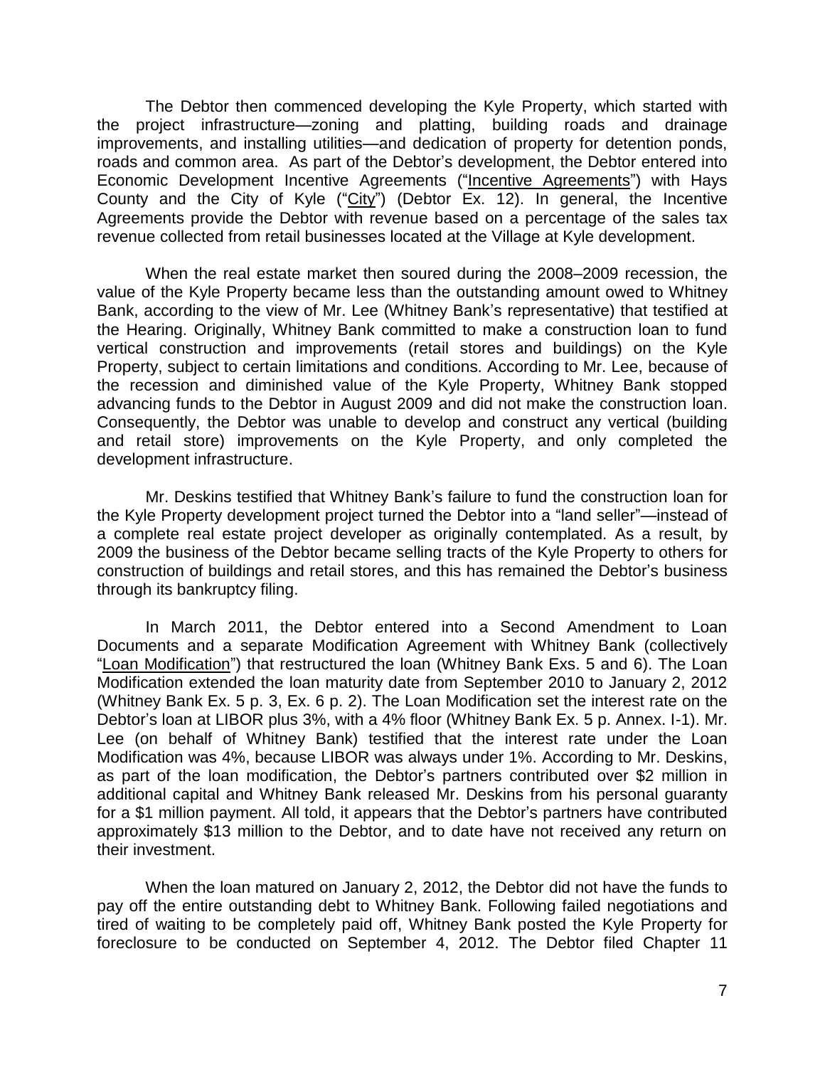The Debtor then commenced developing the Kyle Property, which started with the project infrastructure—zoning and platting, building roads and drainage improvements, and installing utilities—and dedication of property for detention ponds, roads and common area. As part of the Debtor's development, the Debtor entered into Economic Development Incentive Agreements ("Incentive Agreements") with Hays County and the City of Kyle ("City") (Debtor Ex. 12). In general, the Incentive Agreements provide the Debtor with revenue based on a percentage of the sales tax revenue collected from retail businesses located at the Village at Kyle development.

When the real estate market then soured during the 2008–2009 recession, the value of the Kyle Property became less than the outstanding amount owed to Whitney Bank, according to the view of Mr. Lee (Whitney Bank's representative) that testified at the Hearing. Originally, Whitney Bank committed to make a construction loan to fund vertical construction and improvements (retail stores and buildings) on the Kyle Property, subject to certain limitations and conditions. According to Mr. Lee, because of the recession and diminished value of the Kyle Property, Whitney Bank stopped advancing funds to the Debtor in August 2009 and did not make the construction loan. Consequently, the Debtor was unable to develop and construct any vertical (building and retail store) improvements on the Kyle Property, and only completed the development infrastructure.

Mr. Deskins testified that Whitney Bank's failure to fund the construction loan for the Kyle Property development project turned the Debtor into a "land seller"—instead of a complete real estate project developer as originally contemplated. As a result, by 2009 the business of the Debtor became selling tracts of the Kyle Property to others for construction of buildings and retail stores, and this has remained the Debtor's business through its bankruptcy filing.

In March 2011, the Debtor entered into a Second Amendment to Loan Documents and a separate Modification Agreement with Whitney Bank (collectively "Loan Modification") that restructured the loan (Whitney Bank Exs. 5 and 6). The Loan Modification extended the loan maturity date from September 2010 to January 2, 2012 (Whitney Bank Ex. 5 p. 3, Ex. 6 p. 2). The Loan Modification set the interest rate on the Debtor's loan at LIBOR plus 3%, with a 4% floor (Whitney Bank Ex. 5 p. Annex. I-1). Mr. Lee (on behalf of Whitney Bank) testified that the interest rate under the Loan Modification was 4%, because LIBOR was always under 1%. According to Mr. Deskins, as part of the loan modification, the Debtor's partners contributed over $2 million in additional capital and Whitney Bank released Mr. Deskins from his personal guaranty for a $1 million payment. All told, it appears that the Debtor's partners have contributed approximately $13 million to the Debtor, and to date have not received any return on their investment.

When the loan matured on January 2, 2012, the Debtor did not have the funds to pay off the entire outstanding debt to Whitney Bank. Following failed negotiations and tired of waiting to be completely paid off, Whitney Bank posted the Kyle Property for foreclosure to be conducted on September 4, 2012. The Debtor filed Chapter 11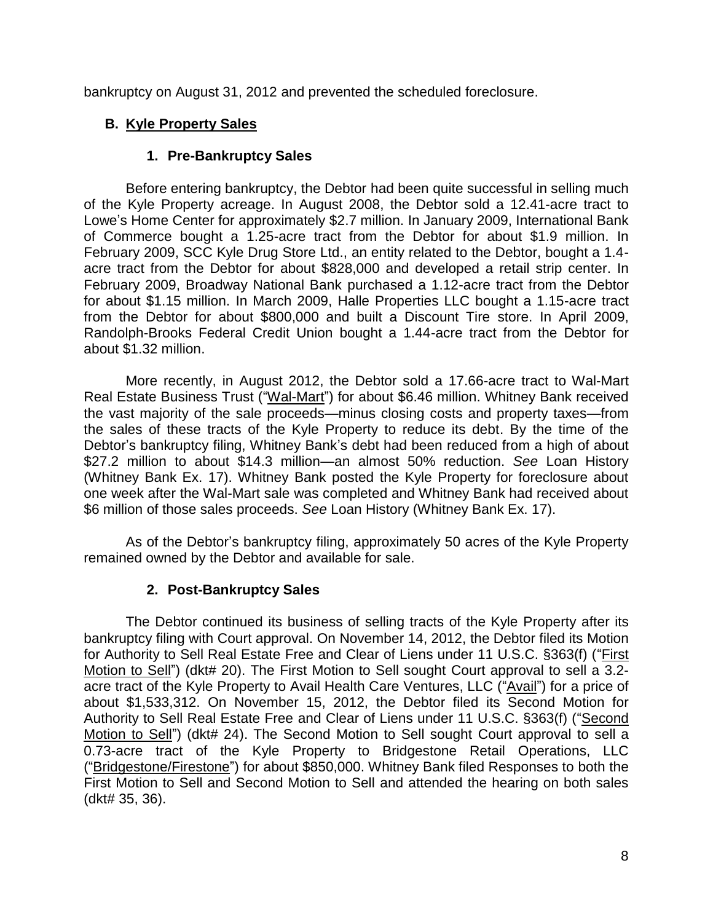bankruptcy on August 31, 2012 and prevented the scheduled foreclosure.

### B. Kyle Property Sales

#### 1. Pre-Bankruptcy Sales

Before entering bankruptcy, the Debtor had been quite successful in selling much of the Kyle Property acreage. In August 2008, the Debtor sold a 12.41-acre tract to Lowe's Home Center for approximately $2.7 million. In January 2009, International Bank of Commerce bought a 1.25-acre tract from the Debtor for about $1.9 million. In February 2009, SCC Kyle Drug Store Ltd., an entity related to the Debtor, bought a 1.4-acre tract from the Debtor for about $828,000 and developed a retail strip center. In February 2009, Broadway National Bank purchased a 1.12-acre tract from the Debtor for about $1.15 million. In March 2009, Halle Properties LLC bought a 1.15-acre tract from the Debtor for about $800,000 and built a Discount Tire store. In April 2009, Randolph-Brooks Federal Credit Union bought a 1.44-acre tract from the Debtor for about $1.32 million.

More recently, in August 2012, the Debtor sold a 17.66-acre tract to Wal-Mart Real Estate Business Trust ("Wal-Mart") for about $6.46 million. Whitney Bank received the vast majority of the sale proceeds—minus closing costs and property taxes—from the sales of these tracts of the Kyle Property to reduce its debt. By the time of the Debtor's bankruptcy filing, Whitney Bank's debt had been reduced from a high of about $27.2 million to about $14.3 million—an almost 50% reduction. *See* Loan History (Whitney Bank Ex. 17). Whitney Bank posted the Kyle Property for foreclosure about one week after the Wal-Mart sale was completed and Whitney Bank had received about $6 million of those sales proceeds. *See* Loan History (Whitney Bank Ex. 17).

As of the Debtor's bankruptcy filing, approximately 50 acres of the Kyle Property remained owned by the Debtor and available for sale.

#### 2. Post-Bankruptcy Sales

The Debtor continued its business of selling tracts of the Kyle Property after its bankruptcy filing with Court approval. On November 14, 2012, the Debtor filed its Motion for Authority to Sell Real Estate Free and Clear of Liens under 11 U.S.C. §363(f) ("First Motion to Sell") (dkt# 20). The First Motion to Sell sought Court approval to sell a 3.2-acre tract of the Kyle Property to Avail Health Care Ventures, LLC ("Avail") for a price of about $1,533,312. On November 15, 2012, the Debtor filed its Second Motion for Authority to Sell Real Estate Free and Clear of Liens under 11 U.S.C. §363(f) ("Second Motion to Sell") (dkt# 24). The Second Motion to Sell sought Court approval to sell a 0.73-acre tract of the Kyle Property to Bridgestone Retail Operations, LLC ("Bridgestone/Firestone") for about $850,000. Whitney Bank filed Responses to both the First Motion to Sell and Second Motion to Sell and attended the hearing on both sales (dkt# 35, 36).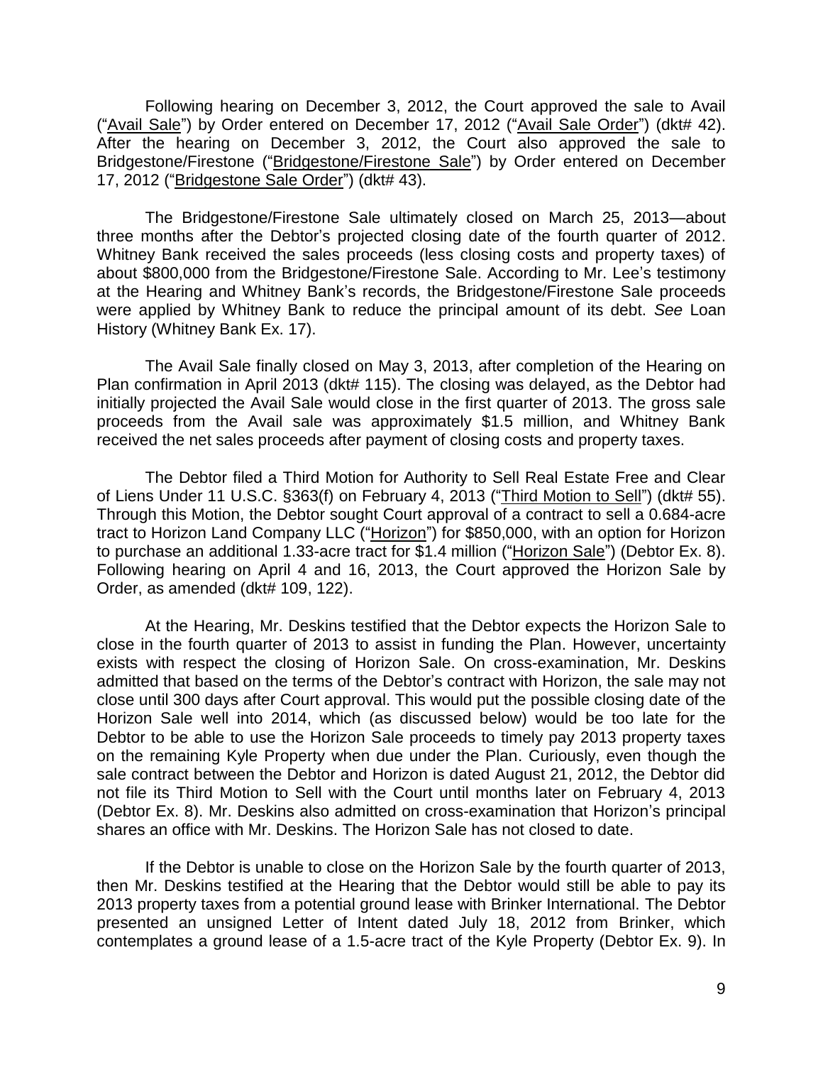Following hearing on December 3, 2012, the Court approved the sale to Avail ("Avail Sale") by Order entered on December 17, 2012 ("Avail Sale Order") (dkt# 42). After the hearing on December 3, 2012, the Court also approved the sale to Bridgestone/Firestone ("Bridgestone/Firestone Sale") by Order entered on December 17, 2012 ("Bridgestone Sale Order") (dkt# 43).

The Bridgestone/Firestone Sale ultimately closed on March 25, 2013—about three months after the Debtor's projected closing date of the fourth quarter of 2012. Whitney Bank received the sales proceeds (less closing costs and property taxes) of about $800,000 from the Bridgestone/Firestone Sale. According to Mr. Lee's testimony at the Hearing and Whitney Bank's records, the Bridgestone/Firestone Sale proceeds were applied by Whitney Bank to reduce the principal amount of its debt. *See* Loan History (Whitney Bank Ex. 17).

The Avail Sale finally closed on May 3, 2013, after completion of the Hearing on Plan confirmation in April 2013 (dkt# 115). The closing was delayed, as the Debtor had initially projected the Avail Sale would close in the first quarter of 2013. The gross sale proceeds from the Avail sale was approximately $1.5 million, and Whitney Bank received the net sales proceeds after payment of closing costs and property taxes.

The Debtor filed a Third Motion for Authority to Sell Real Estate Free and Clear of Liens Under 11 U.S.C. §363(f) on February 4, 2013 ("Third Motion to Sell") (dkt# 55). Through this Motion, the Debtor sought Court approval of a contract to sell a 0.684-acre tract to Horizon Land Company LLC ("Horizon") for $850,000, with an option for Horizon to purchase an additional 1.33-acre tract for $1.4 million ("Horizon Sale") (Debtor Ex. 8). Following hearing on April 4 and 16, 2013, the Court approved the Horizon Sale by Order, as amended (dkt# 109, 122).

At the Hearing, Mr. Deskins testified that the Debtor expects the Horizon Sale to close in the fourth quarter of 2013 to assist in funding the Plan. However, uncertainty exists with respect the closing of Horizon Sale. On cross-examination, Mr. Deskins admitted that based on the terms of the Debtor's contract with Horizon, the sale may not close until 300 days after Court approval. This would put the possible closing date of the Horizon Sale well into 2014, which (as discussed below) would be too late for the Debtor to be able to use the Horizon Sale proceeds to timely pay 2013 property taxes on the remaining Kyle Property when due under the Plan. Curiously, even though the sale contract between the Debtor and Horizon is dated August 21, 2012, the Debtor did not file its Third Motion to Sell with the Court until months later on February 4, 2013 (Debtor Ex. 8). Mr. Deskins also admitted on cross-examination that Horizon's principal shares an office with Mr. Deskins. The Horizon Sale has not closed to date.

If the Debtor is unable to close on the Horizon Sale by the fourth quarter of 2013, then Mr. Deskins testified at the Hearing that the Debtor would still be able to pay its 2013 property taxes from a potential ground lease with Brinker International. The Debtor presented an unsigned Letter of Intent dated July 18, 2012 from Brinker, which contemplates a ground lease of a 1.5-acre tract of the Kyle Property (Debtor Ex. 9). In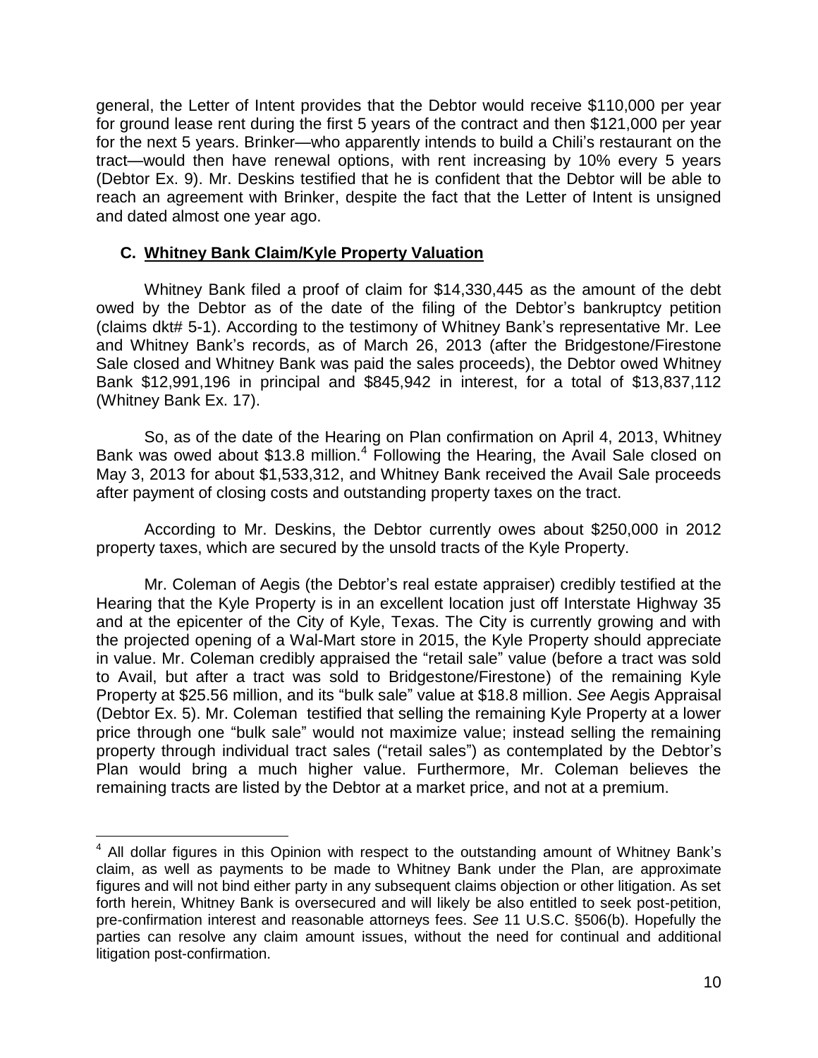general, the Letter of Intent provides that the Debtor would receive $110,000 per year for ground lease rent during the first 5 years of the contract and then $121,000 per year for the next 5 years. Brinker—who apparently intends to build a Chili's restaurant on the tract—would then have renewal options, with rent increasing by 10% every 5 years (Debtor Ex. 9). Mr. Deskins testified that he is confident that the Debtor will be able to reach an agreement with Brinker, despite the fact that the Letter of Intent is unsigned and dated almost one year ago.

### C. Whitney Bank Claim/Kyle Property Valuation

Whitney Bank filed a proof of claim for $14,330,445 as the amount of the debt owed by the Debtor as of the date of the filing of the Debtor's bankruptcy petition (claims dkt# 5-1). According to the testimony of Whitney Bank's representative Mr. Lee and Whitney Bank's records, as of March 26, 2013 (after the Bridgestone/Firestone Sale closed and Whitney Bank was paid the sales proceeds), the Debtor owed Whitney Bank $12,991,196 in principal and $845,942 in interest, for a total of $13,837,112 (Whitney Bank Ex. 17).

So, as of the date of the Hearing on Plan confirmation on April 4, 2013, Whitney Bank was owed about $13.8 million.[4] Following the Hearing, the Avail Sale closed on May 3, 2013 for about $1,533,312, and Whitney Bank received the Avail Sale proceeds after payment of closing costs and outstanding property taxes on the tract.

According to Mr. Deskins, the Debtor currently owes about $250,000 in 2012 property taxes, which are secured by the unsold tracts of the Kyle Property.

Mr. Coleman of Aegis (the Debtor's real estate appraiser) credibly testified at the Hearing that the Kyle Property is in an excellent location just off Interstate Highway 35 and at the epicenter of the City of Kyle, Texas. The City is currently growing and with the projected opening of a Wal-Mart store in 2015, the Kyle Property should appreciate in value. Mr. Coleman credibly appraised the "retail sale" value (before a tract was sold to Avail, but after a tract was sold to Bridgestone/Firestone) of the remaining Kyle Property at $25.56 million, and its "bulk sale" value at $18.8 million. *See* Aegis Appraisal (Debtor Ex. 5). Mr. Coleman testified that selling the remaining Kyle Property at a lower price through one "bulk sale" would not maximize value; instead selling the remaining property through individual tract sales ("retail sales") as contemplated by the Debtor's Plan would bring a much higher value. Furthermore, Mr. Coleman believes the remaining tracts are listed by the Debtor at a market price, and not at a premium.

[4] All dollar figures in this Opinion with respect to the outstanding amount of Whitney Bank's claim, as well as payments to be made to Whitney Bank under the Plan, are approximate figures and will not bind either party in any subsequent claims objection or other litigation. As set forth herein, Whitney Bank is oversecured and will likely be also entitled to seek post-petition, pre-confirmation interest and reasonable attorneys fees. *See* 11 U.S.C. §506(b). Hopefully the parties can resolve any claim amount issues, without the need for continual and additional litigation post-confirmation.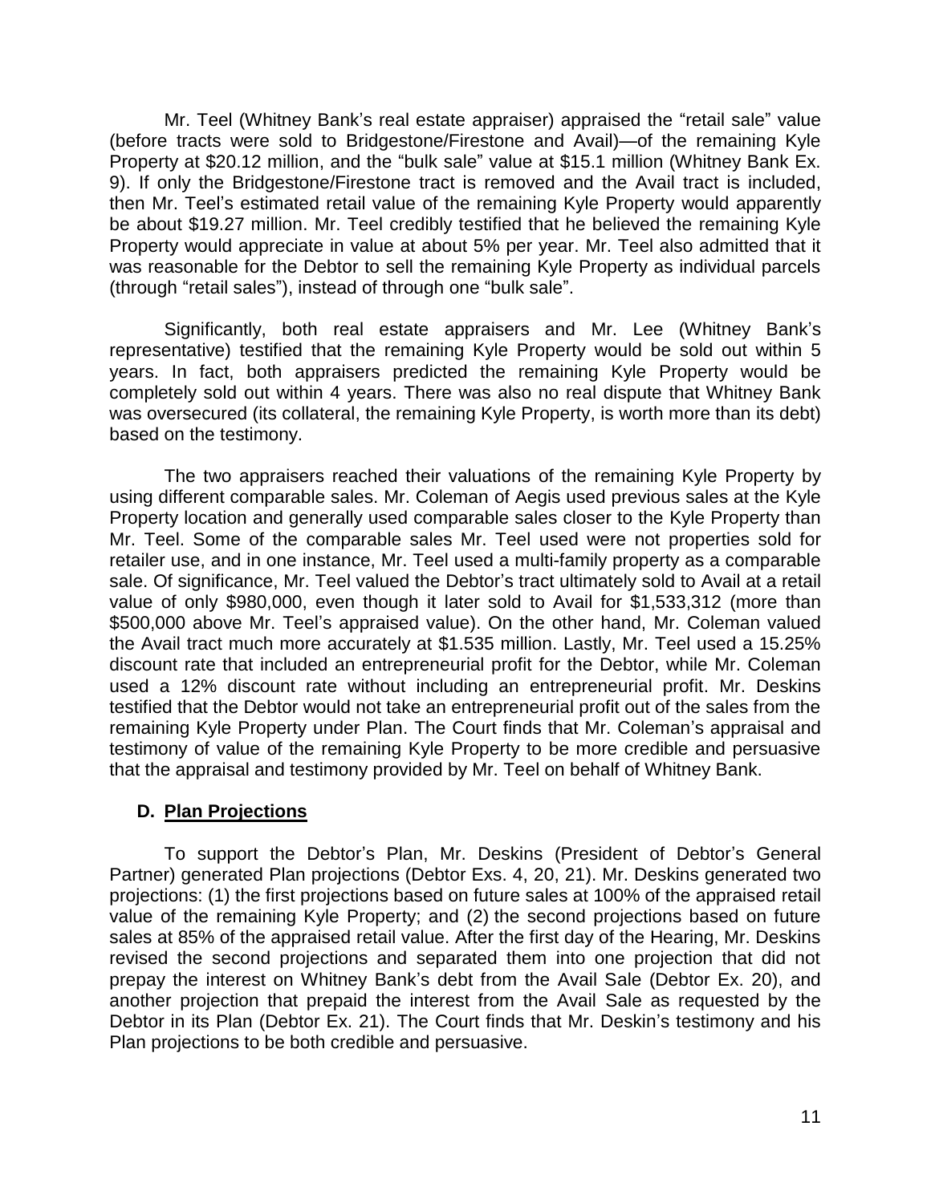Mr. Teel (Whitney Bank's real estate appraiser) appraised the "retail sale" value (before tracts were sold to Bridgestone/Firestone and Avail)—of the remaining Kyle Property at \$20.12 million, and the "bulk sale" value at \$15.1 million (Whitney Bank Ex. 9). If only the Bridgestone/Firestone tract is removed and the Avail tract is included, then Mr. Teel's estimated retail value of the remaining Kyle Property would apparently be about \$19.27 million. Mr. Teel credibly testified that he believed the remaining Kyle Property would appreciate in value at about 5% per year. Mr. Teel also admitted that it was reasonable for the Debtor to sell the remaining Kyle Property as individual parcels (through "retail sales"), instead of through one "bulk sale".

Significantly, both real estate appraisers and Mr. Lee (Whitney Bank's representative) testified that the remaining Kyle Property would be sold out within 5 years. In fact, both appraisers predicted the remaining Kyle Property would be completely sold out within 4 years. There was also no real dispute that Whitney Bank was oversecured (its collateral, the remaining Kyle Property, is worth more than its debt) based on the testimony.

The two appraisers reached their valuations of the remaining Kyle Property by using different comparable sales. Mr. Coleman of Aegis used previous sales at the Kyle Property location and generally used comparable sales closer to the Kyle Property than Mr. Teel. Some of the comparable sales Mr. Teel used were not properties sold for retailer use, and in one instance, Mr. Teel used a multi-family property as a comparable sale. Of significance, Mr. Teel valued the Debtor's tract ultimately sold to Avail at a retail value of only \$980,000, even though it later sold to Avail for \$1,533,312 (more than \$500,000 above Mr. Teel's appraised value). On the other hand, Mr. Coleman valued the Avail tract much more accurately at \$1.535 million. Lastly, Mr. Teel used a 15.25% discount rate that included an entrepreneurial profit for the Debtor, while Mr. Coleman used a 12% discount rate without including an entrepreneurial profit. Mr. Deskins testified that the Debtor would not take an entrepreneurial profit out of the sales from the remaining Kyle Property under Plan. The Court finds that Mr. Coleman's appraisal and testimony of value of the remaining Kyle Property to be more credible and persuasive that the appraisal and testimony provided by Mr. Teel on behalf of Whitney Bank.

### D. Plan Projections

To support the Debtor's Plan, Mr. Deskins (President of Debtor's General Partner) generated Plan projections (Debtor Exs. 4, 20, 21). Mr. Deskins generated two projections: (1) the first projections based on future sales at 100% of the appraised retail value of the remaining Kyle Property; and (2) the second projections based on future sales at 85% of the appraised retail value. After the first day of the Hearing, Mr. Deskins revised the second projections and separated them into one projection that did not prepay the interest on Whitney Bank's debt from the Avail Sale (Debtor Ex. 20), and another projection that prepaid the interest from the Avail Sale as requested by the Debtor in its Plan (Debtor Ex. 21). The Court finds that Mr. Deskin's testimony and his Plan projections to be both credible and persuasive.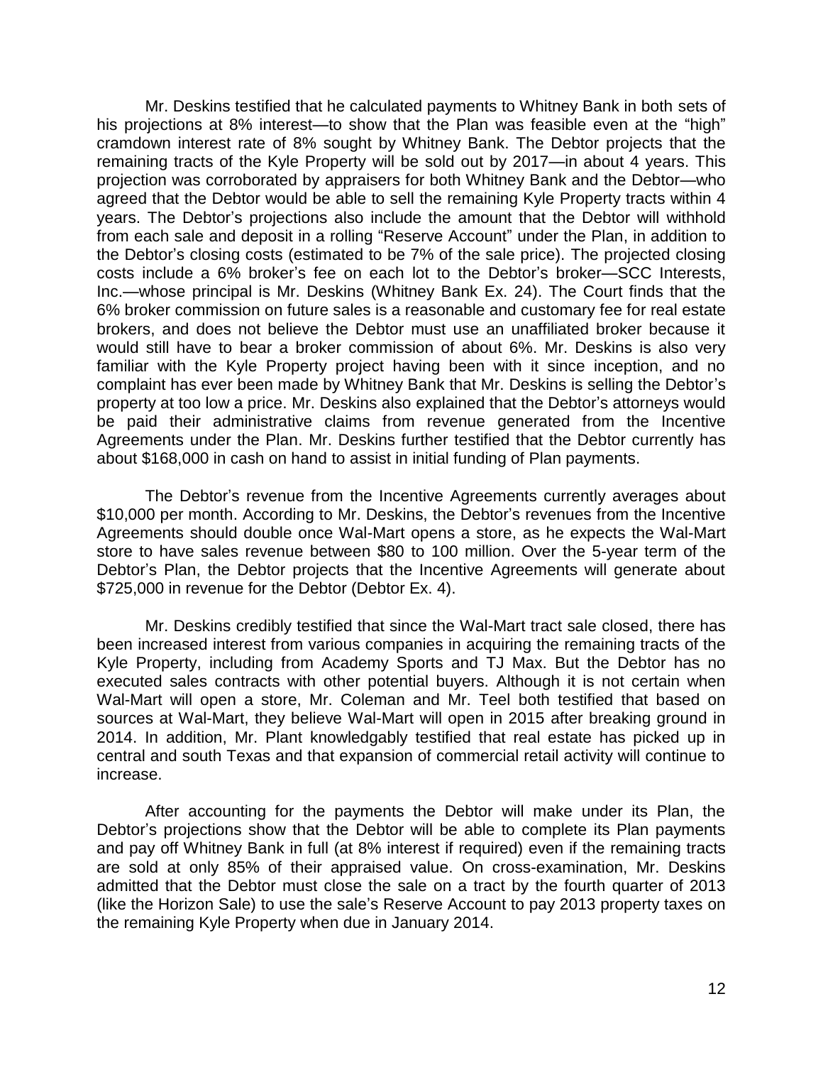Mr. Deskins testified that he calculated payments to Whitney Bank in both sets of his projections at 8% interest—to show that the Plan was feasible even at the "high" cramdown interest rate of 8% sought by Whitney Bank. The Debtor projects that the remaining tracts of the Kyle Property will be sold out by 2017—in about 4 years. This projection was corroborated by appraisers for both Whitney Bank and the Debtor—who agreed that the Debtor would be able to sell the remaining Kyle Property tracts within 4 years. The Debtor's projections also include the amount that the Debtor will withhold from each sale and deposit in a rolling "Reserve Account" under the Plan, in addition to the Debtor's closing costs (estimated to be 7% of the sale price). The projected closing costs include a 6% broker's fee on each lot to the Debtor's broker—SCC Interests, Inc.—whose principal is Mr. Deskins (Whitney Bank Ex. 24). The Court finds that the 6% broker commission on future sales is a reasonable and customary fee for real estate brokers, and does not believe the Debtor must use an unaffiliated broker because it would still have to bear a broker commission of about 6%. Mr. Deskins is also very familiar with the Kyle Property project having been with it since inception, and no complaint has ever been made by Whitney Bank that Mr. Deskins is selling the Debtor's property at too low a price. Mr. Deskins also explained that the Debtor's attorneys would be paid their administrative claims from revenue generated from the Incentive Agreements under the Plan. Mr. Deskins further testified that the Debtor currently has about $168,000 in cash on hand to assist in initial funding of Plan payments.

The Debtor's revenue from the Incentive Agreements currently averages about $10,000 per month. According to Mr. Deskins, the Debtor's revenues from the Incentive Agreements should double once Wal-Mart opens a store, as he expects the Wal-Mart store to have sales revenue between $80 to 100 million. Over the 5-year term of the Debtor's Plan, the Debtor projects that the Incentive Agreements will generate about $725,000 in revenue for the Debtor (Debtor Ex. 4).

Mr. Deskins credibly testified that since the Wal-Mart tract sale closed, there has been increased interest from various companies in acquiring the remaining tracts of the Kyle Property, including from Academy Sports and TJ Max. But the Debtor has no executed sales contracts with other potential buyers. Although it is not certain when Wal-Mart will open a store, Mr. Coleman and Mr. Teel both testified that based on sources at Wal-Mart, they believe Wal-Mart will open in 2015 after breaking ground in 2014. In addition, Mr. Plant knowledgably testified that real estate has picked up in central and south Texas and that expansion of commercial retail activity will continue to increase.

After accounting for the payments the Debtor will make under its Plan, the Debtor's projections show that the Debtor will be able to complete its Plan payments and pay off Whitney Bank in full (at 8% interest if required) even if the remaining tracts are sold at only 85% of their appraised value. On cross-examination, Mr. Deskins admitted that the Debtor must close the sale on a tract by the fourth quarter of 2013 (like the Horizon Sale) to use the sale's Reserve Account to pay 2013 property taxes on the remaining Kyle Property when due in January 2014.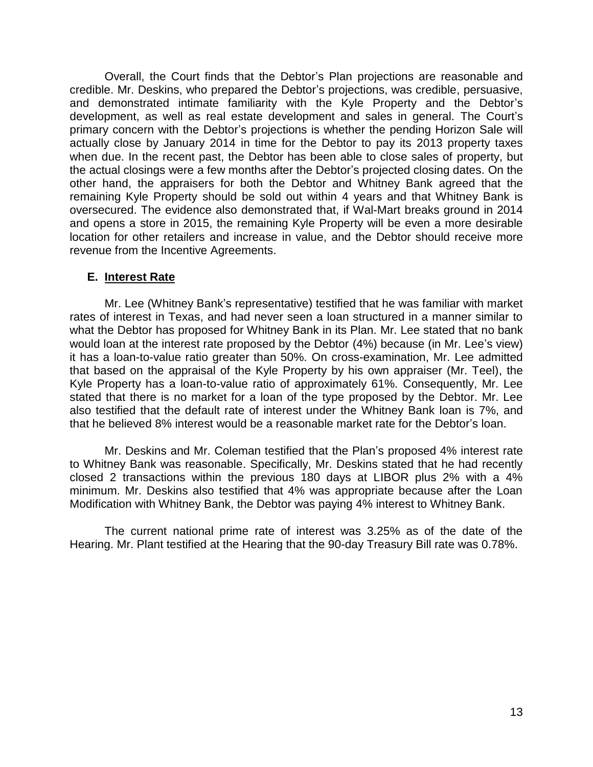Overall, the Court finds that the Debtor's Plan projections are reasonable and credible. Mr. Deskins, who prepared the Debtor's projections, was credible, persuasive, and demonstrated intimate familiarity with the Kyle Property and the Debtor's development, as well as real estate development and sales in general. The Court's primary concern with the Debtor's projections is whether the pending Horizon Sale will actually close by January 2014 in time for the Debtor to pay its 2013 property taxes when due. In the recent past, the Debtor has been able to close sales of property, but the actual closings were a few months after the Debtor's projected closing dates. On the other hand, the appraisers for both the Debtor and Whitney Bank agreed that the remaining Kyle Property should be sold out within 4 years and that Whitney Bank is oversecured. The evidence also demonstrated that, if Wal-Mart breaks ground in 2014 and opens a store in 2015, the remaining Kyle Property will be even a more desirable location for other retailers and increase in value, and the Debtor should receive more revenue from the Incentive Agreements.

### E. <u>Interest Rate</u>

Mr. Lee (Whitney Bank's representative) testified that he was familiar with market rates of interest in Texas, and had never seen a loan structured in a manner similar to what the Debtor has proposed for Whitney Bank in its Plan. Mr. Lee stated that no bank would loan at the interest rate proposed by the Debtor (4%) because (in Mr. Lee's view) it has a loan-to-value ratio greater than 50%. On cross-examination, Mr. Lee admitted that based on the appraisal of the Kyle Property by his own appraiser (Mr. Teel), the Kyle Property has a loan-to-value ratio of approximately 61%. Consequently, Mr. Lee stated that there is no market for a loan of the type proposed by the Debtor. Mr. Lee also testified that the default rate of interest under the Whitney Bank loan is 7%, and that he believed 8% interest would be a reasonable market rate for the Debtor's loan.

Mr. Deskins and Mr. Coleman testified that the Plan's proposed 4% interest rate to Whitney Bank was reasonable. Specifically, Mr. Deskins stated that he had recently closed 2 transactions within the previous 180 days at LIBOR plus 2% with a 4% minimum. Mr. Deskins also testified that 4% was appropriate because after the Loan Modification with Whitney Bank, the Debtor was paying 4% interest to Whitney Bank.

The current national prime rate of interest was 3.25% as of the date of the Hearing. Mr. Plant testified at the Hearing that the 90-day Treasury Bill rate was 0.78%.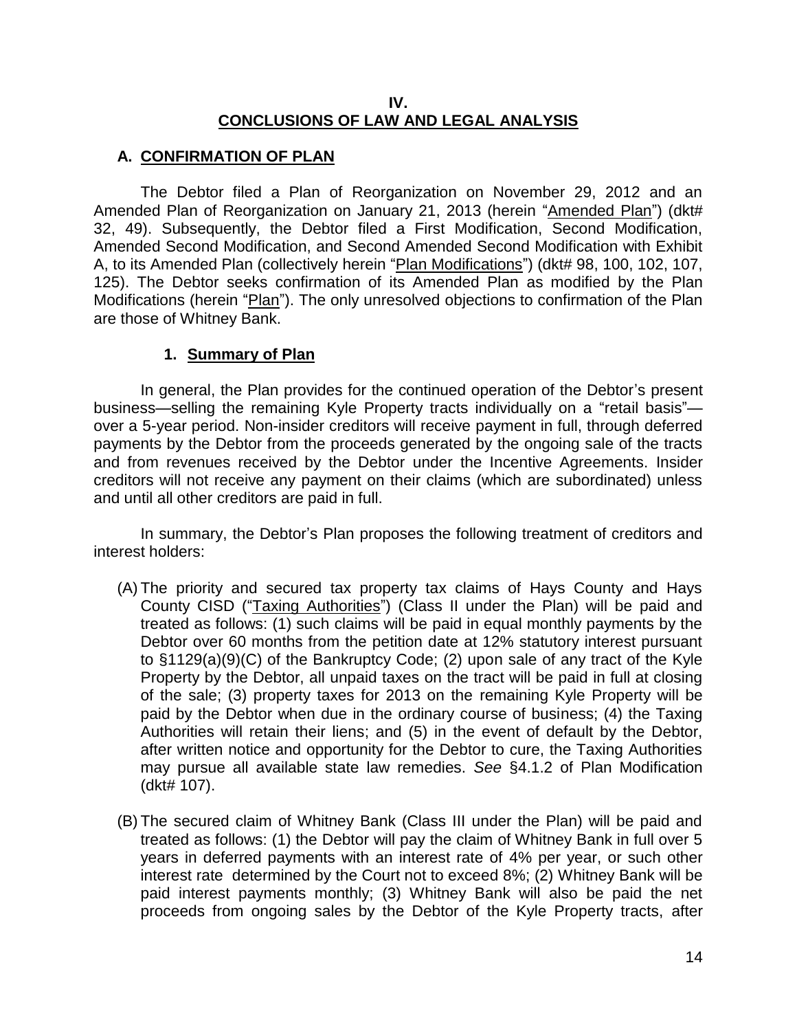## IV.
## CONCLUSIONS OF LAW AND LEGAL ANALYSIS

### A. CONFIRMATION OF PLAN

The Debtor filed a Plan of Reorganization on November 29, 2012 and an Amended Plan of Reorganization on January 21, 2013 (herein "Amended Plan") (dkt# 32, 49). Subsequently, the Debtor filed a First Modification, Second Modification, Amended Second Modification, and Second Amended Second Modification with Exhibit A, to its Amended Plan (collectively herein "Plan Modifications") (dkt# 98, 100, 102, 107, 125). The Debtor seeks confirmation of its Amended Plan as modified by the Plan Modifications (herein "Plan"). The only unresolved objections to confirmation of the Plan are those of Whitney Bank.

#### 1. Summary of Plan

In general, the Plan provides for the continued operation of the Debtor's present business—selling the remaining Kyle Property tracts individually on a "retail basis"—over a 5-year period. Non-insider creditors will receive payment in full, through deferred payments by the Debtor from the proceeds generated by the ongoing sale of the tracts and from revenues received by the Debtor under the Incentive Agreements. Insider creditors will not receive any payment on their claims (which are subordinated) unless and until all other creditors are paid in full.

In summary, the Debtor's Plan proposes the following treatment of creditors and interest holders:

(A) The priority and secured tax property tax claims of Hays County and Hays County CISD ("Taxing Authorities") (Class II under the Plan) will be paid and treated as follows: (1) such claims will be paid in equal monthly payments by the Debtor over 60 months from the petition date at 12% statutory interest pursuant to §1129(a)(9)(C) of the Bankruptcy Code; (2) upon sale of any tract of the Kyle Property by the Debtor, all unpaid taxes on the tract will be paid in full at closing of the sale; (3) property taxes for 2013 on the remaining Kyle Property will be paid by the Debtor when due in the ordinary course of business; (4) the Taxing Authorities will retain their liens; and (5) in the event of default by the Debtor, after written notice and opportunity for the Debtor to cure, the Taxing Authorities may pursue all available state law remedies. *See* §4.1.2 of Plan Modification (dkt# 107).

(B) The secured claim of Whitney Bank (Class III under the Plan) will be paid and treated as follows: (1) the Debtor will pay the claim of Whitney Bank in full over 5 years in deferred payments with an interest rate of 4% per year, or such other interest rate determined by the Court not to exceed 8%; (2) Whitney Bank will be paid interest payments monthly; (3) Whitney Bank will also be paid the net proceeds from ongoing sales by the Debtor of the Kyle Property tracts, after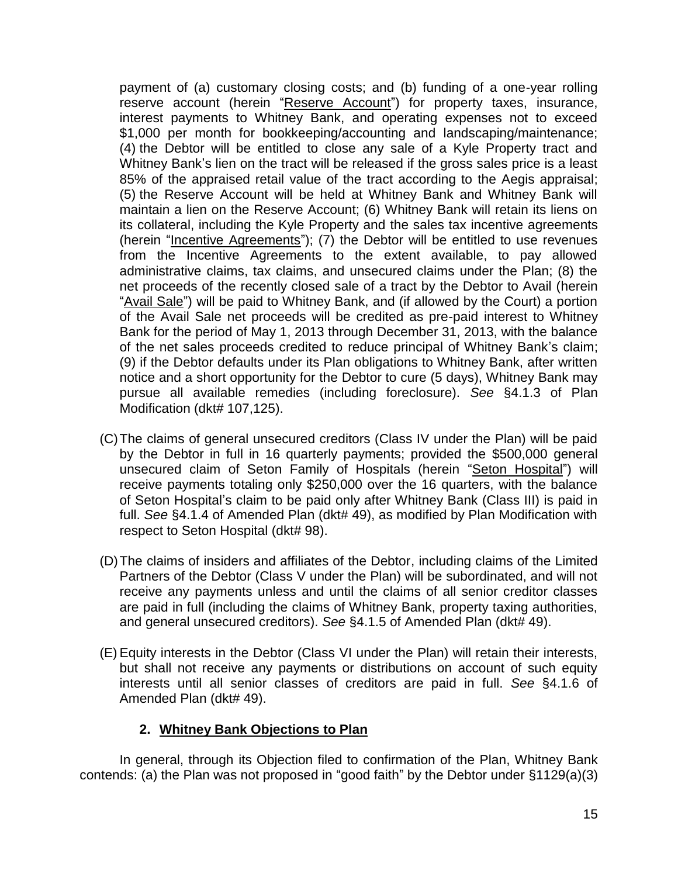payment of (a) customary closing costs; and (b) funding of a one-year rolling reserve account (herein "Reserve Account") for property taxes, insurance, interest payments to Whitney Bank, and operating expenses not to exceed $1,000 per month for bookkeeping/accounting and landscaping/maintenance; (4) the Debtor will be entitled to close any sale of a Kyle Property tract and Whitney Bank's lien on the tract will be released if the gross sales price is a least 85% of the appraised retail value of the tract according to the Aegis appraisal; (5) the Reserve Account will be held at Whitney Bank and Whitney Bank will maintain a lien on the Reserve Account; (6) Whitney Bank will retain its liens on its collateral, including the Kyle Property and the sales tax incentive agreements (herein "Incentive Agreements"); (7) the Debtor will be entitled to use revenues from the Incentive Agreements to the extent available, to pay allowed administrative claims, tax claims, and unsecured claims under the Plan; (8) the net proceeds of the recently closed sale of a tract by the Debtor to Avail (herein "Avail Sale") will be paid to Whitney Bank, and (if allowed by the Court) a portion of the Avail Sale net proceeds will be credited as pre-paid interest to Whitney Bank for the period of May 1, 2013 through December 31, 2013, with the balance of the net sales proceeds credited to reduce principal of Whitney Bank's claim; (9) if the Debtor defaults under its Plan obligations to Whitney Bank, after written notice and a short opportunity for the Debtor to cure (5 days), Whitney Bank may pursue all available remedies (including foreclosure). *See* §4.1.3 of Plan Modification (dkt# 107,125).

(C) The claims of general unsecured creditors (Class IV under the Plan) will be paid by the Debtor in full in 16 quarterly payments; provided the $500,000 general unsecured claim of Seton Family of Hospitals (herein "Seton Hospital") will receive payments totaling only $250,000 over the 16 quarters, with the balance of Seton Hospital's claim to be paid only after Whitney Bank (Class III) is paid in full. *See* §4.1.4 of Amended Plan (dkt# 49), as modified by Plan Modification with respect to Seton Hospital (dkt# 98).

(D) The claims of insiders and affiliates of the Debtor, including claims of the Limited Partners of the Debtor (Class V under the Plan) will be subordinated, and will not receive any payments unless and until the claims of all senior creditor classes are paid in full (including the claims of Whitney Bank, property taxing authorities, and general unsecured creditors). *See* §4.1.5 of Amended Plan (dkt# 49).

(E) Equity interests in the Debtor (Class VI under the Plan) will retain their interests, but shall not receive any payments or distributions on account of such equity interests until all senior classes of creditors are paid in full. *See* §4.1.6 of Amended Plan (dkt# 49).

### 2. Whitney Bank Objections to Plan

In general, through its Objection filed to confirmation of the Plan, Whitney Bank contends: (a) the Plan was not proposed in "good faith" by the Debtor under §1129(a)(3)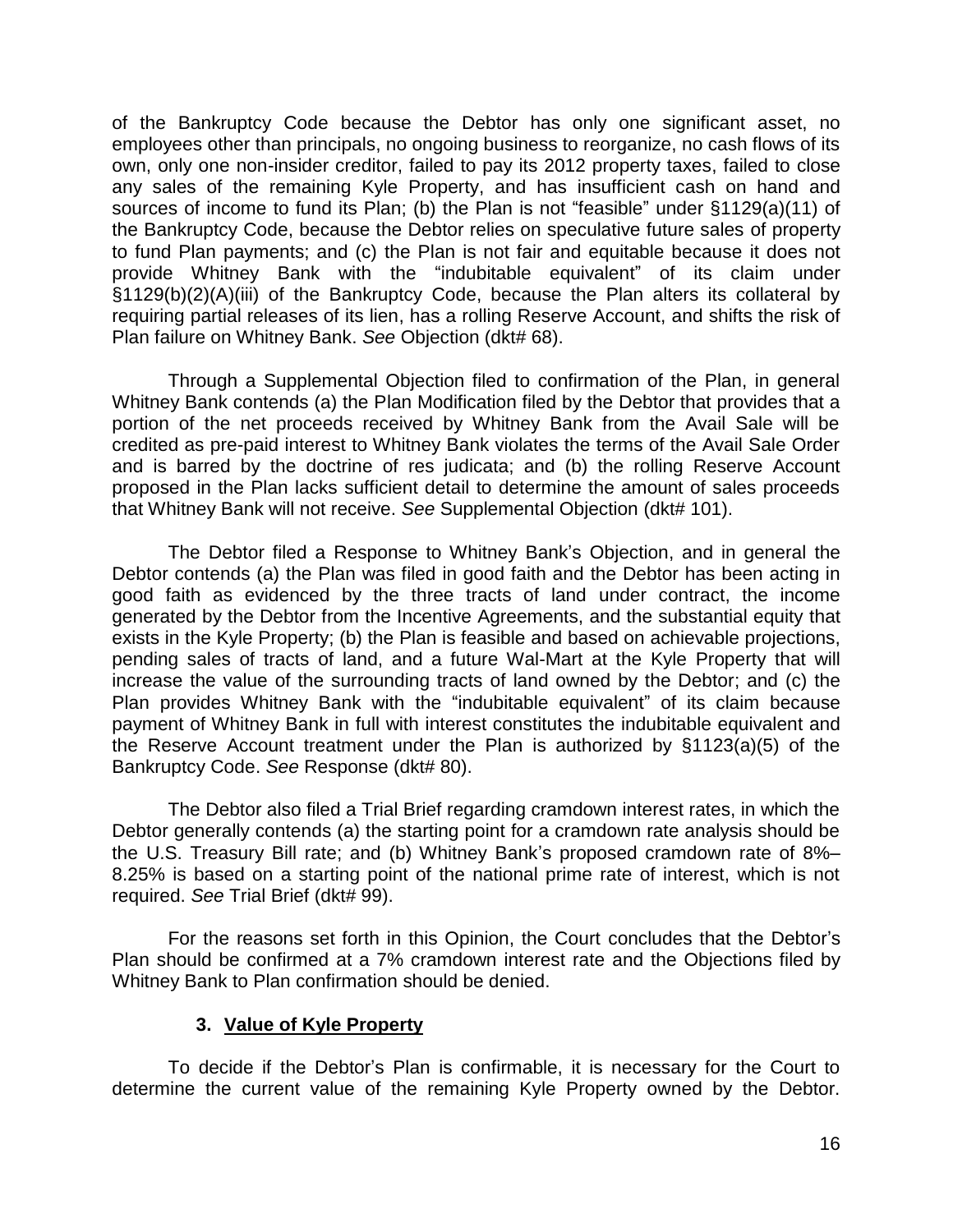of the Bankruptcy Code because the Debtor has only one significant asset, no employees other than principals, no ongoing business to reorganize, no cash flows of its own, only one non-insider creditor, failed to pay its 2012 property taxes, failed to close any sales of the remaining Kyle Property, and has insufficient cash on hand and sources of income to fund its Plan; (b) the Plan is not "feasible" under §1129(a)(11) of the Bankruptcy Code, because the Debtor relies on speculative future sales of property to fund Plan payments; and (c) the Plan is not fair and equitable because it does not provide Whitney Bank with the "indubitable equivalent" of its claim under §1129(b)(2)(A)(iii) of the Bankruptcy Code, because the Plan alters its collateral by requiring partial releases of its lien, has a rolling Reserve Account, and shifts the risk of Plan failure on Whitney Bank. *See* Objection (dkt# 68).

Through a Supplemental Objection filed to confirmation of the Plan, in general Whitney Bank contends (a) the Plan Modification filed by the Debtor that provides that a portion of the net proceeds received by Whitney Bank from the Avail Sale will be credited as pre-paid interest to Whitney Bank violates the terms of the Avail Sale Order and is barred by the doctrine of res judicata; and (b) the rolling Reserve Account proposed in the Plan lacks sufficient detail to determine the amount of sales proceeds that Whitney Bank will not receive. *See* Supplemental Objection (dkt# 101).

The Debtor filed a Response to Whitney Bank's Objection, and in general the Debtor contends (a) the Plan was filed in good faith and the Debtor has been acting in good faith as evidenced by the three tracts of land under contract, the income generated by the Debtor from the Incentive Agreements, and the substantial equity that exists in the Kyle Property; (b) the Plan is feasible and based on achievable projections, pending sales of tracts of land, and a future Wal-Mart at the Kyle Property that will increase the value of the surrounding tracts of land owned by the Debtor; and (c) the Plan provides Whitney Bank with the "indubitable equivalent" of its claim because payment of Whitney Bank in full with interest constitutes the indubitable equivalent and the Reserve Account treatment under the Plan is authorized by §1123(a)(5) of the Bankruptcy Code. *See* Response (dkt# 80).

The Debtor also filed a Trial Brief regarding cramdown interest rates, in which the Debtor generally contends (a) the starting point for a cramdown rate analysis should be the U.S. Treasury Bill rate; and (b) Whitney Bank's proposed cramdown rate of 8%–8.25% is based on a starting point of the national prime rate of interest, which is not required. *See* Trial Brief (dkt# 99).

For the reasons set forth in this Opinion, the Court concludes that the Debtor's Plan should be confirmed at a 7% cramdown interest rate and the Objections filed by Whitney Bank to Plan confirmation should be denied.

### 3. Value of Kyle Property

To decide if the Debtor's Plan is confirmable, it is necessary for the Court to determine the current value of the remaining Kyle Property owned by the Debtor.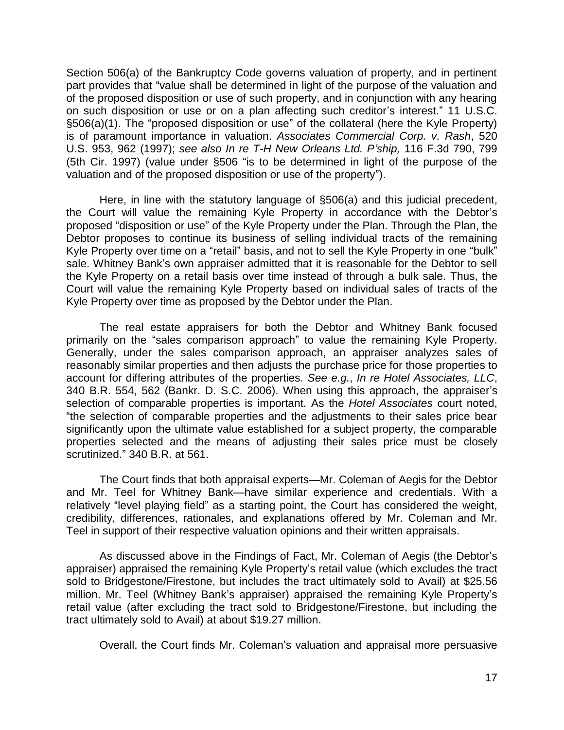Section 506(a) of the Bankruptcy Code governs valuation of property, and in pertinent part provides that "value shall be determined in light of the purpose of the valuation and of the proposed disposition or use of such property, and in conjunction with any hearing on such disposition or use or on a plan affecting such creditor's interest." 11 U.S.C. §506(a)(1). The "proposed disposition or use" of the collateral (here the Kyle Property) is of paramount importance in valuation. *Associates Commercial Corp. v. Rash*, 520 U.S. 953, 962 (1997); *see also In re T-H New Orleans Ltd. P'ship,* 116 F.3d 790, 799 (5th Cir. 1997) (value under §506 "is to be determined in light of the purpose of the valuation and of the proposed disposition or use of the property").

Here, in line with the statutory language of §506(a) and this judicial precedent, the Court will value the remaining Kyle Property in accordance with the Debtor's proposed "disposition or use" of the Kyle Property under the Plan. Through the Plan, the Debtor proposes to continue its business of selling individual tracts of the remaining Kyle Property over time on a "retail" basis, and not to sell the Kyle Property in one "bulk" sale. Whitney Bank's own appraiser admitted that it is reasonable for the Debtor to sell the Kyle Property on a retail basis over time instead of through a bulk sale. Thus, the Court will value the remaining Kyle Property based on individual sales of tracts of the Kyle Property over time as proposed by the Debtor under the Plan.

The real estate appraisers for both the Debtor and Whitney Bank focused primarily on the "sales comparison approach" to value the remaining Kyle Property. Generally, under the sales comparison approach, an appraiser analyzes sales of reasonably similar properties and then adjusts the purchase price for those properties to account for differing attributes of the properties. *See e.g.*, *In re Hotel Associates, LLC*, 340 B.R. 554, 562 (Bankr. D. S.C. 2006). When using this approach, the appraiser's selection of comparable properties is important. As the *Hotel Associates* court noted, "the selection of comparable properties and the adjustments to their sales price bear significantly upon the ultimate value established for a subject property, the comparable properties selected and the means of adjusting their sales price must be closely scrutinized." 340 B.R. at 561.

The Court finds that both appraisal experts—Mr. Coleman of Aegis for the Debtor and Mr. Teel for Whitney Bank—have similar experience and credentials. With a relatively "level playing field" as a starting point, the Court has considered the weight, credibility, differences, rationales, and explanations offered by Mr. Coleman and Mr. Teel in support of their respective valuation opinions and their written appraisals.

As discussed above in the Findings of Fact, Mr. Coleman of Aegis (the Debtor's appraiser) appraised the remaining Kyle Property's retail value (which excludes the tract sold to Bridgestone/Firestone, but includes the tract ultimately sold to Avail) at $25.56 million. Mr. Teel (Whitney Bank's appraiser) appraised the remaining Kyle Property's retail value (after excluding the tract sold to Bridgestone/Firestone, but including the tract ultimately sold to Avail) at about $19.27 million.

Overall, the Court finds Mr. Coleman's valuation and appraisal more persuasive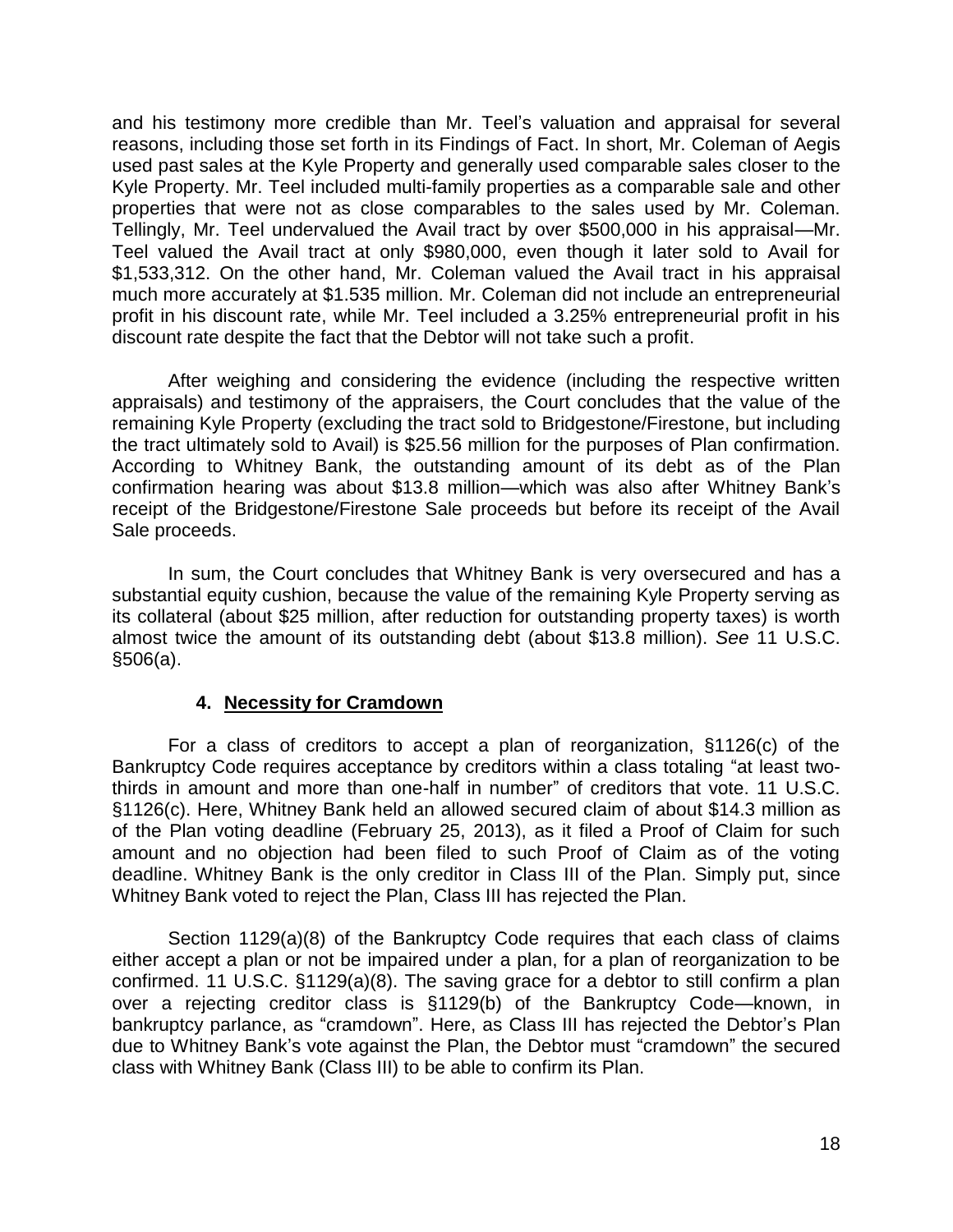and his testimony more credible than Mr. Teel's valuation and appraisal for several reasons, including those set forth in its Findings of Fact. In short, Mr. Coleman of Aegis used past sales at the Kyle Property and generally used comparable sales closer to the Kyle Property. Mr. Teel included multi-family properties as a comparable sale and other properties that were not as close comparables to the sales used by Mr. Coleman. Tellingly, Mr. Teel undervalued the Avail tract by over $500,000 in his appraisal—Mr. Teel valued the Avail tract at only $980,000, even though it later sold to Avail for $1,533,312. On the other hand, Mr. Coleman valued the Avail tract in his appraisal much more accurately at $1.535 million. Mr. Coleman did not include an entrepreneurial profit in his discount rate, while Mr. Teel included a 3.25% entrepreneurial profit in his discount rate despite the fact that the Debtor will not take such a profit.

After weighing and considering the evidence (including the respective written appraisals) and testimony of the appraisers, the Court concludes that the value of the remaining Kyle Property (excluding the tract sold to Bridgestone/Firestone, but including the tract ultimately sold to Avail) is $25.56 million for the purposes of Plan confirmation. According to Whitney Bank, the outstanding amount of its debt as of the Plan confirmation hearing was about $13.8 million—which was also after Whitney Bank's receipt of the Bridgestone/Firestone Sale proceeds but before its receipt of the Avail Sale proceeds.

In sum, the Court concludes that Whitney Bank is very oversecured and has a substantial equity cushion, because the value of the remaining Kyle Property serving as its collateral (about $25 million, after reduction for outstanding property taxes) is worth almost twice the amount of its outstanding debt (about $13.8 million). *See* 11 U.S.C. §506(a).

#### 4. <u>Necessity for Cramdown</u>

For a class of creditors to accept a plan of reorganization, §1126(c) of the Bankruptcy Code requires acceptance by creditors within a class totaling "at least two-thirds in amount and more than one-half in number" of creditors that vote. 11 U.S.C. §1126(c). Here, Whitney Bank held an allowed secured claim of about $14.3 million as of the Plan voting deadline (February 25, 2013), as it filed a Proof of Claim for such amount and no objection had been filed to such Proof of Claim as of the voting deadline. Whitney Bank is the only creditor in Class III of the Plan. Simply put, since Whitney Bank voted to reject the Plan, Class III has rejected the Plan.

Section 1129(a)(8) of the Bankruptcy Code requires that each class of claims either accept a plan or not be impaired under a plan, for a plan of reorganization to be confirmed. 11 U.S.C. §1129(a)(8). The saving grace for a debtor to still confirm a plan over a rejecting creditor class is §1129(b) of the Bankruptcy Code—known, in bankruptcy parlance, as "cramdown". Here, as Class III has rejected the Debtor's Plan due to Whitney Bank's vote against the Plan, the Debtor must "cramdown" the secured class with Whitney Bank (Class III) to be able to confirm its Plan.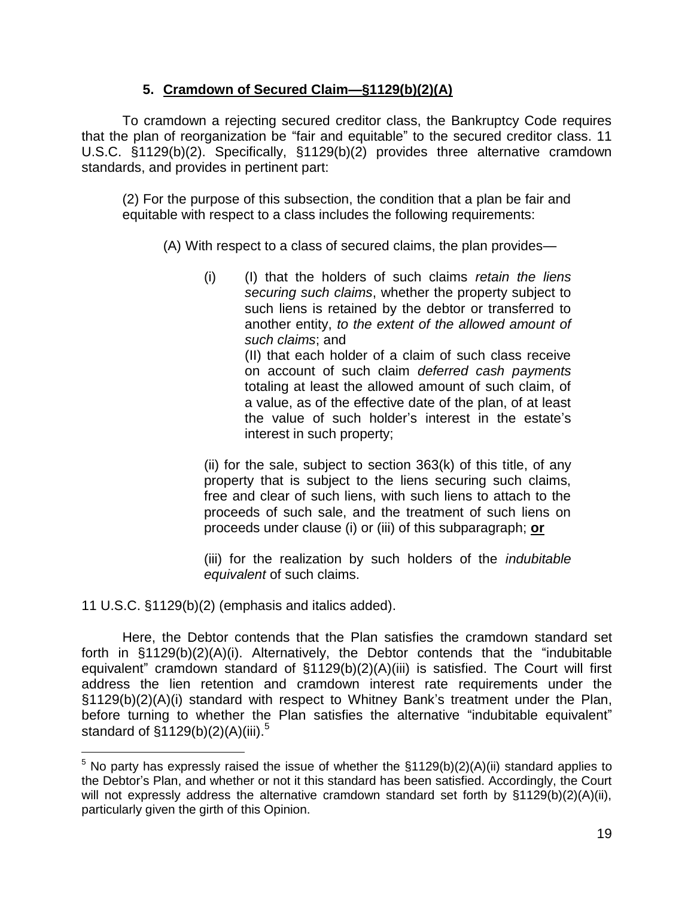### 5. **Cramdown of Secured Claim—§1129(b)(2)(A)**

To cramdown a rejecting secured creditor class, the Bankruptcy Code requires that the plan of reorganization be "fair and equitable" to the secured creditor class. 11 U.S.C. §1129(b)(2). Specifically, §1129(b)(2) provides three alternative cramdown standards, and provides in pertinent part:

> (2) For the purpose of this subsection, the condition that a plan be fair and equitable with respect to a class includes the following requirements:
>
> (A) With respect to a class of secured claims, the plan provides—
>
> (i) (I) that the holders of such claims *retain the liens securing such claims*, whether the property subject to such liens is retained by the debtor or transferred to another entity, *to the extent of the allowed amount of such claims*; and
> (II) that each holder of a claim of such class receive on account of such claim *deferred cash payments* totaling at least the allowed amount of such claim, of a value, as of the effective date of the plan, of at least the value of such holder's interest in the estate's interest in such property;
>
> (ii) for the sale, subject to section 363(k) of this title, of any property that is subject to the liens securing such claims, free and clear of such liens, with such liens to attach to the proceeds of such sale, and the treatment of such liens on proceeds under clause (i) or (iii) of this subparagraph; **or**
>
> (iii) for the realization by such holders of the *indubitable equivalent* of such claims.

11 U.S.C. §1129(b)(2) (emphasis and italics added).

Here, the Debtor contends that the Plan satisfies the cramdown standard set forth in §1129(b)(2)(A)(i). Alternatively, the Debtor contends that the "indubitable equivalent" cramdown standard of §1129(b)(2)(A)(iii) is satisfied. The Court will first address the lien retention and cramdown interest rate requirements under the §1129(b)(2)(A)(i) standard with respect to Whitney Bank's treatment under the Plan, before turning to whether the Plan satisfies the alternative "indubitable equivalent" standard of §1129(b)(2)(A)(iii).[5]

---

[5] No party has expressly raised the issue of whether the §1129(b)(2)(A)(ii) standard applies to the Debtor's Plan, and whether or not it this standard has been satisfied. Accordingly, the Court will not expressly address the alternative cramdown standard set forth by §1129(b)(2)(A)(ii), particularly given the girth of this Opinion.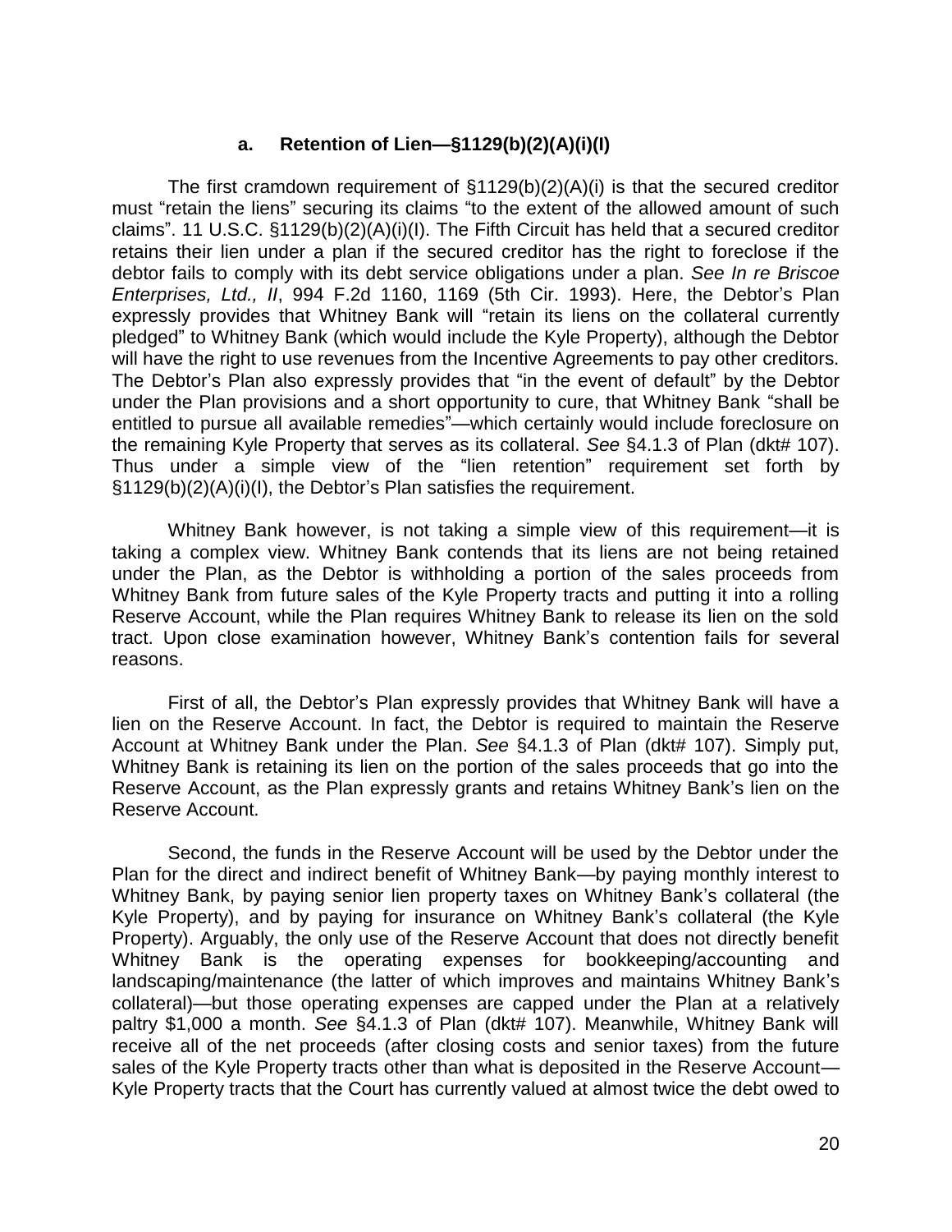### a. Retention of Lien—§1129(b)(2)(A)(i)(I)

The first cramdown requirement of §1129(b)(2)(A)(i) is that the secured creditor must "retain the liens" securing its claims "to the extent of the allowed amount of such claims". 11 U.S.C. §1129(b)(2)(A)(i)(I). The Fifth Circuit has held that a secured creditor retains their lien under a plan if the secured creditor has the right to foreclose if the debtor fails to comply with its debt service obligations under a plan. *See In re Briscoe Enterprises, Ltd., II*, 994 F.2d 1160, 1169 (5th Cir. 1993). Here, the Debtor's Plan expressly provides that Whitney Bank will "retain its liens on the collateral currently pledged" to Whitney Bank (which would include the Kyle Property), although the Debtor will have the right to use revenues from the Incentive Agreements to pay other creditors. The Debtor's Plan also expressly provides that "in the event of default" by the Debtor under the Plan provisions and a short opportunity to cure, that Whitney Bank "shall be entitled to pursue all available remedies"—which certainly would include foreclosure on the remaining Kyle Property that serves as its collateral. *See* §4.1.3 of Plan (dkt# 107). Thus under a simple view of the "lien retention" requirement set forth by §1129(b)(2)(A)(i)(I), the Debtor's Plan satisfies the requirement.

Whitney Bank however, is not taking a simple view of this requirement—it is taking a complex view. Whitney Bank contends that its liens are not being retained under the Plan, as the Debtor is withholding a portion of the sales proceeds from Whitney Bank from future sales of the Kyle Property tracts and putting it into a rolling Reserve Account, while the Plan requires Whitney Bank to release its lien on the sold tract. Upon close examination however, Whitney Bank's contention fails for several reasons.

First of all, the Debtor's Plan expressly provides that Whitney Bank will have a lien on the Reserve Account. In fact, the Debtor is required to maintain the Reserve Account at Whitney Bank under the Plan. *See* §4.1.3 of Plan (dkt# 107). Simply put, Whitney Bank is retaining its lien on the portion of the sales proceeds that go into the Reserve Account, as the Plan expressly grants and retains Whitney Bank's lien on the Reserve Account.

Second, the funds in the Reserve Account will be used by the Debtor under the Plan for the direct and indirect benefit of Whitney Bank—by paying monthly interest to Whitney Bank, by paying senior lien property taxes on Whitney Bank's collateral (the Kyle Property), and by paying for insurance on Whitney Bank's collateral (the Kyle Property). Arguably, the only use of the Reserve Account that does not directly benefit Whitney Bank is the operating expenses for bookkeeping/accounting and landscaping/maintenance (the latter of which improves and maintains Whitney Bank's collateral)—but those operating expenses are capped under the Plan at a relatively paltry $1,000 a month. *See* §4.1.3 of Plan (dkt# 107). Meanwhile, Whitney Bank will receive all of the net proceeds (after closing costs and senior taxes) from the future sales of the Kyle Property tracts other than what is deposited in the Reserve Account—Kyle Property tracts that the Court has currently valued at almost twice the debt owed to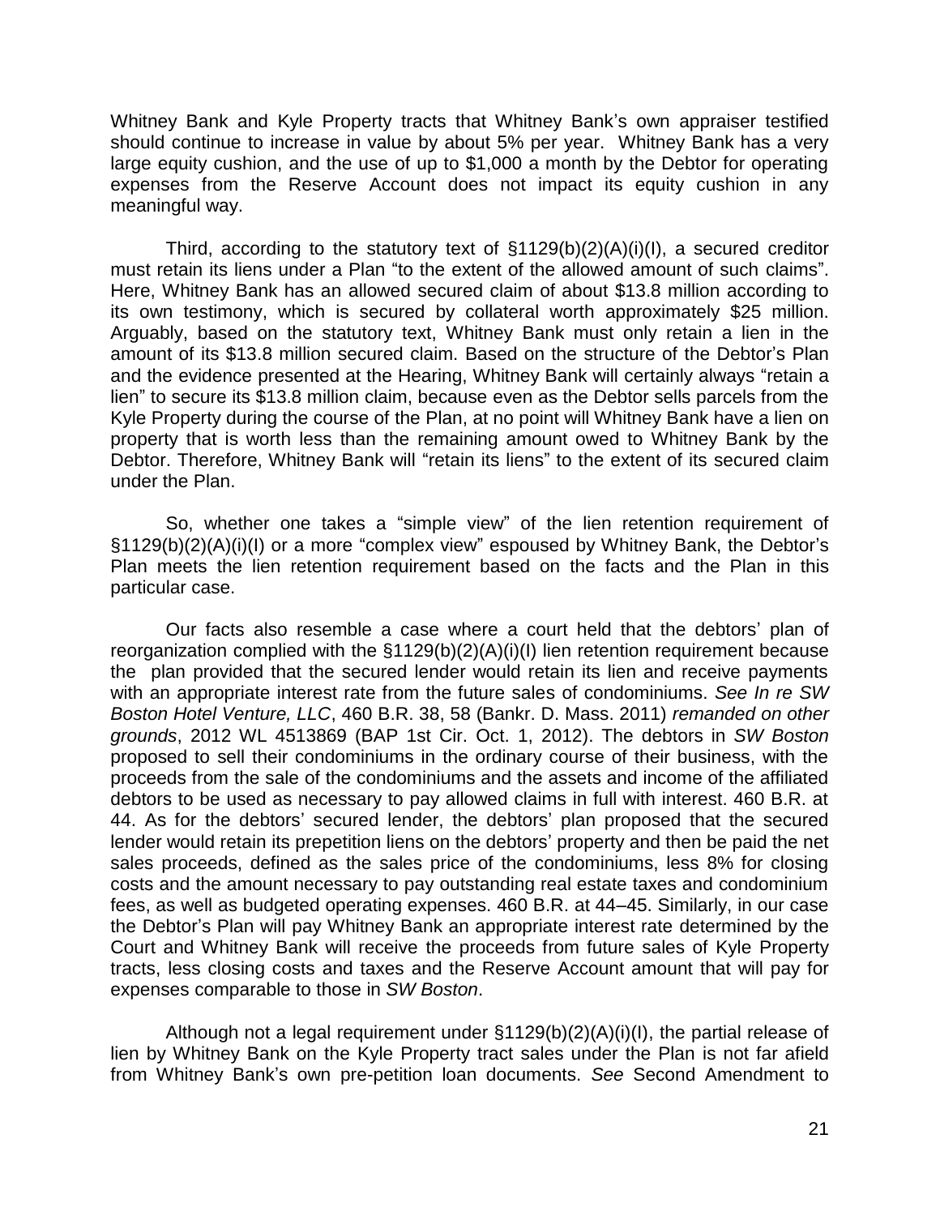Whitney Bank and Kyle Property tracts that Whitney Bank's own appraiser testified should continue to increase in value by about 5% per year. Whitney Bank has a very large equity cushion, and the use of up to $1,000 a month by the Debtor for operating expenses from the Reserve Account does not impact its equity cushion in any meaningful way.

Third, according to the statutory text of §1129(b)(2)(A)(i)(I), a secured creditor must retain its liens under a Plan "to the extent of the allowed amount of such claims". Here, Whitney Bank has an allowed secured claim of about $13.8 million according to its own testimony, which is secured by collateral worth approximately $25 million. Arguably, based on the statutory text, Whitney Bank must only retain a lien in the amount of its $13.8 million secured claim. Based on the structure of the Debtor's Plan and the evidence presented at the Hearing, Whitney Bank will certainly always "retain a lien" to secure its $13.8 million claim, because even as the Debtor sells parcels from the Kyle Property during the course of the Plan, at no point will Whitney Bank have a lien on property that is worth less than the remaining amount owed to Whitney Bank by the Debtor. Therefore, Whitney Bank will "retain its liens" to the extent of its secured claim under the Plan.

So, whether one takes a "simple view" of the lien retention requirement of §1129(b)(2)(A)(i)(I) or a more "complex view" espoused by Whitney Bank, the Debtor's Plan meets the lien retention requirement based on the facts and the Plan in this particular case.

Our facts also resemble a case where a court held that the debtors' plan of reorganization complied with the §1129(b)(2)(A)(i)(I) lien retention requirement because the plan provided that the secured lender would retain its lien and receive payments with an appropriate interest rate from the future sales of condominiums. *See In re SW Boston Hotel Venture, LLC*, 460 B.R. 38, 58 (Bankr. D. Mass. 2011) *remanded on other grounds*, 2012 WL 4513869 (BAP 1st Cir. Oct. 1, 2012). The debtors in *SW Boston* proposed to sell their condominiums in the ordinary course of their business, with the proceeds from the sale of the condominiums and the assets and income of the affiliated debtors to be used as necessary to pay allowed claims in full with interest. 460 B.R. at 44. As for the debtors' secured lender, the debtors' plan proposed that the secured lender would retain its prepetition liens on the debtors' property and then be paid the net sales proceeds, defined as the sales price of the condominiums, less 8% for closing costs and the amount necessary to pay outstanding real estate taxes and condominium fees, as well as budgeted operating expenses. 460 B.R. at 44–45. Similarly, in our case the Debtor's Plan will pay Whitney Bank an appropriate interest rate determined by the Court and Whitney Bank will receive the proceeds from future sales of Kyle Property tracts, less closing costs and taxes and the Reserve Account amount that will pay for expenses comparable to those in *SW Boston*.

Although not a legal requirement under §1129(b)(2)(A)(i)(I), the partial release of lien by Whitney Bank on the Kyle Property tract sales under the Plan is not far afield from Whitney Bank's own pre-petition loan documents. *See* Second Amendment to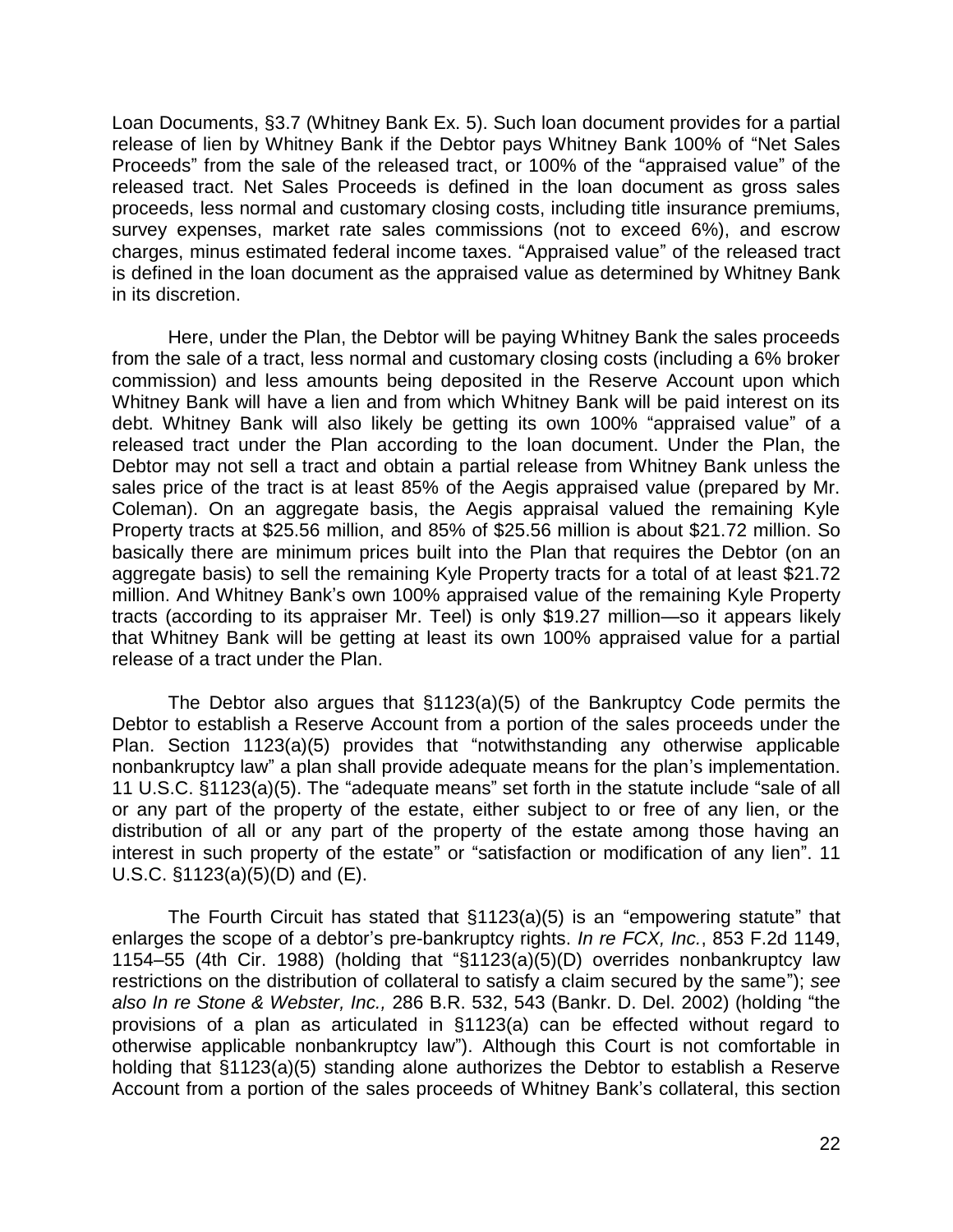Loan Documents, §3.7 (Whitney Bank Ex. 5). Such loan document provides for a partial release of lien by Whitney Bank if the Debtor pays Whitney Bank 100% of "Net Sales Proceeds" from the sale of the released tract, or 100% of the "appraised value" of the released tract. Net Sales Proceeds is defined in the loan document as gross sales proceeds, less normal and customary closing costs, including title insurance premiums, survey expenses, market rate sales commissions (not to exceed 6%), and escrow charges, minus estimated federal income taxes. "Appraised value" of the released tract is defined in the loan document as the appraised value as determined by Whitney Bank in its discretion.

Here, under the Plan, the Debtor will be paying Whitney Bank the sales proceeds from the sale of a tract, less normal and customary closing costs (including a 6% broker commission) and less amounts being deposited in the Reserve Account upon which Whitney Bank will have a lien and from which Whitney Bank will be paid interest on its debt. Whitney Bank will also likely be getting its own 100% "appraised value" of a released tract under the Plan according to the loan document. Under the Plan, the Debtor may not sell a tract and obtain a partial release from Whitney Bank unless the sales price of the tract is at least 85% of the Aegis appraised value (prepared by Mr. Coleman). On an aggregate basis, the Aegis appraisal valued the remaining Kyle Property tracts at $25.56 million, and 85% of $25.56 million is about $21.72 million. So basically there are minimum prices built into the Plan that requires the Debtor (on an aggregate basis) to sell the remaining Kyle Property tracts for a total of at least $21.72 million. And Whitney Bank's own 100% appraised value of the remaining Kyle Property tracts (according to its appraiser Mr. Teel) is only $19.27 million—so it appears likely that Whitney Bank will be getting at least its own 100% appraised value for a partial release of a tract under the Plan.

The Debtor also argues that §1123(a)(5) of the Bankruptcy Code permits the Debtor to establish a Reserve Account from a portion of the sales proceeds under the Plan. Section 1123(a)(5) provides that "notwithstanding any otherwise applicable nonbankruptcy law" a plan shall provide adequate means for the plan's implementation. 11 U.S.C. §1123(a)(5). The "adequate means" set forth in the statute include "sale of all or any part of the property of the estate, either subject to or free of any lien, or the distribution of all or any part of the property of the estate among those having an interest in such property of the estate" or "satisfaction or modification of any lien". 11 U.S.C. §1123(a)(5)(D) and (E).

The Fourth Circuit has stated that §1123(a)(5) is an "empowering statute" that enlarges the scope of a debtor's pre-bankruptcy rights. *In re FCX, Inc.*, 853 F.2d 1149, 1154–55 (4th Cir. 1988) (holding that "§1123(a)(5)(D) overrides nonbankruptcy law restrictions on the distribution of collateral to satisfy a claim secured by the same"); *see also In re Stone & Webster, Inc.,* 286 B.R. 532, 543 (Bankr. D. Del. 2002) (holding "the provisions of a plan as articulated in §1123(a) can be effected without regard to otherwise applicable nonbankruptcy law"). Although this Court is not comfortable in holding that §1123(a)(5) standing alone authorizes the Debtor to establish a Reserve Account from a portion of the sales proceeds of Whitney Bank's collateral, this section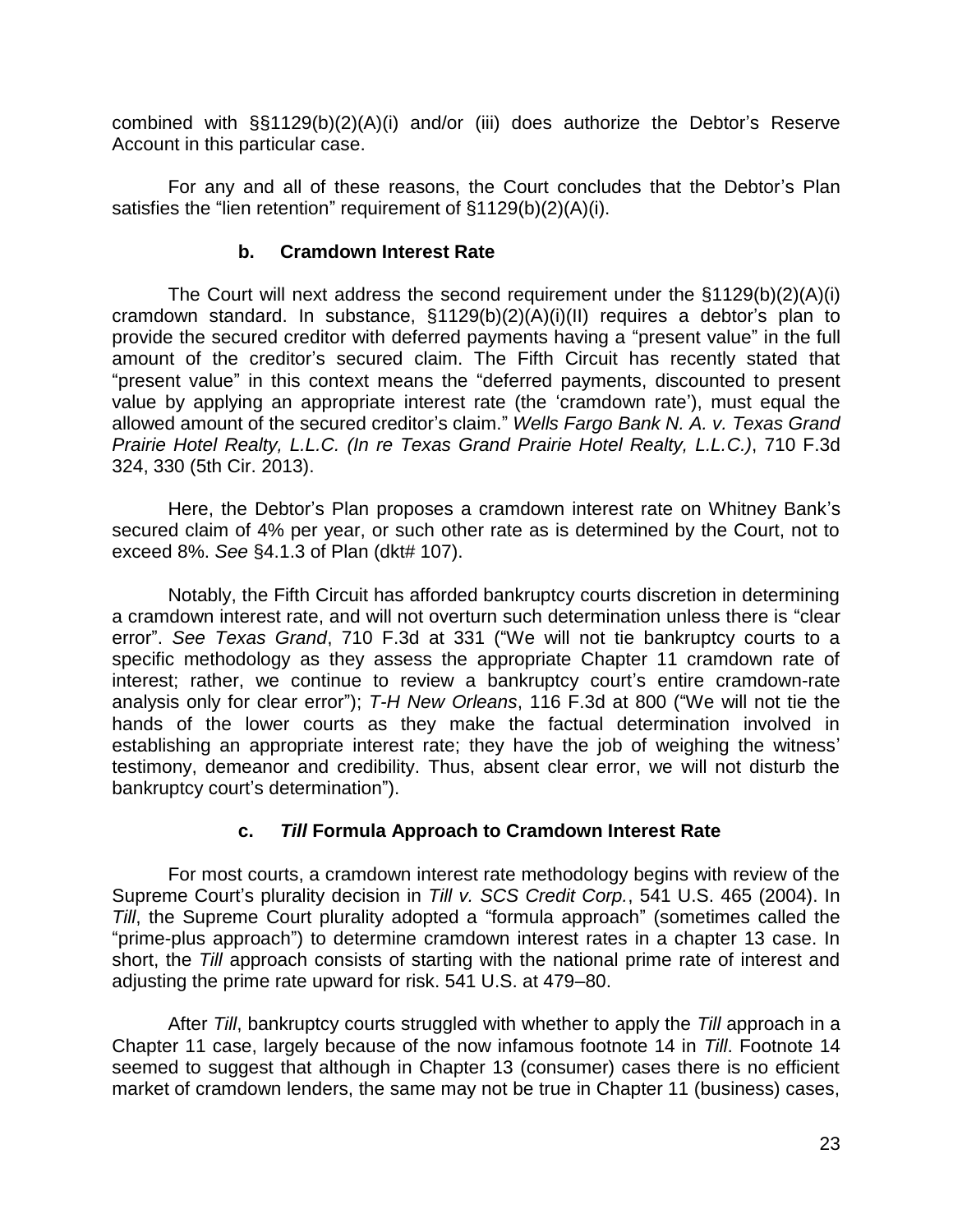combined with §§1129(b)(2)(A)(i) and/or (iii) does authorize the Debtor's Reserve Account in this particular case.

For any and all of these reasons, the Court concludes that the Debtor's Plan satisfies the "lien retention" requirement of §1129(b)(2)(A)(i).

### b. Cramdown Interest Rate

The Court will next address the second requirement under the §1129(b)(2)(A)(i) cramdown standard. In substance, §1129(b)(2)(A)(i)(II) requires a debtor's plan to provide the secured creditor with deferred payments having a "present value" in the full amount of the creditor's secured claim. The Fifth Circuit has recently stated that "present value" in this context means the "deferred payments, discounted to present value by applying an appropriate interest rate (the 'cramdown rate'), must equal the allowed amount of the secured creditor's claim." *Wells Fargo Bank N. A. v. Texas Grand Prairie Hotel Realty, L.L.C. (In re Texas Grand Prairie Hotel Realty, L.L.C.)*, 710 F.3d 324, 330 (5th Cir. 2013).

Here, the Debtor's Plan proposes a cramdown interest rate on Whitney Bank's secured claim of 4% per year, or such other rate as is determined by the Court, not to exceed 8%. *See* §4.1.3 of Plan (dkt# 107).

Notably, the Fifth Circuit has afforded bankruptcy courts discretion in determining a cramdown interest rate, and will not overturn such determination unless there is "clear error". *See Texas Grand*, 710 F.3d at 331 ("We will not tie bankruptcy courts to a specific methodology as they assess the appropriate Chapter 11 cramdown rate of interest; rather, we continue to review a bankruptcy court's entire cramdown-rate analysis only for clear error"); *T-H New Orleans*, 116 F.3d at 800 ("We will not tie the hands of the lower courts as they make the factual determination involved in establishing an appropriate interest rate; they have the job of weighing the witness' testimony, demeanor and credibility. Thus, absent clear error, we will not disturb the bankruptcy court's determination").

### c. *Till* Formula Approach to Cramdown Interest Rate

For most courts, a cramdown interest rate methodology begins with review of the Supreme Court's plurality decision in *Till v. SCS Credit Corp.*, 541 U.S. 465 (2004). In *Till*, the Supreme Court plurality adopted a "formula approach" (sometimes called the "prime-plus approach") to determine cramdown interest rates in a chapter 13 case. In short, the *Till* approach consists of starting with the national prime rate of interest and adjusting the prime rate upward for risk. 541 U.S. at 479–80.

After *Till*, bankruptcy courts struggled with whether to apply the *Till* approach in a Chapter 11 case, largely because of the now infamous footnote 14 in *Till*. Footnote 14 seemed to suggest that although in Chapter 13 (consumer) cases there is no efficient market of cramdown lenders, the same may not be true in Chapter 11 (business) cases,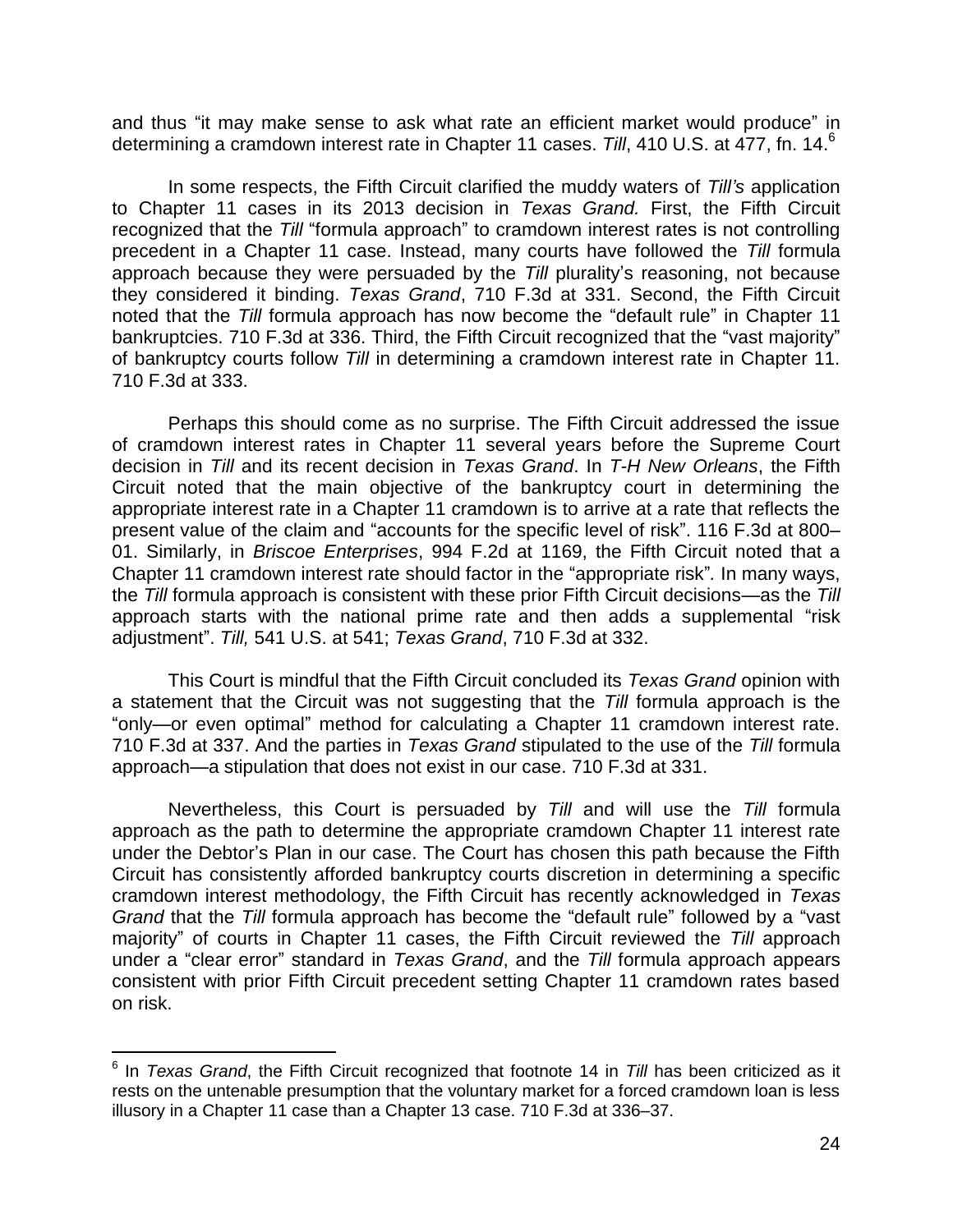and thus "it may make sense to ask what rate an efficient market would produce" in determining a cramdown interest rate in Chapter 11 cases. *Till*, 410 U.S. at 477, fn. 14.[6]

In some respects, the Fifth Circuit clarified the muddy waters of *Till's* application to Chapter 11 cases in its 2013 decision in *Texas Grand.* First, the Fifth Circuit recognized that the *Till* "formula approach" to cramdown interest rates is not controlling precedent in a Chapter 11 case. Instead, many courts have followed the *Till* formula approach because they were persuaded by the *Till* plurality's reasoning, not because they considered it binding. *Texas Grand*, 710 F.3d at 331. Second, the Fifth Circuit noted that the *Till* formula approach has now become the "default rule" in Chapter 11 bankruptcies. 710 F.3d at 336. Third, the Fifth Circuit recognized that the "vast majority" of bankruptcy courts follow *Till* in determining a cramdown interest rate in Chapter 11. 710 F.3d at 333.

Perhaps this should come as no surprise. The Fifth Circuit addressed the issue of cramdown interest rates in Chapter 11 several years before the Supreme Court decision in *Till* and its recent decision in *Texas Grand*. In *T-H New Orleans*, the Fifth Circuit noted that the main objective of the bankruptcy court in determining the appropriate interest rate in a Chapter 11 cramdown is to arrive at a rate that reflects the present value of the claim and "accounts for the specific level of risk". 116 F.3d at 800–01. Similarly, in *Briscoe Enterprises*, 994 F.2d at 1169, the Fifth Circuit noted that a Chapter 11 cramdown interest rate should factor in the "appropriate risk". In many ways, the *Till* formula approach is consistent with these prior Fifth Circuit decisions—as the *Till* approach starts with the national prime rate and then adds a supplemental "risk adjustment". *Till,* 541 U.S. at 541; *Texas Grand*, 710 F.3d at 332.

This Court is mindful that the Fifth Circuit concluded its *Texas Grand* opinion with a statement that the Circuit was not suggesting that the *Till* formula approach is the "only—or even optimal" method for calculating a Chapter 11 cramdown interest rate. 710 F.3d at 337. And the parties in *Texas Grand* stipulated to the use of the *Till* formula approach—a stipulation that does not exist in our case. 710 F.3d at 331.

Nevertheless, this Court is persuaded by *Till* and will use the *Till* formula approach as the path to determine the appropriate cramdown Chapter 11 interest rate under the Debtor's Plan in our case. The Court has chosen this path because the Fifth Circuit has consistently afforded bankruptcy courts discretion in determining a specific cramdown interest methodology, the Fifth Circuit has recently acknowledged in *Texas Grand* that the *Till* formula approach has become the "default rule" followed by a "vast majority" of courts in Chapter 11 cases, the Fifth Circuit reviewed the *Till* approach under a "clear error" standard in *Texas Grand*, and the *Till* formula approach appears consistent with prior Fifth Circuit precedent setting Chapter 11 cramdown rates based on risk.

---

[6] In *Texas Grand*, the Fifth Circuit recognized that footnote 14 in *Till* has been criticized as it rests on the untenable presumption that the voluntary market for a forced cramdown loan is less illusory in a Chapter 11 case than a Chapter 13 case. 710 F.3d at 336–37.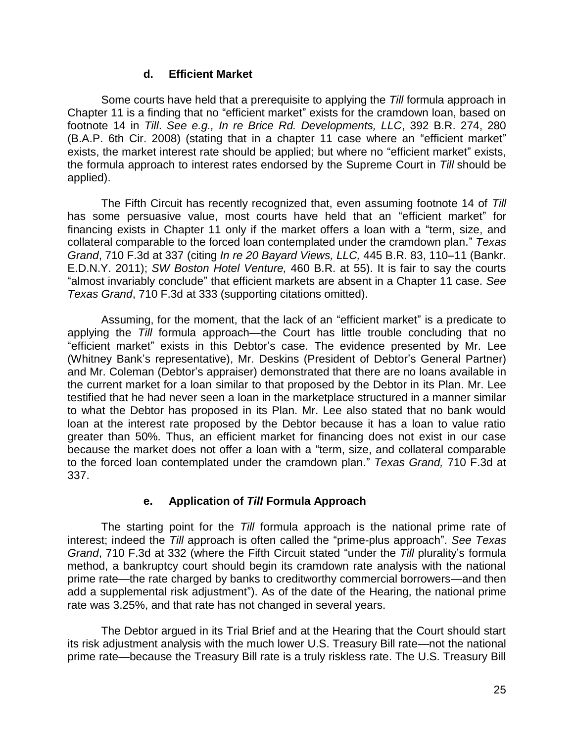#### d. Efficient Market

Some courts have held that a prerequisite to applying the *Till* formula approach in Chapter 11 is a finding that no "efficient market" exists for the cramdown loan, based on footnote 14 in *Till*. *See e.g., In re Brice Rd. Developments, LLC*, 392 B.R. 274, 280 (B.A.P. 6th Cir. 2008) (stating that in a chapter 11 case where an "efficient market" exists, the market interest rate should be applied; but where no "efficient market" exists, the formula approach to interest rates endorsed by the Supreme Court in *Till* should be applied).

The Fifth Circuit has recently recognized that, even assuming footnote 14 of *Till* has some persuasive value, most courts have held that an "efficient market" for financing exists in Chapter 11 only if the market offers a loan with a "term, size, and collateral comparable to the forced loan contemplated under the cramdown plan." *Texas Grand*, 710 F.3d at 337 (citing *In re 20 Bayard Views, LLC,* 445 B.R. 83, 110–11 (Bankr. E.D.N.Y. 2011); *SW Boston Hotel Venture,* 460 B.R. at 55). It is fair to say the courts "almost invariably conclude" that efficient markets are absent in a Chapter 11 case. *See Texas Grand*, 710 F.3d at 333 (supporting citations omitted).

Assuming, for the moment, that the lack of an "efficient market" is a predicate to applying the *Till* formula approach—the Court has little trouble concluding that no "efficient market" exists in this Debtor's case. The evidence presented by Mr. Lee (Whitney Bank's representative), Mr. Deskins (President of Debtor's General Partner) and Mr. Coleman (Debtor's appraiser) demonstrated that there are no loans available in the current market for a loan similar to that proposed by the Debtor in its Plan. Mr. Lee testified that he had never seen a loan in the marketplace structured in a manner similar to what the Debtor has proposed in its Plan. Mr. Lee also stated that no bank would loan at the interest rate proposed by the Debtor because it has a loan to value ratio greater than 50%. Thus, an efficient market for financing does not exist in our case because the market does not offer a loan with a "term, size, and collateral comparable to the forced loan contemplated under the cramdown plan." *Texas Grand,* 710 F.3d at 337.

#### e. Application of *Till* Formula Approach

The starting point for the *Till* formula approach is the national prime rate of interest; indeed the *Till* approach is often called the "prime-plus approach". *See Texas Grand*, 710 F.3d at 332 (where the Fifth Circuit stated "under the *Till* plurality's formula method, a bankruptcy court should begin its cramdown rate analysis with the national prime rate—the rate charged by banks to creditworthy commercial borrowers—and then add a supplemental risk adjustment"). As of the date of the Hearing, the national prime rate was 3.25%, and that rate has not changed in several years.

The Debtor argued in its Trial Brief and at the Hearing that the Court should start its risk adjustment analysis with the much lower U.S. Treasury Bill rate—not the national prime rate—because the Treasury Bill rate is a truly riskless rate. The U.S. Treasury Bill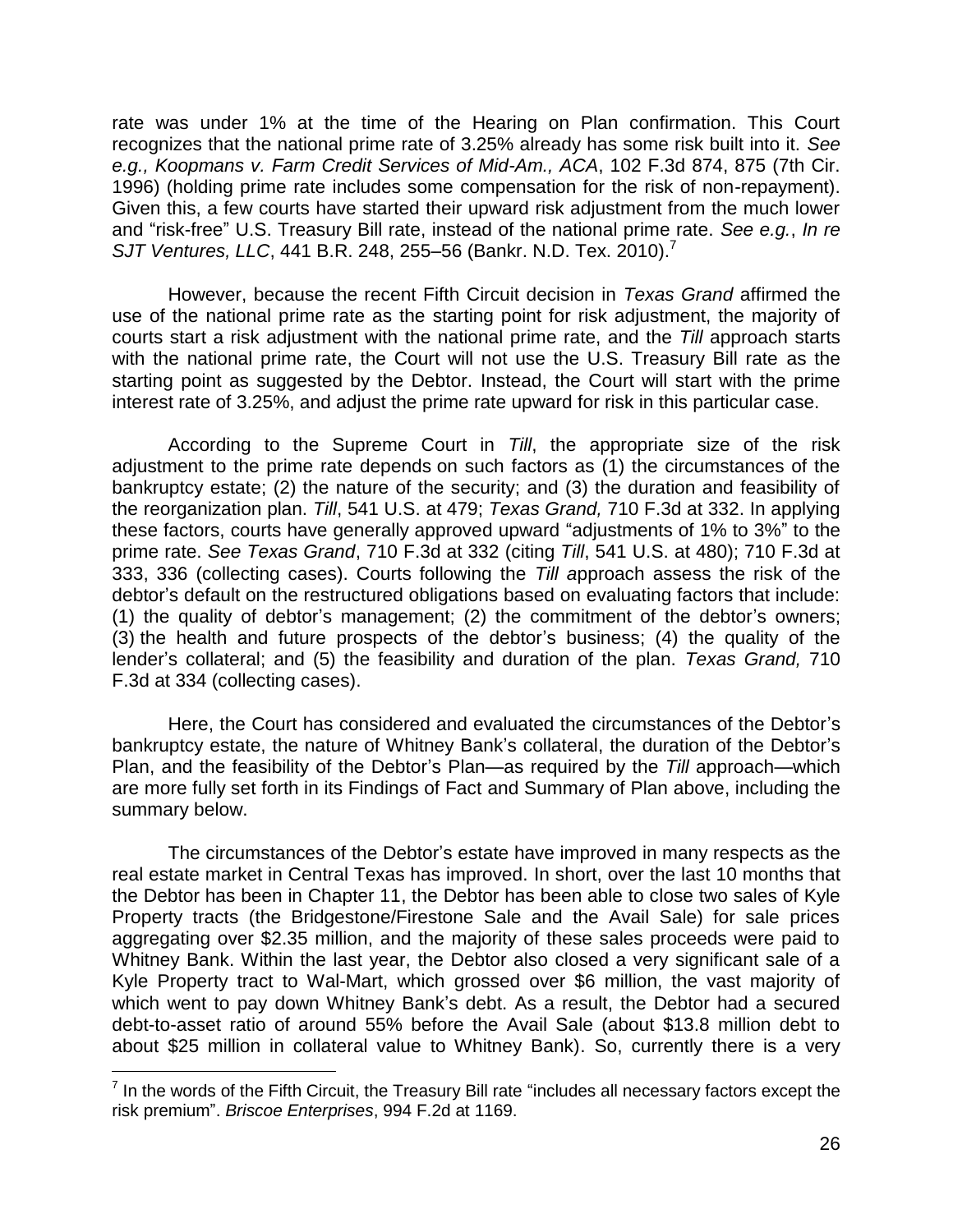rate was under 1% at the time of the Hearing on Plan confirmation. This Court recognizes that the national prime rate of 3.25% already has some risk built into it. *See e.g., Koopmans v. Farm Credit Services of Mid-Am., ACA*, 102 F.3d 874, 875 (7th Cir. 1996) (holding prime rate includes some compensation for the risk of non-repayment). Given this, a few courts have started their upward risk adjustment from the much lower and "risk-free" U.S. Treasury Bill rate, instead of the national prime rate. *See e.g.*, *In re SJT Ventures, LLC*, 441 B.R. 248, 255–56 (Bankr. N.D. Tex. 2010).[7]

However, because the recent Fifth Circuit decision in *Texas Grand* affirmed the use of the national prime rate as the starting point for risk adjustment, the majority of courts start a risk adjustment with the national prime rate, and the *Till* approach starts with the national prime rate, the Court will not use the U.S. Treasury Bill rate as the starting point as suggested by the Debtor. Instead, the Court will start with the prime interest rate of 3.25%, and adjust the prime rate upward for risk in this particular case.

According to the Supreme Court in *Till*, the appropriate size of the risk adjustment to the prime rate depends on such factors as (1) the circumstances of the bankruptcy estate; (2) the nature of the security; and (3) the duration and feasibility of the reorganization plan. *Till*, 541 U.S. at 479; *Texas Grand,* 710 F.3d at 332. In applying these factors, courts have generally approved upward "adjustments of 1% to 3%" to the prime rate. *See Texas Grand*, 710 F.3d at 332 (citing *Till*, 541 U.S. at 480); 710 F.3d at 333, 336 (collecting cases). Courts following the *Till* approach assess the risk of the debtor's default on the restructured obligations based on evaluating factors that include: (1) the quality of debtor's management; (2) the commitment of the debtor's owners; (3) the health and future prospects of the debtor's business; (4) the quality of the lender's collateral; and (5) the feasibility and duration of the plan. *Texas Grand,* 710 F.3d at 334 (collecting cases).

Here, the Court has considered and evaluated the circumstances of the Debtor's bankruptcy estate, the nature of Whitney Bank's collateral, the duration of the Debtor's Plan, and the feasibility of the Debtor's Plan—as required by the *Till* approach—which are more fully set forth in its Findings of Fact and Summary of Plan above, including the summary below.

The circumstances of the Debtor's estate have improved in many respects as the real estate market in Central Texas has improved. In short, over the last 10 months that the Debtor has been in Chapter 11, the Debtor has been able to close two sales of Kyle Property tracts (the Bridgestone/Firestone Sale and the Avail Sale) for sale prices aggregating over $2.35 million, and the majority of these sales proceeds were paid to Whitney Bank. Within the last year, the Debtor also closed a very significant sale of a Kyle Property tract to Wal-Mart, which grossed over $6 million, the vast majority of which went to pay down Whitney Bank's debt. As a result, the Debtor had a secured debt-to-asset ratio of around 55% before the Avail Sale (about $13.8 million debt to about $25 million in collateral value to Whitney Bank). So, currently there is a very

[7] In the words of the Fifth Circuit, the Treasury Bill rate "includes all necessary factors except the risk premium". *Briscoe Enterprises*, 994 F.2d at 1169.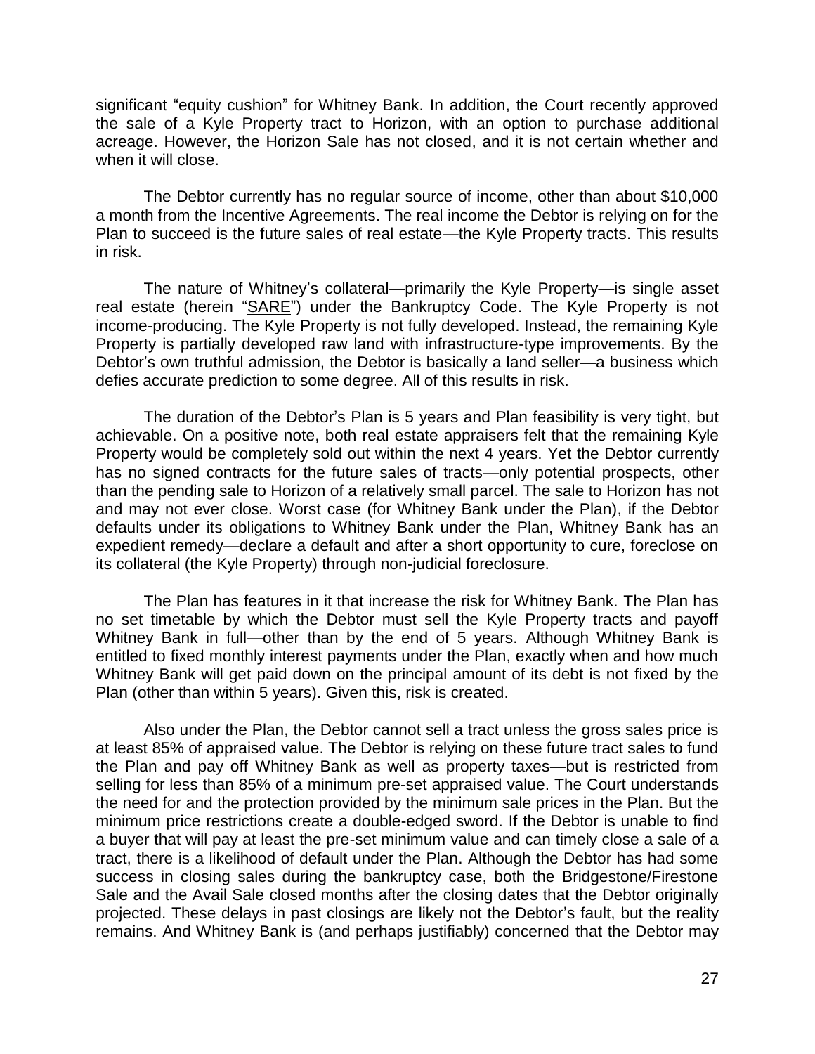significant "equity cushion" for Whitney Bank. In addition, the Court recently approved the sale of a Kyle Property tract to Horizon, with an option to purchase additional acreage. However, the Horizon Sale has not closed, and it is not certain whether and when it will close.

The Debtor currently has no regular source of income, other than about $10,000 a month from the Incentive Agreements. The real income the Debtor is relying on for the Plan to succeed is the future sales of real estate—the Kyle Property tracts. This results in risk.

The nature of Whitney's collateral—primarily the Kyle Property—is single asset real estate (herein "SARE") under the Bankruptcy Code. The Kyle Property is not income-producing. The Kyle Property is not fully developed. Instead, the remaining Kyle Property is partially developed raw land with infrastructure-type improvements. By the Debtor's own truthful admission, the Debtor is basically a land seller—a business which defies accurate prediction to some degree. All of this results in risk.

The duration of the Debtor's Plan is 5 years and Plan feasibility is very tight, but achievable. On a positive note, both real estate appraisers felt that the remaining Kyle Property would be completely sold out within the next 4 years. Yet the Debtor currently has no signed contracts for the future sales of tracts—only potential prospects, other than the pending sale to Horizon of a relatively small parcel. The sale to Horizon has not and may not ever close. Worst case (for Whitney Bank under the Plan), if the Debtor defaults under its obligations to Whitney Bank under the Plan, Whitney Bank has an expedient remedy—declare a default and after a short opportunity to cure, foreclose on its collateral (the Kyle Property) through non-judicial foreclosure.

The Plan has features in it that increase the risk for Whitney Bank. The Plan has no set timetable by which the Debtor must sell the Kyle Property tracts and payoff Whitney Bank in full—other than by the end of 5 years. Although Whitney Bank is entitled to fixed monthly interest payments under the Plan, exactly when and how much Whitney Bank will get paid down on the principal amount of its debt is not fixed by the Plan (other than within 5 years). Given this, risk is created.

Also under the Plan, the Debtor cannot sell a tract unless the gross sales price is at least 85% of appraised value. The Debtor is relying on these future tract sales to fund the Plan and pay off Whitney Bank as well as property taxes—but is restricted from selling for less than 85% of a minimum pre-set appraised value. The Court understands the need for and the protection provided by the minimum sale prices in the Plan. But the minimum price restrictions create a double-edged sword. If the Debtor is unable to find a buyer that will pay at least the pre-set minimum value and can timely close a sale of a tract, there is a likelihood of default under the Plan. Although the Debtor has had some success in closing sales during the bankruptcy case, both the Bridgestone/Firestone Sale and the Avail Sale closed months after the closing dates that the Debtor originally projected. These delays in past closings are likely not the Debtor's fault, but the reality remains. And Whitney Bank is (and perhaps justifiably) concerned that the Debtor may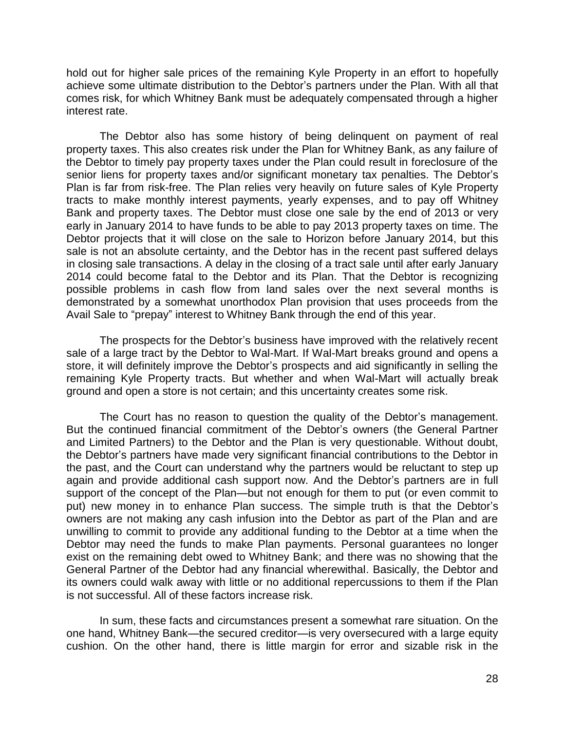hold out for higher sale prices of the remaining Kyle Property in an effort to hopefully achieve some ultimate distribution to the Debtor's partners under the Plan. With all that comes risk, for which Whitney Bank must be adequately compensated through a higher interest rate.

The Debtor also has some history of being delinquent on payment of real property taxes. This also creates risk under the Plan for Whitney Bank, as any failure of the Debtor to timely pay property taxes under the Plan could result in foreclosure of the senior liens for property taxes and/or significant monetary tax penalties. The Debtor's Plan is far from risk-free. The Plan relies very heavily on future sales of Kyle Property tracts to make monthly interest payments, yearly expenses, and to pay off Whitney Bank and property taxes. The Debtor must close one sale by the end of 2013 or very early in January 2014 to have funds to be able to pay 2013 property taxes on time. The Debtor projects that it will close on the sale to Horizon before January 2014, but this sale is not an absolute certainty, and the Debtor has in the recent past suffered delays in closing sale transactions. A delay in the closing of a tract sale until after early January 2014 could become fatal to the Debtor and its Plan. That the Debtor is recognizing possible problems in cash flow from land sales over the next several months is demonstrated by a somewhat unorthodox Plan provision that uses proceeds from the Avail Sale to "prepay" interest to Whitney Bank through the end of this year.

The prospects for the Debtor's business have improved with the relatively recent sale of a large tract by the Debtor to Wal-Mart. If Wal-Mart breaks ground and opens a store, it will definitely improve the Debtor's prospects and aid significantly in selling the remaining Kyle Property tracts. But whether and when Wal-Mart will actually break ground and open a store is not certain; and this uncertainty creates some risk.

The Court has no reason to question the quality of the Debtor's management. But the continued financial commitment of the Debtor's owners (the General Partner and Limited Partners) to the Debtor and the Plan is very questionable. Without doubt, the Debtor's partners have made very significant financial contributions to the Debtor in the past, and the Court can understand why the partners would be reluctant to step up again and provide additional cash support now. And the Debtor's partners are in full support of the concept of the Plan—but not enough for them to put (or even commit to put) new money in to enhance Plan success. The simple truth is that the Debtor's owners are not making any cash infusion into the Debtor as part of the Plan and are unwilling to commit to provide any additional funding to the Debtor at a time when the Debtor may need the funds to make Plan payments. Personal guarantees no longer exist on the remaining debt owed to Whitney Bank; and there was no showing that the General Partner of the Debtor had any financial wherewithal. Basically, the Debtor and its owners could walk away with little or no additional repercussions to them if the Plan is not successful. All of these factors increase risk.

In sum, these facts and circumstances present a somewhat rare situation. On the one hand, Whitney Bank—the secured creditor—is very oversecured with a large equity cushion. On the other hand, there is little margin for error and sizable risk in the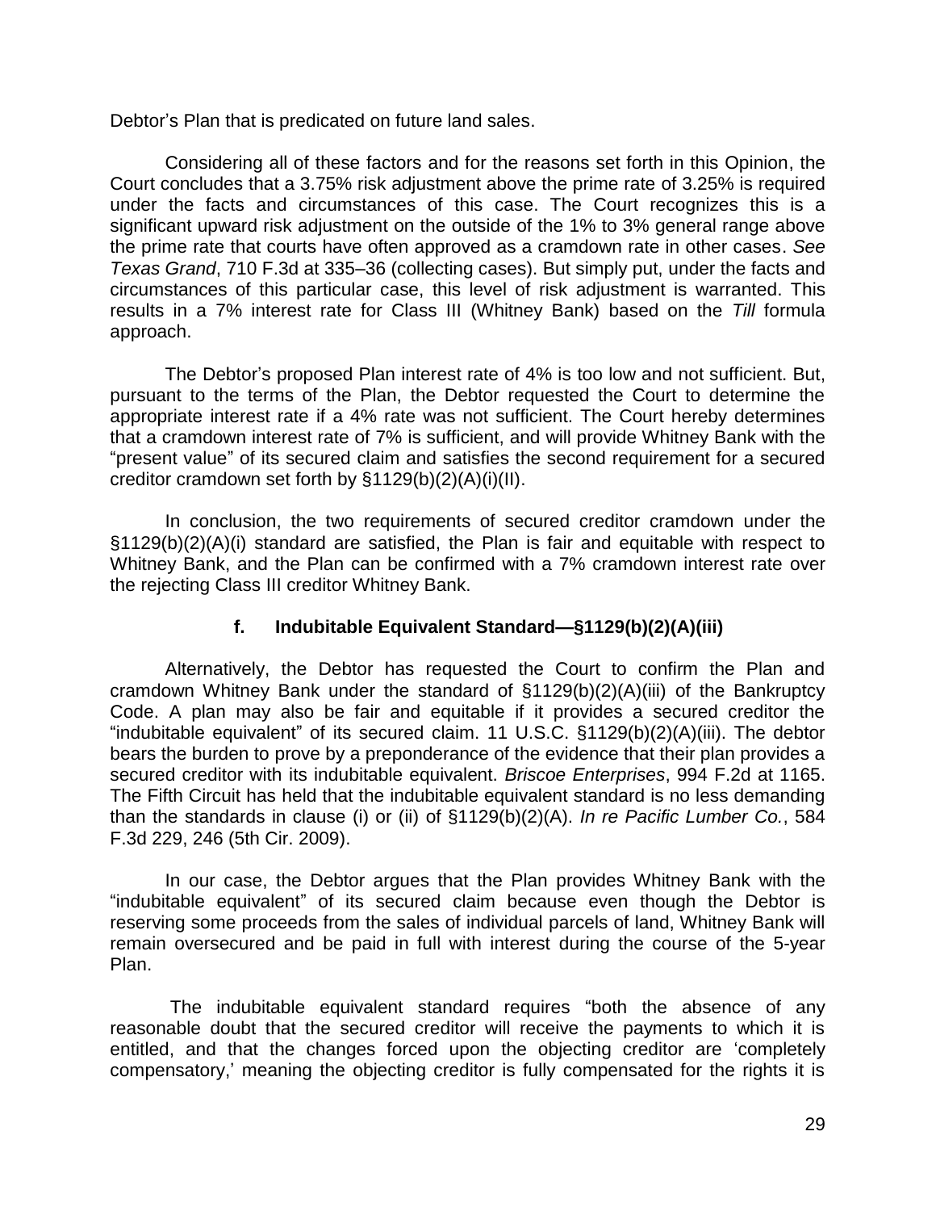Debtor's Plan that is predicated on future land sales.

Considering all of these factors and for the reasons set forth in this Opinion, the Court concludes that a 3.75% risk adjustment above the prime rate of 3.25% is required under the facts and circumstances of this case. The Court recognizes this is a significant upward risk adjustment on the outside of the 1% to 3% general range above the prime rate that courts have often approved as a cramdown rate in other cases. *See Texas Grand*, 710 F.3d at 335–36 (collecting cases). But simply put, under the facts and circumstances of this particular case, this level of risk adjustment is warranted. This results in a 7% interest rate for Class III (Whitney Bank) based on the *Till* formula approach.

The Debtor's proposed Plan interest rate of 4% is too low and not sufficient. But, pursuant to the terms of the Plan, the Debtor requested the Court to determine the appropriate interest rate if a 4% rate was not sufficient. The Court hereby determines that a cramdown interest rate of 7% is sufficient, and will provide Whitney Bank with the "present value" of its secured claim and satisfies the second requirement for a secured creditor cramdown set forth by §1129(b)(2)(A)(i)(II).

In conclusion, the two requirements of secured creditor cramdown under the §1129(b)(2)(A)(i) standard are satisfied, the Plan is fair and equitable with respect to Whitney Bank, and the Plan can be confirmed with a 7% cramdown interest rate over the rejecting Class III creditor Whitney Bank.

#### f. Indubitable Equivalent Standard—§1129(b)(2)(A)(iii)

Alternatively, the Debtor has requested the Court to confirm the Plan and cramdown Whitney Bank under the standard of §1129(b)(2)(A)(iii) of the Bankruptcy Code. A plan may also be fair and equitable if it provides a secured creditor the "indubitable equivalent" of its secured claim. 11 U.S.C. §1129(b)(2)(A)(iii). The debtor bears the burden to prove by a preponderance of the evidence that their plan provides a secured creditor with its indubitable equivalent. *Briscoe Enterprises*, 994 F.2d at 1165. The Fifth Circuit has held that the indubitable equivalent standard is no less demanding than the standards in clause (i) or (ii) of §1129(b)(2)(A). *In re Pacific Lumber Co.*, 584 F.3d 229, 246 (5th Cir. 2009).

In our case, the Debtor argues that the Plan provides Whitney Bank with the "indubitable equivalent" of its secured claim because even though the Debtor is reserving some proceeds from the sales of individual parcels of land, Whitney Bank will remain oversecured and be paid in full with interest during the course of the 5-year Plan.

The indubitable equivalent standard requires "both the absence of any reasonable doubt that the secured creditor will receive the payments to which it is entitled, and that the changes forced upon the objecting creditor are 'completely compensatory,' meaning the objecting creditor is fully compensated for the rights it is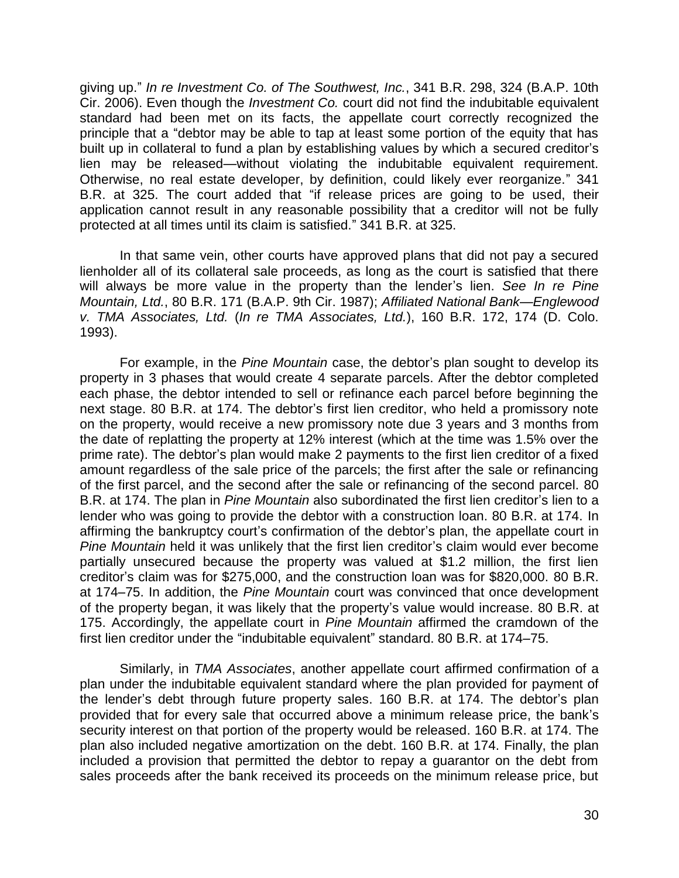giving up." *In re Investment Co. of The Southwest, Inc.*, 341 B.R. 298, 324 (B.A.P. 10th Cir. 2006). Even though the *Investment Co.* court did not find the indubitable equivalent standard had been met on its facts, the appellate court correctly recognized the principle that a "debtor may be able to tap at least some portion of the equity that has built up in collateral to fund a plan by establishing values by which a secured creditor's lien may be released—without violating the indubitable equivalent requirement. Otherwise, no real estate developer, by definition, could likely ever reorganize." 341 B.R. at 325. The court added that "if release prices are going to be used, their application cannot result in any reasonable possibility that a creditor will not be fully protected at all times until its claim is satisfied." 341 B.R. at 325.

In that same vein, other courts have approved plans that did not pay a secured lienholder all of its collateral sale proceeds, as long as the court is satisfied that there will always be more value in the property than the lender's lien. *See In re Pine Mountain, Ltd.*, 80 B.R. 171 (B.A.P. 9th Cir. 1987); *Affiliated National Bank—Englewood v. TMA Associates, Ltd.* (*In re TMA Associates, Ltd.*), 160 B.R. 172, 174 (D. Colo. 1993).

For example, in the *Pine Mountain* case, the debtor's plan sought to develop its property in 3 phases that would create 4 separate parcels. After the debtor completed each phase, the debtor intended to sell or refinance each parcel before beginning the next stage. 80 B.R. at 174. The debtor's first lien creditor, who held a promissory note on the property, would receive a new promissory note due 3 years and 3 months from the date of replatting the property at 12% interest (which at the time was 1.5% over the prime rate). The debtor's plan would make 2 payments to the first lien creditor of a fixed amount regardless of the sale price of the parcels; the first after the sale or refinancing of the first parcel, and the second after the sale or refinancing of the second parcel. 80 B.R. at 174. The plan in *Pine Mountain* also subordinated the first lien creditor's lien to a lender who was going to provide the debtor with a construction loan. 80 B.R. at 174. In affirming the bankruptcy court's confirmation of the debtor's plan, the appellate court in *Pine Mountain* held it was unlikely that the first lien creditor's claim would ever become partially unsecured because the property was valued at $1.2 million, the first lien creditor's claim was for $275,000, and the construction loan was for $820,000. 80 B.R. at 174–75. In addition, the *Pine Mountain* court was convinced that once development of the property began, it was likely that the property's value would increase. 80 B.R. at 175. Accordingly, the appellate court in *Pine Mountain* affirmed the cramdown of the first lien creditor under the "indubitable equivalent" standard. 80 B.R. at 174–75.

Similarly, in *TMA Associates*, another appellate court affirmed confirmation of a plan under the indubitable equivalent standard where the plan provided for payment of the lender's debt through future property sales. 160 B.R. at 174. The debtor's plan provided that for every sale that occurred above a minimum release price, the bank's security interest on that portion of the property would be released. 160 B.R. at 174. The plan also included negative amortization on the debt. 160 B.R. at 174. Finally, the plan included a provision that permitted the debtor to repay a guarantor on the debt from sales proceeds after the bank received its proceeds on the minimum release price, but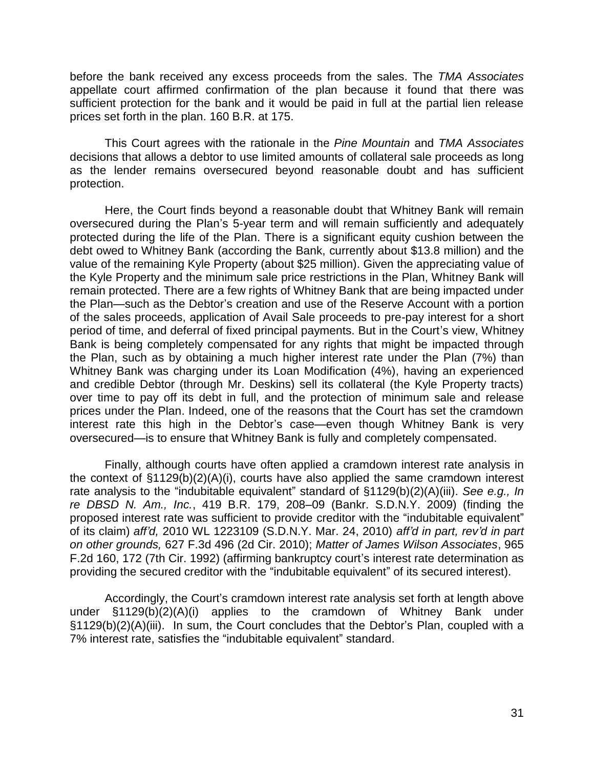before the bank received any excess proceeds from the sales. The *TMA Associates* appellate court affirmed confirmation of the plan because it found that there was sufficient protection for the bank and it would be paid in full at the partial lien release prices set forth in the plan. 160 B.R. at 175.

This Court agrees with the rationale in the *Pine Mountain* and *TMA Associates* decisions that allows a debtor to use limited amounts of collateral sale proceeds as long as the lender remains oversecured beyond reasonable doubt and has sufficient protection.

Here, the Court finds beyond a reasonable doubt that Whitney Bank will remain oversecured during the Plan's 5-year term and will remain sufficiently and adequately protected during the life of the Plan. There is a significant equity cushion between the debt owed to Whitney Bank (according the Bank, currently about $13.8 million) and the value of the remaining Kyle Property (about $25 million). Given the appreciating value of the Kyle Property and the minimum sale price restrictions in the Plan, Whitney Bank will remain protected. There are a few rights of Whitney Bank that are being impacted under the Plan—such as the Debtor's creation and use of the Reserve Account with a portion of the sales proceeds, application of Avail Sale proceeds to pre-pay interest for a short period of time, and deferral of fixed principal payments. But in the Court's view, Whitney Bank is being completely compensated for any rights that might be impacted through the Plan, such as by obtaining a much higher interest rate under the Plan (7%) than Whitney Bank was charging under its Loan Modification (4%), having an experienced and credible Debtor (through Mr. Deskins) sell its collateral (the Kyle Property tracts) over time to pay off its debt in full, and the protection of minimum sale and release prices under the Plan. Indeed, one of the reasons that the Court has set the cramdown interest rate this high in the Debtor's case—even though Whitney Bank is very oversecured—is to ensure that Whitney Bank is fully and completely compensated.

Finally, although courts have often applied a cramdown interest rate analysis in the context of §1129(b)(2)(A)(i), courts have also applied the same cramdown interest rate analysis to the "indubitable equivalent" standard of §1129(b)(2)(A)(iii). *See e.g., In re DBSD N. Am., Inc.*, 419 B.R. 179, 208–09 (Bankr. S.D.N.Y. 2009) (finding the proposed interest rate was sufficient to provide creditor with the "indubitable equivalent" of its claim) *aff'd,* 2010 WL 1223109 (S.D.N.Y. Mar. 24, 2010) *aff'd in part, rev'd in part on other grounds,* 627 F.3d 496 (2d Cir. 2010); *Matter of James Wilson Associates*, 965 F.2d 160, 172 (7th Cir. 1992) (affirming bankruptcy court's interest rate determination as providing the secured creditor with the "indubitable equivalent" of its secured interest).

Accordingly, the Court's cramdown interest rate analysis set forth at length above under §1129(b)(2)(A)(i) applies to the cramdown of Whitney Bank under §1129(b)(2)(A)(iii). In sum, the Court concludes that the Debtor's Plan, coupled with a 7% interest rate, satisfies the "indubitable equivalent" standard.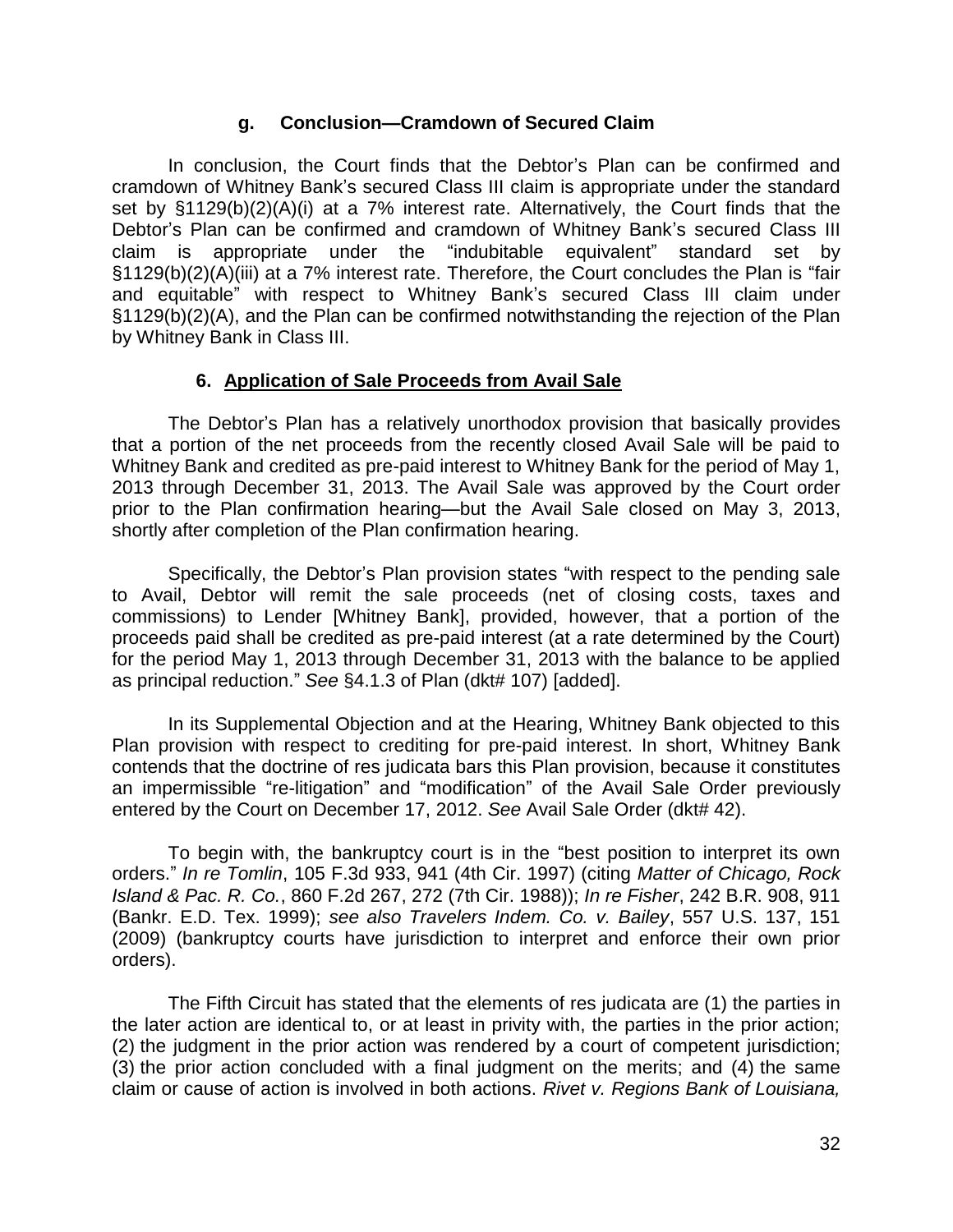### g. Conclusion—Cramdown of Secured Claim

In conclusion, the Court finds that the Debtor's Plan can be confirmed and cramdown of Whitney Bank's secured Class III claim is appropriate under the standard set by §1129(b)(2)(A)(i) at a 7% interest rate. Alternatively, the Court finds that the Debtor's Plan can be confirmed and cramdown of Whitney Bank's secured Class III claim is appropriate under the "indubitable equivalent" standard set by §1129(b)(2)(A)(iii) at a 7% interest rate. Therefore, the Court concludes the Plan is "fair and equitable" with respect to Whitney Bank's secured Class III claim under §1129(b)(2)(A), and the Plan can be confirmed notwithstanding the rejection of the Plan by Whitney Bank in Class III.

### 6. Application of Sale Proceeds from Avail Sale

The Debtor's Plan has a relatively unorthodox provision that basically provides that a portion of the net proceeds from the recently closed Avail Sale will be paid to Whitney Bank and credited as pre-paid interest to Whitney Bank for the period of May 1, 2013 through December 31, 2013. The Avail Sale was approved by the Court order prior to the Plan confirmation hearing—but the Avail Sale closed on May 3, 2013, shortly after completion of the Plan confirmation hearing.

Specifically, the Debtor's Plan provision states "with respect to the pending sale to Avail, Debtor will remit the sale proceeds (net of closing costs, taxes and commissions) to Lender [Whitney Bank], provided, however, that a portion of the proceeds paid shall be credited as pre-paid interest (at a rate determined by the Court) for the period May 1, 2013 through December 31, 2013 with the balance to be applied as principal reduction." *See* §4.1.3 of Plan (dkt# 107) [added].

In its Supplemental Objection and at the Hearing, Whitney Bank objected to this Plan provision with respect to crediting for pre-paid interest. In short, Whitney Bank contends that the doctrine of res judicata bars this Plan provision, because it constitutes an impermissible "re-litigation" and "modification" of the Avail Sale Order previously entered by the Court on December 17, 2012. *See* Avail Sale Order (dkt# 42).

To begin with, the bankruptcy court is in the "best position to interpret its own orders." *In re Tomlin*, 105 F.3d 933, 941 (4th Cir. 1997) (citing *Matter of Chicago, Rock Island & Pac. R. Co.*, 860 F.2d 267, 272 (7th Cir. 1988)); *In re Fisher*, 242 B.R. 908, 911 (Bankr. E.D. Tex. 1999); *see also Travelers Indem. Co. v. Bailey*, 557 U.S. 137, 151 (2009) (bankruptcy courts have jurisdiction to interpret and enforce their own prior orders).

The Fifth Circuit has stated that the elements of res judicata are (1) the parties in the later action are identical to, or at least in privity with, the parties in the prior action; (2) the judgment in the prior action was rendered by a court of competent jurisdiction; (3) the prior action concluded with a final judgment on the merits; and (4) the same claim or cause of action is involved in both actions. *Rivet v. Regions Bank of Louisiana,*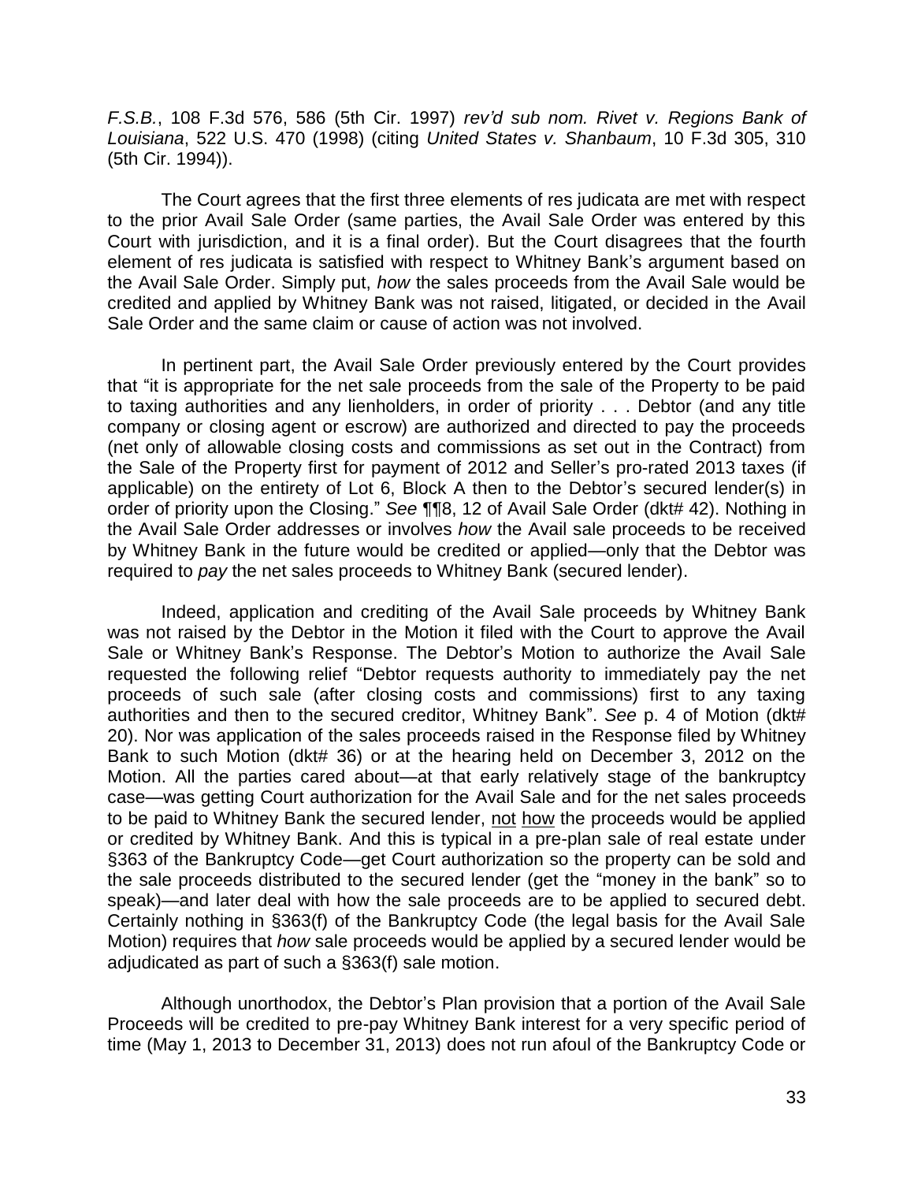*F.S.B.*, 108 F.3d 576, 586 (5th Cir. 1997) *rev'd sub nom. Rivet v. Regions Bank of Louisiana*, 522 U.S. 470 (1998) (citing *United States v. Shanbaum*, 10 F.3d 305, 310 (5th Cir. 1994)).

The Court agrees that the first three elements of res judicata are met with respect to the prior Avail Sale Order (same parties, the Avail Sale Order was entered by this Court with jurisdiction, and it is a final order). But the Court disagrees that the fourth element of res judicata is satisfied with respect to Whitney Bank's argument based on the Avail Sale Order. Simply put, *how* the sales proceeds from the Avail Sale would be credited and applied by Whitney Bank was not raised, litigated, or decided in the Avail Sale Order and the same claim or cause of action was not involved.

In pertinent part, the Avail Sale Order previously entered by the Court provides that "it is appropriate for the net sale proceeds from the sale of the Property to be paid to taxing authorities and any lienholders, in order of priority . . . Debtor (and any title company or closing agent or escrow) are authorized and directed to pay the proceeds (net only of allowable closing costs and commissions as set out in the Contract) from the Sale of the Property first for payment of 2012 and Seller's pro-rated 2013 taxes (if applicable) on the entirety of Lot 6, Block A then to the Debtor's secured lender(s) in order of priority upon the Closing." *See* ¶¶8, 12 of Avail Sale Order (dkt# 42). Nothing in the Avail Sale Order addresses or involves *how* the Avail sale proceeds to be received by Whitney Bank in the future would be credited or applied—only that the Debtor was required to *pay* the net sales proceeds to Whitney Bank (secured lender).

Indeed, application and crediting of the Avail Sale proceeds by Whitney Bank was not raised by the Debtor in the Motion it filed with the Court to approve the Avail Sale or Whitney Bank's Response. The Debtor's Motion to authorize the Avail Sale requested the following relief "Debtor requests authority to immediately pay the net proceeds of such sale (after closing costs and commissions) first to any taxing authorities and then to the secured creditor, Whitney Bank". *See* p. 4 of Motion (dkt# 20). Nor was application of the sales proceeds raised in the Response filed by Whitney Bank to such Motion (dkt# 36) or at the hearing held on December 3, 2012 on the Motion. All the parties cared about—at that early relatively stage of the bankruptcy case—was getting Court authorization for the Avail Sale and for the net sales proceeds to be paid to Whitney Bank the secured lender, <u>not</u> <u>how</u> the proceeds would be applied or credited by Whitney Bank. And this is typical in a pre-plan sale of real estate under §363 of the Bankruptcy Code—get Court authorization so the property can be sold and the sale proceeds distributed to the secured lender (get the "money in the bank" so to speak)—and later deal with how the sale proceeds are to be applied to secured debt. Certainly nothing in §363(f) of the Bankruptcy Code (the legal basis for the Avail Sale Motion) requires that *how* sale proceeds would be applied by a secured lender would be adjudicated as part of such a §363(f) sale motion.

Although unorthodox, the Debtor's Plan provision that a portion of the Avail Sale Proceeds will be credited to pre-pay Whitney Bank interest for a very specific period of time (May 1, 2013 to December 31, 2013) does not run afoul of the Bankruptcy Code or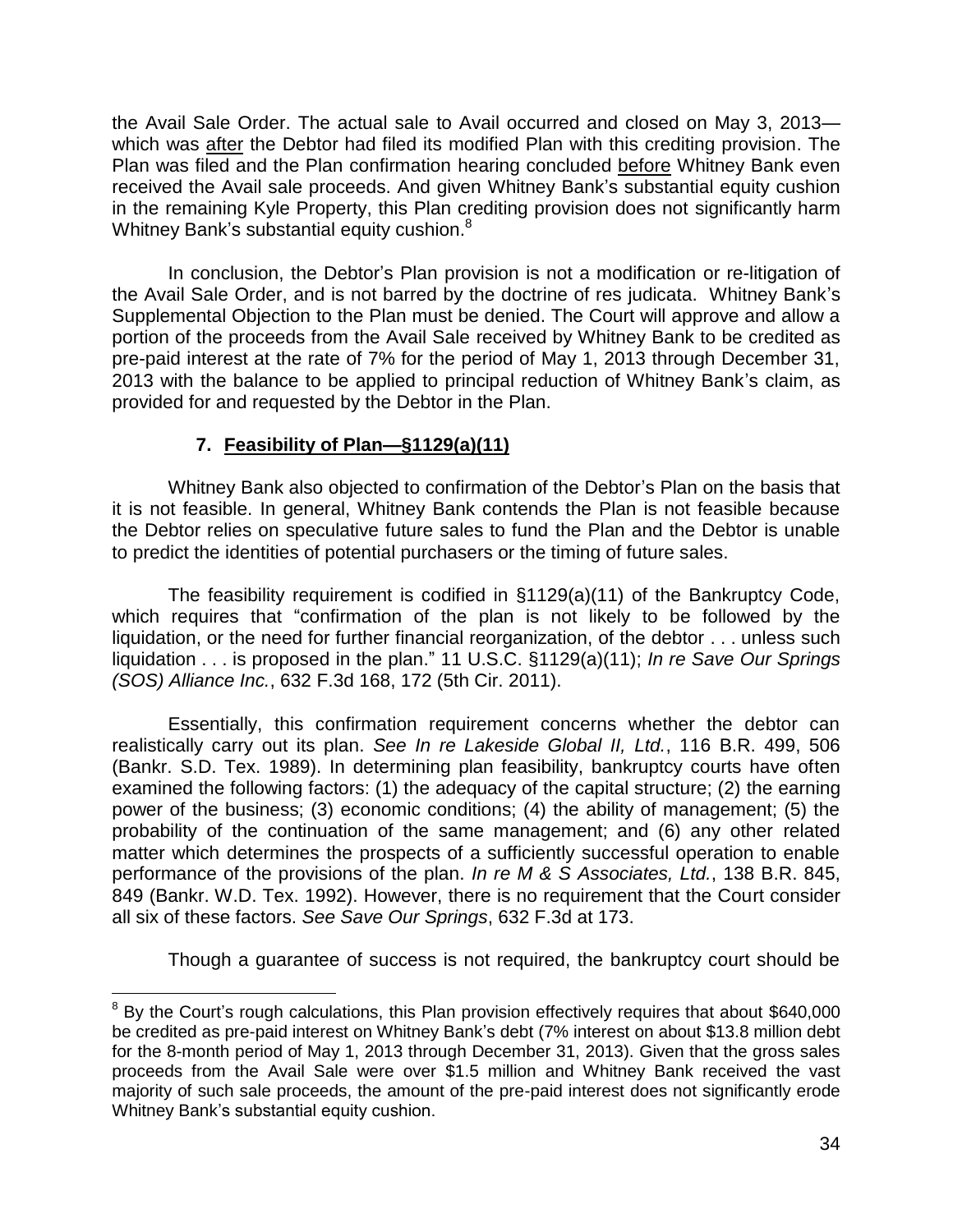the Avail Sale Order. The actual sale to Avail occurred and closed on May 3, 2013—which was after the Debtor had filed its modified Plan with this crediting provision. The Plan was filed and the Plan confirmation hearing concluded before Whitney Bank even received the Avail sale proceeds. And given Whitney Bank's substantial equity cushion in the remaining Kyle Property, this Plan crediting provision does not significantly harm Whitney Bank's substantial equity cushion.[8]

In conclusion, the Debtor's Plan provision is not a modification or re-litigation of the Avail Sale Order, and is not barred by the doctrine of res judicata. Whitney Bank's Supplemental Objection to the Plan must be denied. The Court will approve and allow a portion of the proceeds from the Avail Sale received by Whitney Bank to be credited as pre-paid interest at the rate of 7% for the period of May 1, 2013 through December 31, 2013 with the balance to be applied to principal reduction of Whitney Bank's claim, as provided for and requested by the Debtor in the Plan.

### 7. Feasibility of Plan—§1129(a)(11)

Whitney Bank also objected to confirmation of the Debtor's Plan on the basis that it is not feasible. In general, Whitney Bank contends the Plan is not feasible because the Debtor relies on speculative future sales to fund the Plan and the Debtor is unable to predict the identities of potential purchasers or the timing of future sales.

The feasibility requirement is codified in §1129(a)(11) of the Bankruptcy Code, which requires that "confirmation of the plan is not likely to be followed by the liquidation, or the need for further financial reorganization, of the debtor . . . unless such liquidation . . . is proposed in the plan." 11 U.S.C. §1129(a)(11); *In re Save Our Springs (SOS) Alliance Inc.*, 632 F.3d 168, 172 (5th Cir. 2011).

Essentially, this confirmation requirement concerns whether the debtor can realistically carry out its plan. *See In re Lakeside Global II, Ltd.*, 116 B.R. 499, 506 (Bankr. S.D. Tex. 1989). In determining plan feasibility, bankruptcy courts have often examined the following factors: (1) the adequacy of the capital structure; (2) the earning power of the business; (3) economic conditions; (4) the ability of management; (5) the probability of the continuation of the same management; and (6) any other related matter which determines the prospects of a sufficiently successful operation to enable performance of the provisions of the plan. *In re M & S Associates, Ltd.*, 138 B.R. 845, 849 (Bankr. W.D. Tex. 1992). However, there is no requirement that the Court consider all six of these factors. *See Save Our Springs*, 632 F.3d at 173.

Though a guarantee of success is not required, the bankruptcy court should be

---

[8] By the Court's rough calculations, this Plan provision effectively requires that about $640,000 be credited as pre-paid interest on Whitney Bank's debt (7% interest on about $13.8 million debt for the 8-month period of May 1, 2013 through December 31, 2013). Given that the gross sales proceeds from the Avail Sale were over $1.5 million and Whitney Bank received the vast majority of such sale proceeds, the amount of the pre-paid interest does not significantly erode Whitney Bank's substantial equity cushion.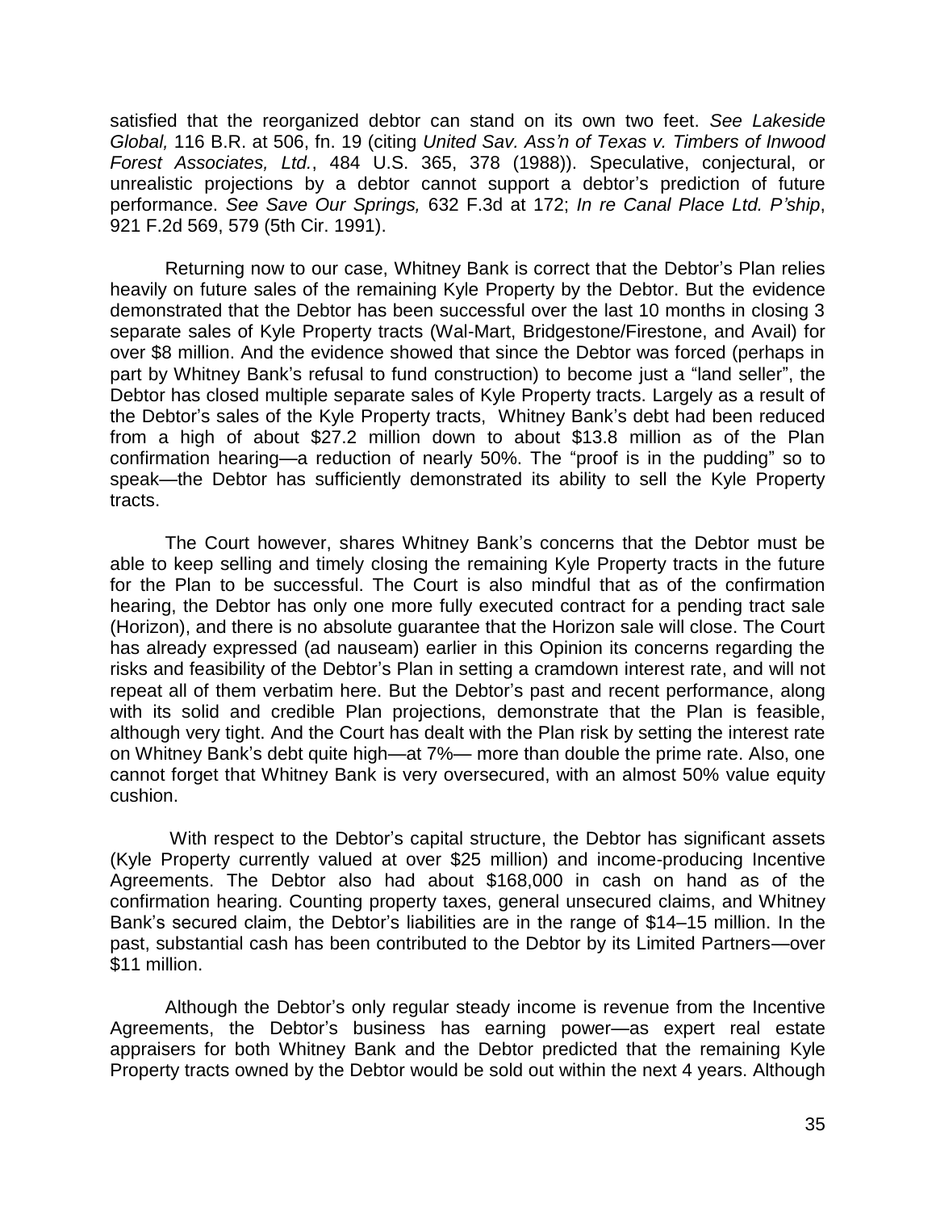satisfied that the reorganized debtor can stand on its own two feet. *See Lakeside Global,* 116 B.R. at 506, fn. 19 (citing *United Sav. Ass'n of Texas v. Timbers of Inwood Forest Associates, Ltd.*, 484 U.S. 365, 378 (1988)). Speculative, conjectural, or unrealistic projections by a debtor cannot support a debtor's prediction of future performance. *See Save Our Springs,* 632 F.3d at 172; *In re Canal Place Ltd. P'ship*, 921 F.2d 569, 579 (5th Cir. 1991).

Returning now to our case, Whitney Bank is correct that the Debtor's Plan relies heavily on future sales of the remaining Kyle Property by the Debtor. But the evidence demonstrated that the Debtor has been successful over the last 10 months in closing 3 separate sales of Kyle Property tracts (Wal-Mart, Bridgestone/Firestone, and Avail) for over $8 million. And the evidence showed that since the Debtor was forced (perhaps in part by Whitney Bank's refusal to fund construction) to become just a "land seller", the Debtor has closed multiple separate sales of Kyle Property tracts. Largely as a result of the Debtor's sales of the Kyle Property tracts, Whitney Bank's debt had been reduced from a high of about $27.2 million down to about $13.8 million as of the Plan confirmation hearing—a reduction of nearly 50%. The "proof is in the pudding" so to speak—the Debtor has sufficiently demonstrated its ability to sell the Kyle Property tracts.

The Court however, shares Whitney Bank's concerns that the Debtor must be able to keep selling and timely closing the remaining Kyle Property tracts in the future for the Plan to be successful. The Court is also mindful that as of the confirmation hearing, the Debtor has only one more fully executed contract for a pending tract sale (Horizon), and there is no absolute guarantee that the Horizon sale will close. The Court has already expressed (ad nauseam) earlier in this Opinion its concerns regarding the risks and feasibility of the Debtor's Plan in setting a cramdown interest rate, and will not repeat all of them verbatim here. But the Debtor's past and recent performance, along with its solid and credible Plan projections, demonstrate that the Plan is feasible, although very tight. And the Court has dealt with the Plan risk by setting the interest rate on Whitney Bank's debt quite high—at 7%— more than double the prime rate. Also, one cannot forget that Whitney Bank is very oversecured, with an almost 50% value equity cushion.

With respect to the Debtor's capital structure, the Debtor has significant assets (Kyle Property currently valued at over $25 million) and income-producing Incentive Agreements. The Debtor also had about $168,000 in cash on hand as of the confirmation hearing. Counting property taxes, general unsecured claims, and Whitney Bank's secured claim, the Debtor's liabilities are in the range of $14–15 million. In the past, substantial cash has been contributed to the Debtor by its Limited Partners—over $11 million.

Although the Debtor's only regular steady income is revenue from the Incentive Agreements, the Debtor's business has earning power—as expert real estate appraisers for both Whitney Bank and the Debtor predicted that the remaining Kyle Property tracts owned by the Debtor would be sold out within the next 4 years. Although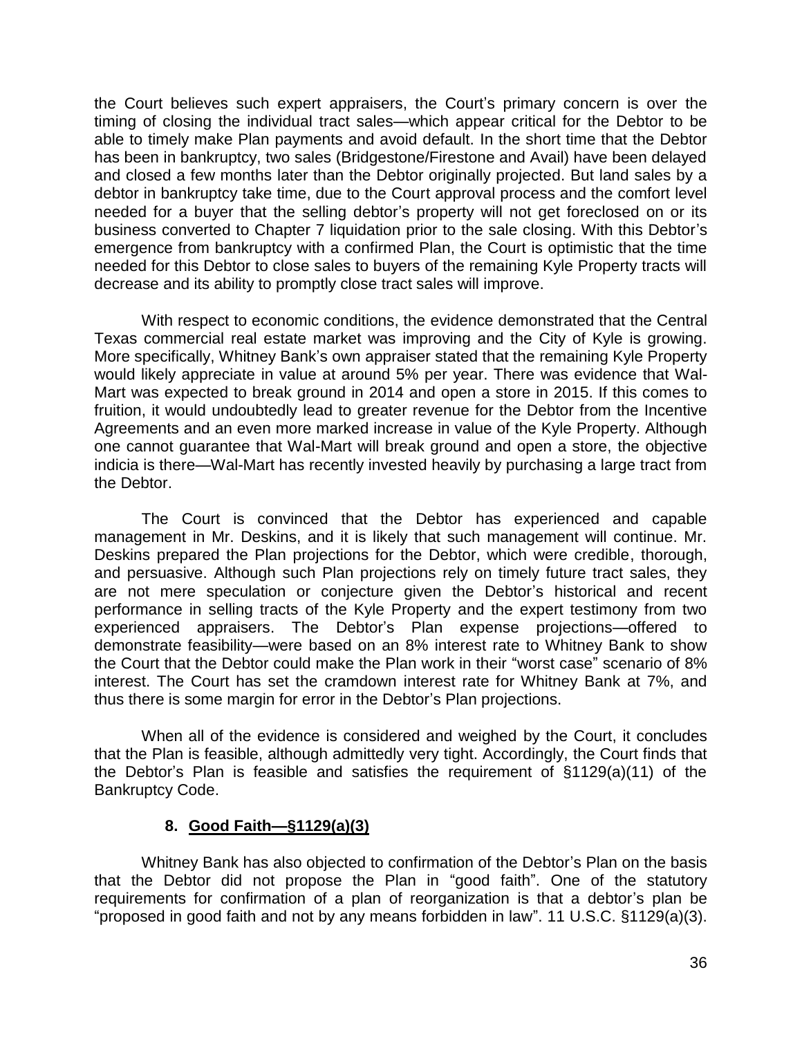the Court believes such expert appraisers, the Court's primary concern is over the timing of closing the individual tract sales—which appear critical for the Debtor to be able to timely make Plan payments and avoid default. In the short time that the Debtor has been in bankruptcy, two sales (Bridgestone/Firestone and Avail) have been delayed and closed a few months later than the Debtor originally projected. But land sales by a debtor in bankruptcy take time, due to the Court approval process and the comfort level needed for a buyer that the selling debtor's property will not get foreclosed on or its business converted to Chapter 7 liquidation prior to the sale closing. With this Debtor's emergence from bankruptcy with a confirmed Plan, the Court is optimistic that the time needed for this Debtor to close sales to buyers of the remaining Kyle Property tracts will decrease and its ability to promptly close tract sales will improve.

With respect to economic conditions, the evidence demonstrated that the Central Texas commercial real estate market was improving and the City of Kyle is growing. More specifically, Whitney Bank's own appraiser stated that the remaining Kyle Property would likely appreciate in value at around 5% per year. There was evidence that Wal-Mart was expected to break ground in 2014 and open a store in 2015. If this comes to fruition, it would undoubtedly lead to greater revenue for the Debtor from the Incentive Agreements and an even more marked increase in value of the Kyle Property. Although one cannot guarantee that Wal-Mart will break ground and open a store, the objective indicia is there—Wal-Mart has recently invested heavily by purchasing a large tract from the Debtor.

The Court is convinced that the Debtor has experienced and capable management in Mr. Deskins, and it is likely that such management will continue. Mr. Deskins prepared the Plan projections for the Debtor, which were credible, thorough, and persuasive. Although such Plan projections rely on timely future tract sales, they are not mere speculation or conjecture given the Debtor's historical and recent performance in selling tracts of the Kyle Property and the expert testimony from two experienced appraisers. The Debtor's Plan expense projections—offered to demonstrate feasibility—were based on an 8% interest rate to Whitney Bank to show the Court that the Debtor could make the Plan work in their "worst case" scenario of 8% interest. The Court has set the cramdown interest rate for Whitney Bank at 7%, and thus there is some margin for error in the Debtor's Plan projections.

When all of the evidence is considered and weighed by the Court, it concludes that the Plan is feasible, although admittedly very tight. Accordingly, the Court finds that the Debtor's Plan is feasible and satisfies the requirement of §1129(a)(11) of the Bankruptcy Code.

### 8. Good Faith—§1129(a)(3)

Whitney Bank has also objected to confirmation of the Debtor's Plan on the basis that the Debtor did not propose the Plan in "good faith". One of the statutory requirements for confirmation of a plan of reorganization is that a debtor's plan be "proposed in good faith and not by any means forbidden in law". 11 U.S.C. §1129(a)(3).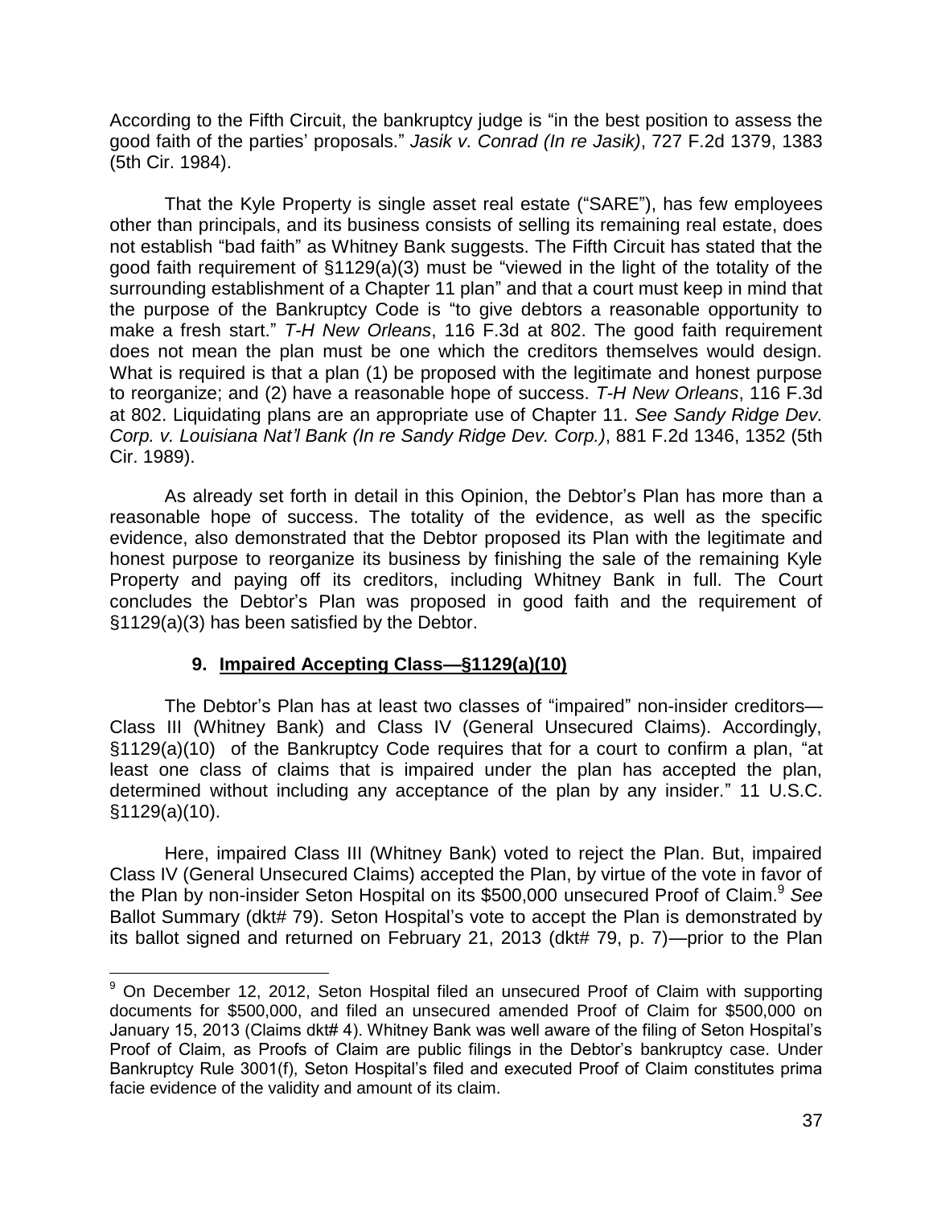According to the Fifth Circuit, the bankruptcy judge is "in the best position to assess the good faith of the parties' proposals." *Jasik v. Conrad (In re Jasik)*, 727 F.2d 1379, 1383 (5th Cir. 1984).

That the Kyle Property is single asset real estate ("SARE"), has few employees other than principals, and its business consists of selling its remaining real estate, does not establish "bad faith" as Whitney Bank suggests. The Fifth Circuit has stated that the good faith requirement of §1129(a)(3) must be "viewed in the light of the totality of the surrounding establishment of a Chapter 11 plan" and that a court must keep in mind that the purpose of the Bankruptcy Code is "to give debtors a reasonable opportunity to make a fresh start." *T-H New Orleans*, 116 F.3d at 802. The good faith requirement does not mean the plan must be one which the creditors themselves would design. What is required is that a plan (1) be proposed with the legitimate and honest purpose to reorganize; and (2) have a reasonable hope of success. *T-H New Orleans*, 116 F.3d at 802. Liquidating plans are an appropriate use of Chapter 11. *See Sandy Ridge Dev. Corp. v. Louisiana Nat'l Bank (In re Sandy Ridge Dev. Corp.)*, 881 F.2d 1346, 1352 (5th Cir. 1989).

As already set forth in detail in this Opinion, the Debtor's Plan has more than a reasonable hope of success. The totality of the evidence, as well as the specific evidence, also demonstrated that the Debtor proposed its Plan with the legitimate and honest purpose to reorganize its business by finishing the sale of the remaining Kyle Property and paying off its creditors, including Whitney Bank in full. The Court concludes the Debtor's Plan was proposed in good faith and the requirement of §1129(a)(3) has been satisfied by the Debtor.

### 9. Impaired Accepting Class—§1129(a)(10)

The Debtor's Plan has at least two classes of "impaired" non-insider creditors—Class III (Whitney Bank) and Class IV (General Unsecured Claims). Accordingly, §1129(a)(10) of the Bankruptcy Code requires that for a court to confirm a plan, "at least one class of claims that is impaired under the plan has accepted the plan, determined without including any acceptance of the plan by any insider." 11 U.S.C. §1129(a)(10).

Here, impaired Class III (Whitney Bank) voted to reject the Plan. But, impaired Class IV (General Unsecured Claims) accepted the Plan, by virtue of the vote in favor of the Plan by non-insider Seton Hospital on its $500,000 unsecured Proof of Claim.[9] *See* Ballot Summary (dkt# 79). Seton Hospital's vote to accept the Plan is demonstrated by its ballot signed and returned on February 21, 2013 (dkt# 79, p. 7)—prior to the Plan

[9] On December 12, 2012, Seton Hospital filed an unsecured Proof of Claim with supporting documents for $500,000, and filed an unsecured amended Proof of Claim for $500,000 on January 15, 2013 (Claims dkt# 4). Whitney Bank was well aware of the filing of Seton Hospital's Proof of Claim, as Proofs of Claim are public filings in the Debtor's bankruptcy case. Under Bankruptcy Rule 3001(f), Seton Hospital's filed and executed Proof of Claim constitutes prima facie evidence of the validity and amount of its claim.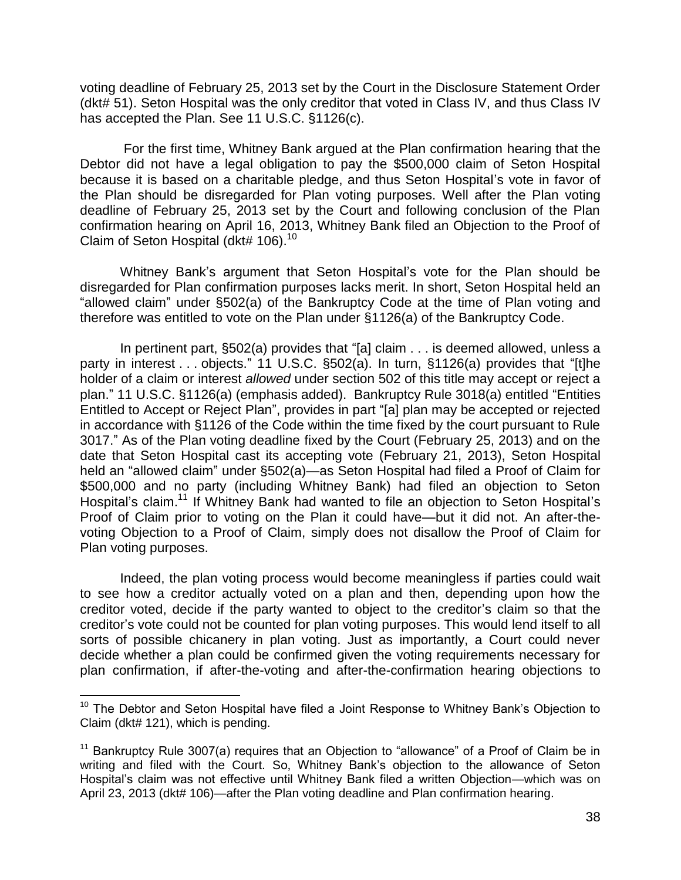voting deadline of February 25, 2013 set by the Court in the Disclosure Statement Order (dkt# 51). Seton Hospital was the only creditor that voted in Class IV, and thus Class IV has accepted the Plan. See 11 U.S.C. §1126(c).

For the first time, Whitney Bank argued at the Plan confirmation hearing that the Debtor did not have a legal obligation to pay the $500,000 claim of Seton Hospital because it is based on a charitable pledge, and thus Seton Hospital's vote in favor of the Plan should be disregarded for Plan voting purposes. Well after the Plan voting deadline of February 25, 2013 set by the Court and following conclusion of the Plan confirmation hearing on April 16, 2013, Whitney Bank filed an Objection to the Proof of Claim of Seton Hospital (dkt# 106).[10]

Whitney Bank's argument that Seton Hospital's vote for the Plan should be disregarded for Plan confirmation purposes lacks merit. In short, Seton Hospital held an "allowed claim" under §502(a) of the Bankruptcy Code at the time of Plan voting and therefore was entitled to vote on the Plan under §1126(a) of the Bankruptcy Code.

In pertinent part, §502(a) provides that "[a] claim . . . is deemed allowed, unless a party in interest . . . objects." 11 U.S.C. §502(a). In turn, §1126(a) provides that "[t]he holder of a claim or interest *allowed* under section 502 of this title may accept or reject a plan." 11 U.S.C. §1126(a) (emphasis added). Bankruptcy Rule 3018(a) entitled "Entities Entitled to Accept or Reject Plan", provides in part "[a] plan may be accepted or rejected in accordance with §1126 of the Code within the time fixed by the court pursuant to Rule 3017." As of the Plan voting deadline fixed by the Court (February 25, 2013) and on the date that Seton Hospital cast its accepting vote (February 21, 2013), Seton Hospital held an "allowed claim" under §502(a)—as Seton Hospital had filed a Proof of Claim for $500,000 and no party (including Whitney Bank) had filed an objection to Seton Hospital's claim.[11] If Whitney Bank had wanted to file an objection to Seton Hospital's Proof of Claim prior to voting on the Plan it could have—but it did not. An after-the-voting Objection to a Proof of Claim, simply does not disallow the Proof of Claim for Plan voting purposes.

Indeed, the plan voting process would become meaningless if parties could wait to see how a creditor actually voted on a plan and then, depending upon how the creditor voted, decide if the party wanted to object to the creditor's claim so that the creditor's vote could not be counted for plan voting purposes. This would lend itself to all sorts of possible chicanery in plan voting. Just as importantly, a Court could never decide whether a plan could be confirmed given the voting requirements necessary for plan confirmation, if after-the-voting and after-the-confirmation hearing objections to

---

[10] The Debtor and Seton Hospital have filed a Joint Response to Whitney Bank's Objection to Claim (dkt# 121), which is pending.

[11] Bankruptcy Rule 3007(a) requires that an Objection to "allowance" of a Proof of Claim be in writing and filed with the Court. So, Whitney Bank's objection to the allowance of Seton Hospital's claim was not effective until Whitney Bank filed a written Objection—which was on April 23, 2013 (dkt# 106)—after the Plan voting deadline and Plan confirmation hearing.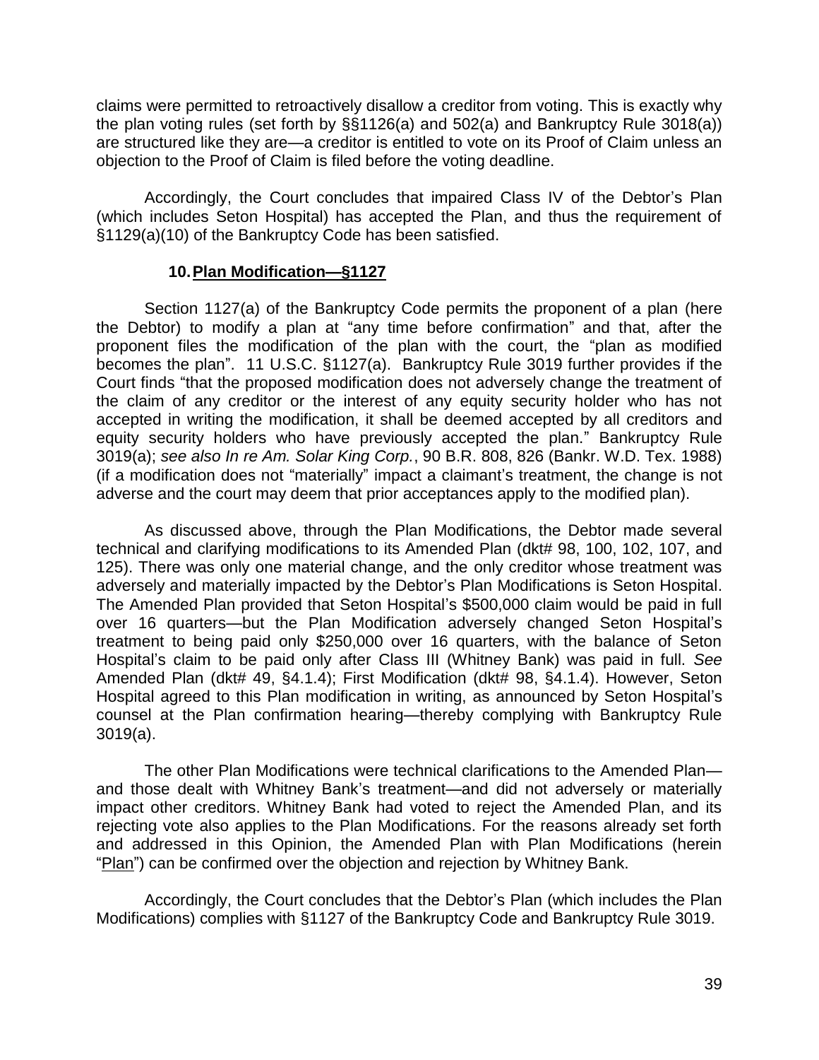claims were permitted to retroactively disallow a creditor from voting. This is exactly why the plan voting rules (set forth by §§1126(a) and 502(a) and Bankruptcy Rule 3018(a)) are structured like they are—a creditor is entitled to vote on its Proof of Claim unless an objection to the Proof of Claim is filed before the voting deadline.

Accordingly, the Court concludes that impaired Class IV of the Debtor's Plan (which includes Seton Hospital) has accepted the Plan, and thus the requirement of §1129(a)(10) of the Bankruptcy Code has been satisfied.

### 10. <u>Plan Modification—§1127</u>

Section 1127(a) of the Bankruptcy Code permits the proponent of a plan (here the Debtor) to modify a plan at "any time before confirmation" and that, after the proponent files the modification of the plan with the court, the "plan as modified becomes the plan". 11 U.S.C. §1127(a). Bankruptcy Rule 3019 further provides if the Court finds "that the proposed modification does not adversely change the treatment of the claim of any creditor or the interest of any equity security holder who has not accepted in writing the modification, it shall be deemed accepted by all creditors and equity security holders who have previously accepted the plan." Bankruptcy Rule 3019(a); *see also In re Am. Solar King Corp.*, 90 B.R. 808, 826 (Bankr. W.D. Tex. 1988) (if a modification does not "materially" impact a claimant's treatment, the change is not adverse and the court may deem that prior acceptances apply to the modified plan).

As discussed above, through the Plan Modifications, the Debtor made several technical and clarifying modifications to its Amended Plan (dkt# 98, 100, 102, 107, and 125). There was only one material change, and the only creditor whose treatment was adversely and materially impacted by the Debtor's Plan Modifications is Seton Hospital. The Amended Plan provided that Seton Hospital's $500,000 claim would be paid in full over 16 quarters—but the Plan Modification adversely changed Seton Hospital's treatment to being paid only $250,000 over 16 quarters, with the balance of Seton Hospital's claim to be paid only after Class III (Whitney Bank) was paid in full. *See* Amended Plan (dkt# 49, §4.1.4); First Modification (dkt# 98, §4.1.4). However, Seton Hospital agreed to this Plan modification in writing, as announced by Seton Hospital's counsel at the Plan confirmation hearing—thereby complying with Bankruptcy Rule 3019(a).

The other Plan Modifications were technical clarifications to the Amended Plan—and those dealt with Whitney Bank's treatment—and did not adversely or materially impact other creditors. Whitney Bank had voted to reject the Amended Plan, and its rejecting vote also applies to the Plan Modifications. For the reasons already set forth and addressed in this Opinion, the Amended Plan with Plan Modifications (herein "<u>Plan</u>") can be confirmed over the objection and rejection by Whitney Bank.

Accordingly, the Court concludes that the Debtor's Plan (which includes the Plan Modifications) complies with §1127 of the Bankruptcy Code and Bankruptcy Rule 3019.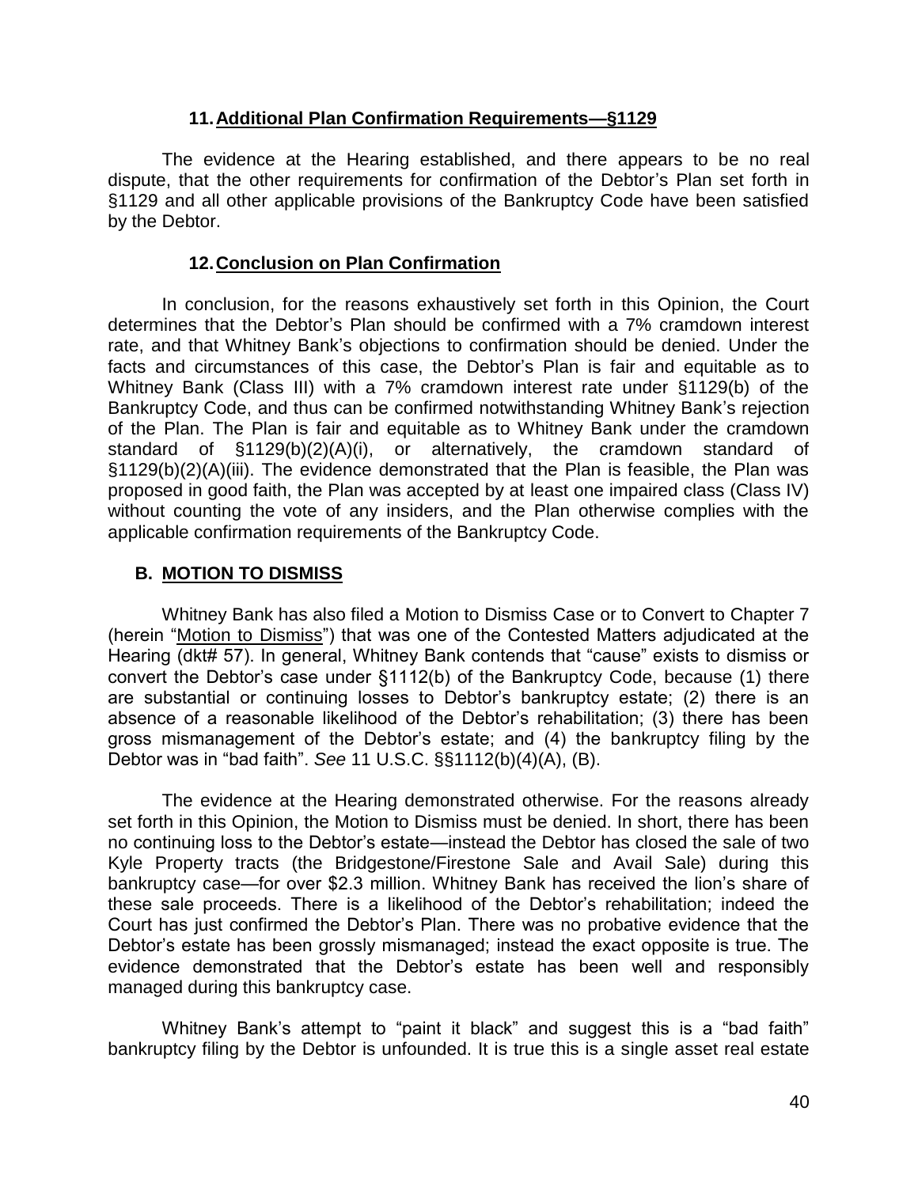### 11. Additional Plan Confirmation Requirements—§1129

The evidence at the Hearing established, and there appears to be no real dispute, that the other requirements for confirmation of the Debtor's Plan set forth in §1129 and all other applicable provisions of the Bankruptcy Code have been satisfied by the Debtor.

### 12. Conclusion on Plan Confirmation

In conclusion, for the reasons exhaustively set forth in this Opinion, the Court determines that the Debtor's Plan should be confirmed with a 7% cramdown interest rate, and that Whitney Bank's objections to confirmation should be denied. Under the facts and circumstances of this case, the Debtor's Plan is fair and equitable as to Whitney Bank (Class III) with a 7% cramdown interest rate under §1129(b) of the Bankruptcy Code, and thus can be confirmed notwithstanding Whitney Bank's rejection of the Plan. The Plan is fair and equitable as to Whitney Bank under the cramdown standard of §1129(b)(2)(A)(i), or alternatively, the cramdown standard of §1129(b)(2)(A)(iii). The evidence demonstrated that the Plan is feasible, the Plan was proposed in good faith, the Plan was accepted by at least one impaired class (Class IV) without counting the vote of any insiders, and the Plan otherwise complies with the applicable confirmation requirements of the Bankruptcy Code.

## B. MOTION TO DISMISS

Whitney Bank has also filed a Motion to Dismiss Case or to Convert to Chapter 7 (herein "Motion to Dismiss") that was one of the Contested Matters adjudicated at the Hearing (dkt# 57). In general, Whitney Bank contends that "cause" exists to dismiss or convert the Debtor's case under §1112(b) of the Bankruptcy Code, because (1) there are substantial or continuing losses to Debtor's bankruptcy estate; (2) there is an absence of a reasonable likelihood of the Debtor's rehabilitation; (3) there has been gross mismanagement of the Debtor's estate; and (4) the bankruptcy filing by the Debtor was in "bad faith". *See* 11 U.S.C. §§1112(b)(4)(A), (B).

The evidence at the Hearing demonstrated otherwise. For the reasons already set forth in this Opinion, the Motion to Dismiss must be denied. In short, there has been no continuing loss to the Debtor's estate—instead the Debtor has closed the sale of two Kyle Property tracts (the Bridgestone/Firestone Sale and Avail Sale) during this bankruptcy case—for over $2.3 million. Whitney Bank has received the lion's share of these sale proceeds. There is a likelihood of the Debtor's rehabilitation; indeed the Court has just confirmed the Debtor's Plan. There was no probative evidence that the Debtor's estate has been grossly mismanaged; instead the exact opposite is true. The evidence demonstrated that the Debtor's estate has been well and responsibly managed during this bankruptcy case.

Whitney Bank's attempt to "paint it black" and suggest this is a "bad faith" bankruptcy filing by the Debtor is unfounded. It is true this is a single asset real estate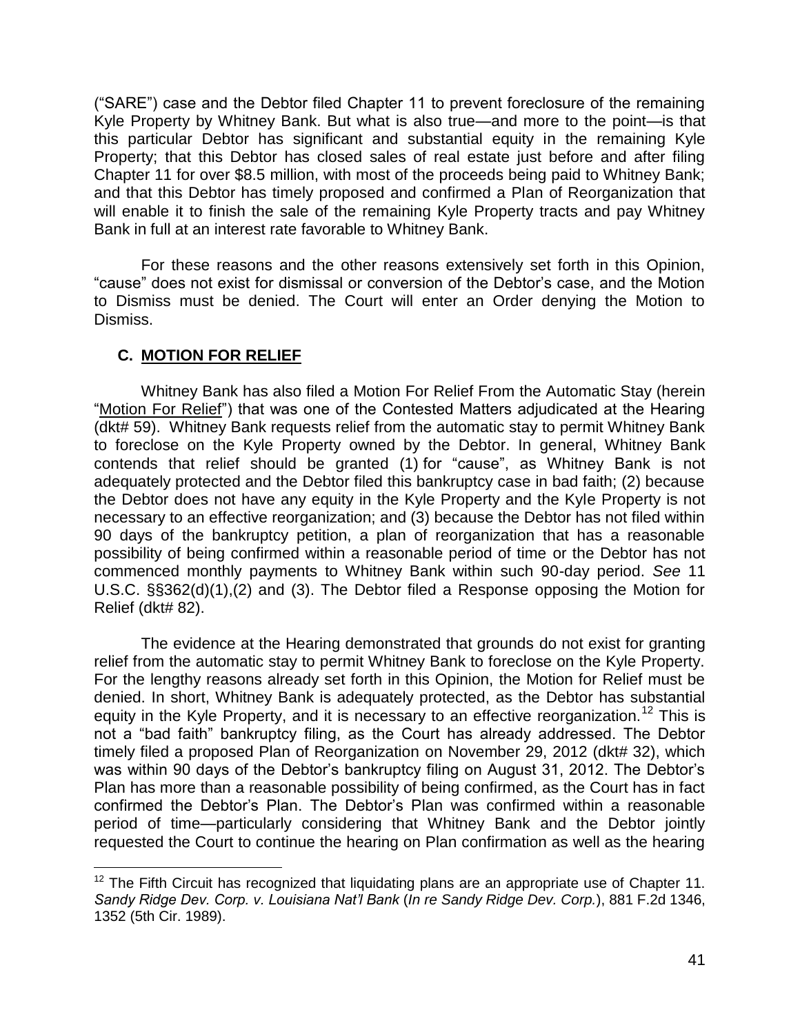("SARE") case and the Debtor filed Chapter 11 to prevent foreclosure of the remaining Kyle Property by Whitney Bank. But what is also true—and more to the point—is that this particular Debtor has significant and substantial equity in the remaining Kyle Property; that this Debtor has closed sales of real estate just before and after filing Chapter 11 for over $8.5 million, with most of the proceeds being paid to Whitney Bank; and that this Debtor has timely proposed and confirmed a Plan of Reorganization that will enable it to finish the sale of the remaining Kyle Property tracts and pay Whitney Bank in full at an interest rate favorable to Whitney Bank.

For these reasons and the other reasons extensively set forth in this Opinion, "cause" does not exist for dismissal or conversion of the Debtor's case, and the Motion to Dismiss must be denied. The Court will enter an Order denying the Motion to Dismiss.

## C. MOTION FOR RELIEF

Whitney Bank has also filed a Motion For Relief From the Automatic Stay (herein "Motion For Relief") that was one of the Contested Matters adjudicated at the Hearing (dkt# 59). Whitney Bank requests relief from the automatic stay to permit Whitney Bank to foreclose on the Kyle Property owned by the Debtor. In general, Whitney Bank contends that relief should be granted (1) for "cause", as Whitney Bank is not adequately protected and the Debtor filed this bankruptcy case in bad faith; (2) because the Debtor does not have any equity in the Kyle Property and the Kyle Property is not necessary to an effective reorganization; and (3) because the Debtor has not filed within 90 days of the bankruptcy petition, a plan of reorganization that has a reasonable possibility of being confirmed within a reasonable period of time or the Debtor has not commenced monthly payments to Whitney Bank within such 90-day period. *See* 11 U.S.C. §§362(d)(1),(2) and (3). The Debtor filed a Response opposing the Motion for Relief (dkt# 82).

The evidence at the Hearing demonstrated that grounds do not exist for granting relief from the automatic stay to permit Whitney Bank to foreclose on the Kyle Property. For the lengthy reasons already set forth in this Opinion, the Motion for Relief must be denied. In short, Whitney Bank is adequately protected, as the Debtor has substantial equity in the Kyle Property, and it is necessary to an effective reorganization.[12] This is not a "bad faith" bankruptcy filing, as the Court has already addressed. The Debtor timely filed a proposed Plan of Reorganization on November 29, 2012 (dkt# 32), which was within 90 days of the Debtor's bankruptcy filing on August 31, 2012. The Debtor's Plan has more than a reasonable possibility of being confirmed, as the Court has in fact confirmed the Debtor's Plan. The Debtor's Plan was confirmed within a reasonable period of time—particularly considering that Whitney Bank and the Debtor jointly requested the Court to continue the hearing on Plan confirmation as well as the hearing

---

[12] The Fifth Circuit has recognized that liquidating plans are an appropriate use of Chapter 11. *Sandy Ridge Dev. Corp. v. Louisiana Nat'l Bank* (*In re Sandy Ridge Dev. Corp.*), 881 F.2d 1346, 1352 (5th Cir. 1989).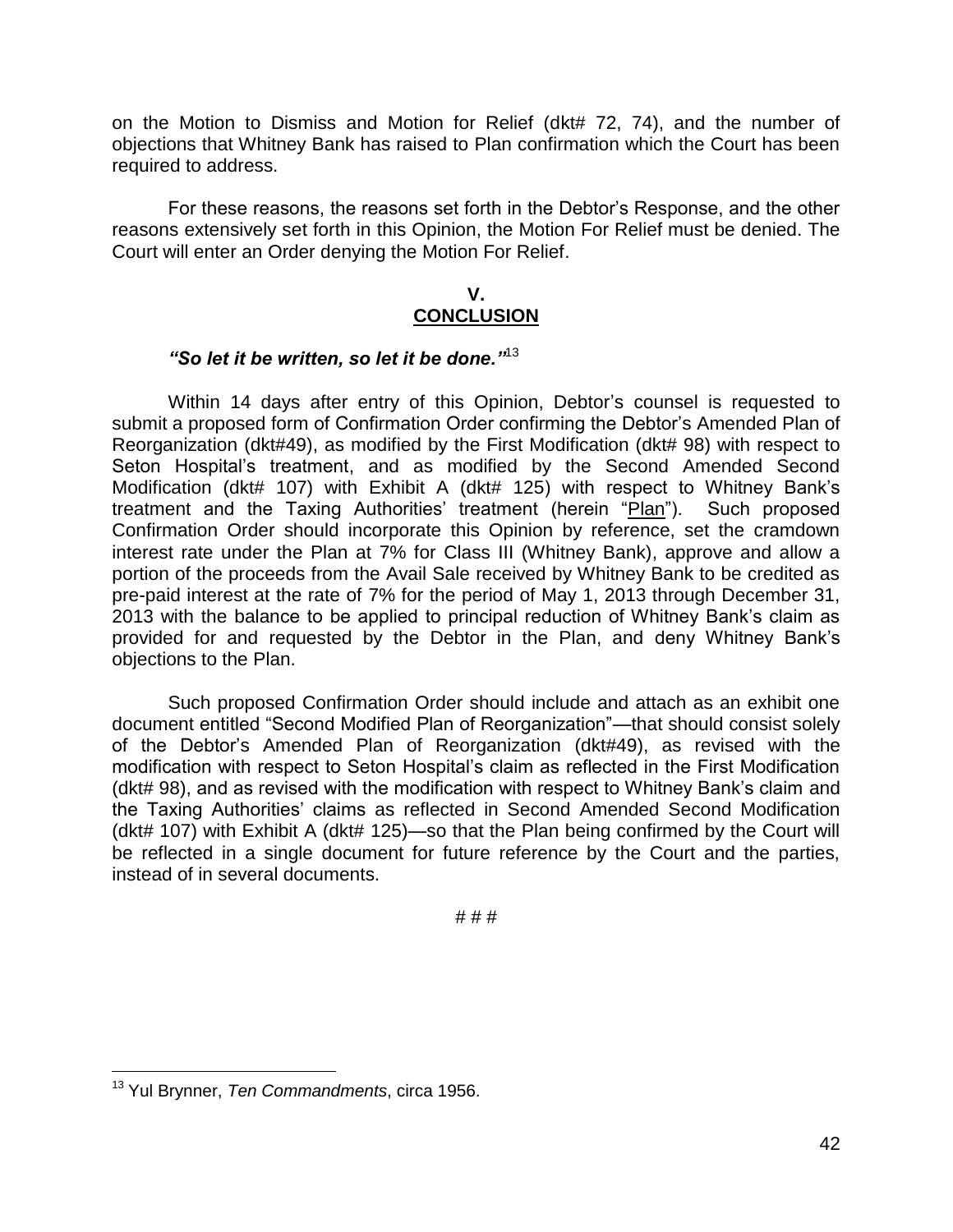on the Motion to Dismiss and Motion for Relief (dkt# 72, 74), and the number of objections that Whitney Bank has raised to Plan confirmation which the Court has been required to address.

For these reasons, the reasons set forth in the Debtor's Response, and the other reasons extensively set forth in this Opinion, the Motion For Relief must be denied. The Court will enter an Order denying the Motion For Relief.

## V.
## CONCLUSION

***"So let it be written, so let it be done."***[13]

Within 14 days after entry of this Opinion, Debtor's counsel is requested to submit a proposed form of Confirmation Order confirming the Debtor's Amended Plan of Reorganization (dkt#49), as modified by the First Modification (dkt# 98) with respect to Seton Hospital's treatment, and as modified by the Second Amended Second Modification (dkt# 107) with Exhibit A (dkt# 125) with respect to Whitney Bank's treatment and the Taxing Authorities' treatment (herein "Plan"). Such proposed Confirmation Order should incorporate this Opinion by reference, set the cramdown interest rate under the Plan at 7% for Class III (Whitney Bank), approve and allow a portion of the proceeds from the Avail Sale received by Whitney Bank to be credited as pre-paid interest at the rate of 7% for the period of May 1, 2013 through December 31, 2013 with the balance to be applied to principal reduction of Whitney Bank's claim as provided for and requested by the Debtor in the Plan, and deny Whitney Bank's objections to the Plan.

Such proposed Confirmation Order should include and attach as an exhibit one document entitled "Second Modified Plan of Reorganization"—that should consist solely of the Debtor's Amended Plan of Reorganization (dkt#49), as revised with the modification with respect to Seton Hospital's claim as reflected in the First Modification (dkt# 98), and as revised with the modification with respect to Whitney Bank's claim and the Taxing Authorities' claims as reflected in Second Amended Second Modification (dkt# 107) with Exhibit A (dkt# 125)—so that the Plan being confirmed by the Court will be reflected in a single document for future reference by the Court and the parties, instead of in several documents.

# # #

---

[13] Yul Brynner, *Ten Commandments*, circa 1956.